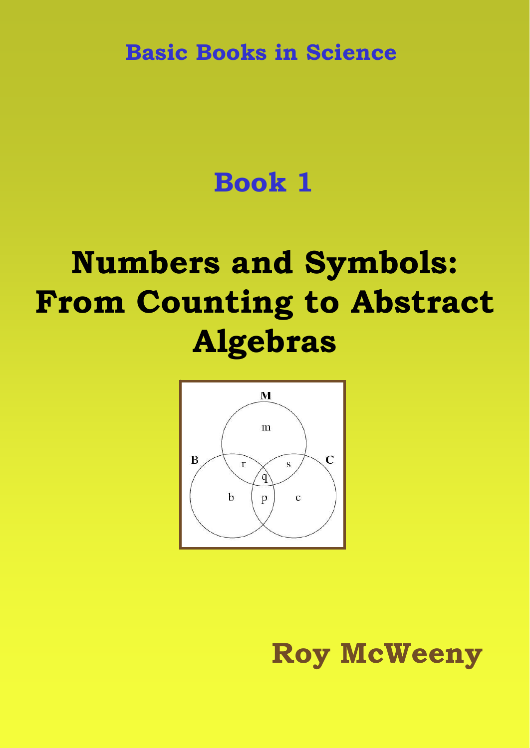Basic Books in Science

# Book 1

# Numbers and Symbols: From Counting to Abstract Algebras

Roy McWeeny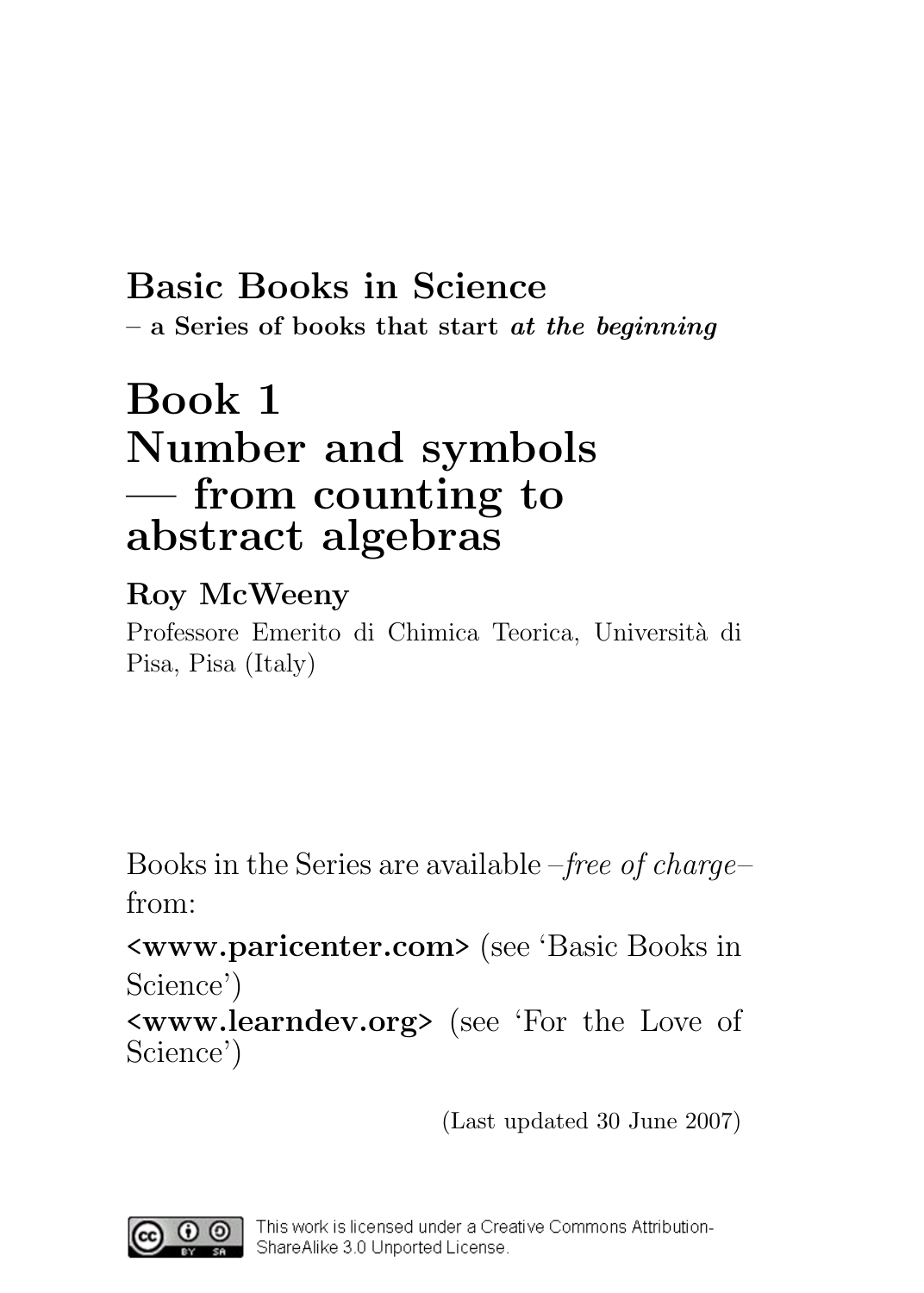# Basic Books in Science

**– a Series of books that start *at the beginning***

# Book 1
# Number and symbols — from counting to abstract algebras

## Roy McWeeny

Professore Emerito di Chimica Teorica, Università di Pisa, Pisa (Italy)

Books in the Series are available –*free of charge*– from:

**<www.paricenter.com>** (see 'Basic Books in Science')

**<www.learndev.org>** (see 'For the Love of Science')

(Last updated 30 June 2007)

This work is licensed under a Creative Commons Attribution-ShareAlike 3.0 Unported License.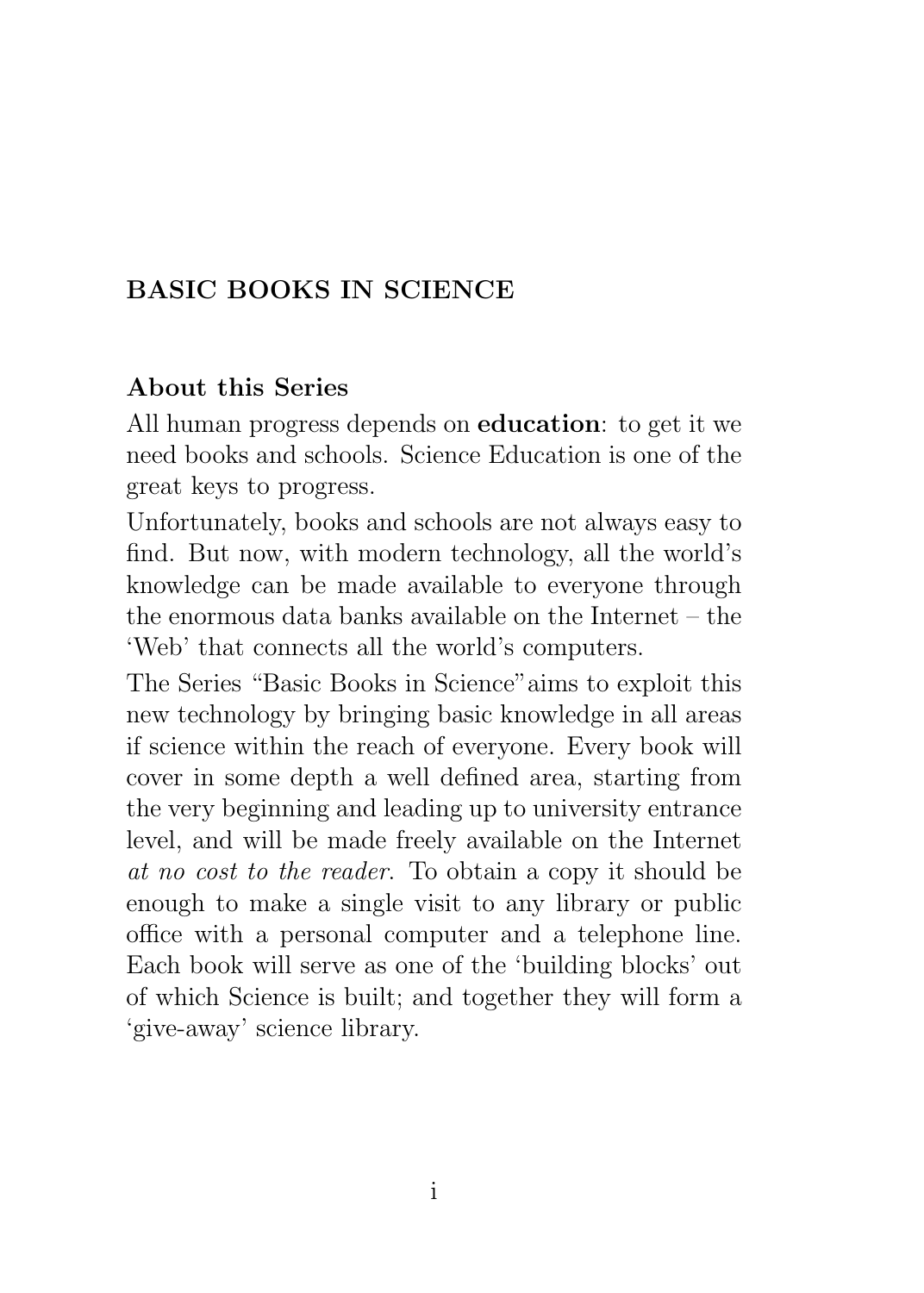# BASIC BOOKS IN SCIENCE

## About this Series

All human progress depends on **education**: to get it we need books and schools. Science Education is one of the great keys to progress.

Unfortunately, books and schools are not always easy to find. But now, with modern technology, all the world's knowledge can be made available to everyone through the enormous data banks available on the Internet – the 'Web' that connects all the world's computers.

The Series "Basic Books in Science"aims to exploit this new technology by bringing basic knowledge in all areas if science within the reach of everyone. Every book will cover in some depth a well defined area, starting from the very beginning and leading up to university entrance level, and will be made freely available on the Internet *at no cost to the reader*. To obtain a copy it should be enough to make a single visit to any library or public office with a personal computer and a telephone line. Each book will serve as one of the 'building blocks' out of which Science is built; and together they will form a 'give-away' science library.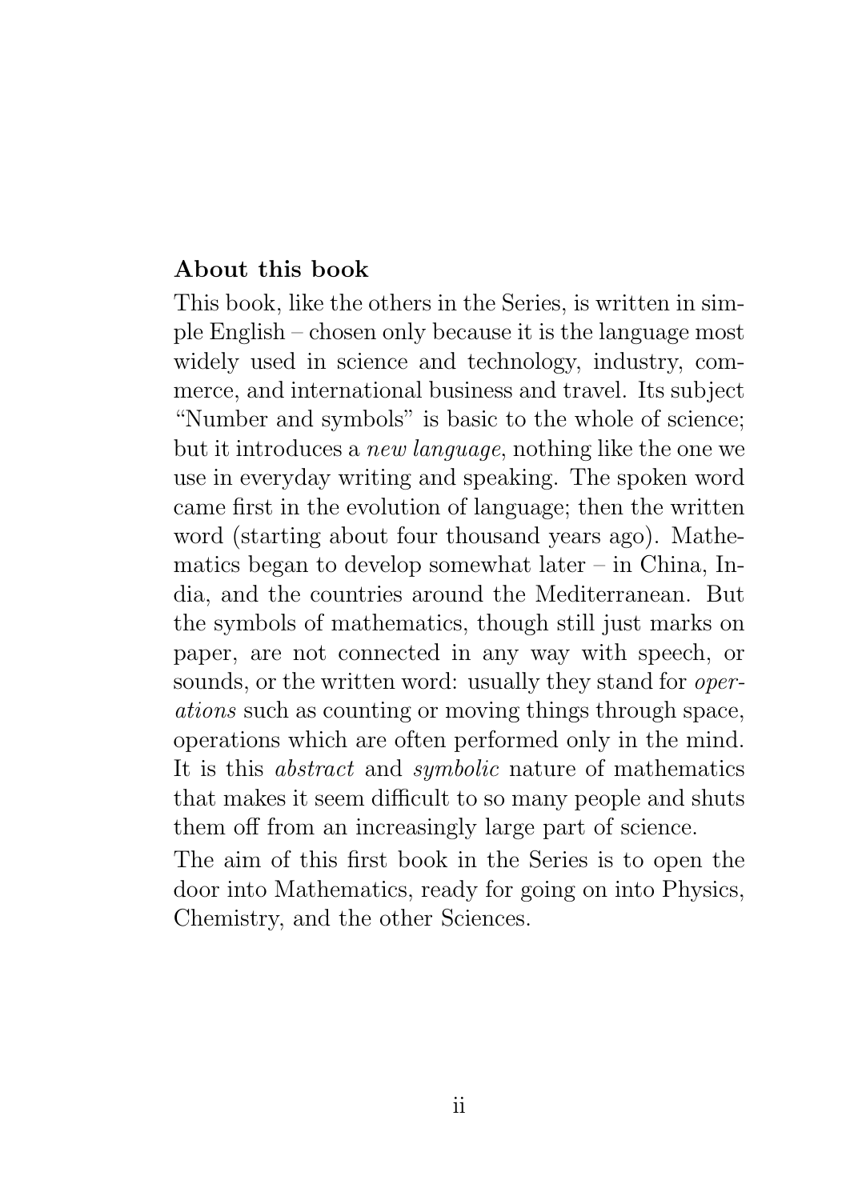**About this book**

This book, like the others in the Series, is written in simple English – chosen only because it is the language most widely used in science and technology, industry, commerce, and international business and travel. Its subject "Number and symbols" is basic to the whole of science; but it introduces a *new language*, nothing like the one we use in everyday writing and speaking. The spoken word came first in the evolution of language; then the written word (starting about four thousand years ago). Mathematics began to develop somewhat later – in China, India, and the countries around the Mediterranean. But the symbols of mathematics, though still just marks on paper, are not connected in any way with speech, or sounds, or the written word: usually they stand for *operations* such as counting or moving things through space, operations which are often performed only in the mind. It is this *abstract* and *symbolic* nature of mathematics that makes it seem difficult to so many people and shuts them off from an increasingly large part of science.

The aim of this first book in the Series is to open the door into Mathematics, ready for going on into Physics, Chemistry, and the other Sciences.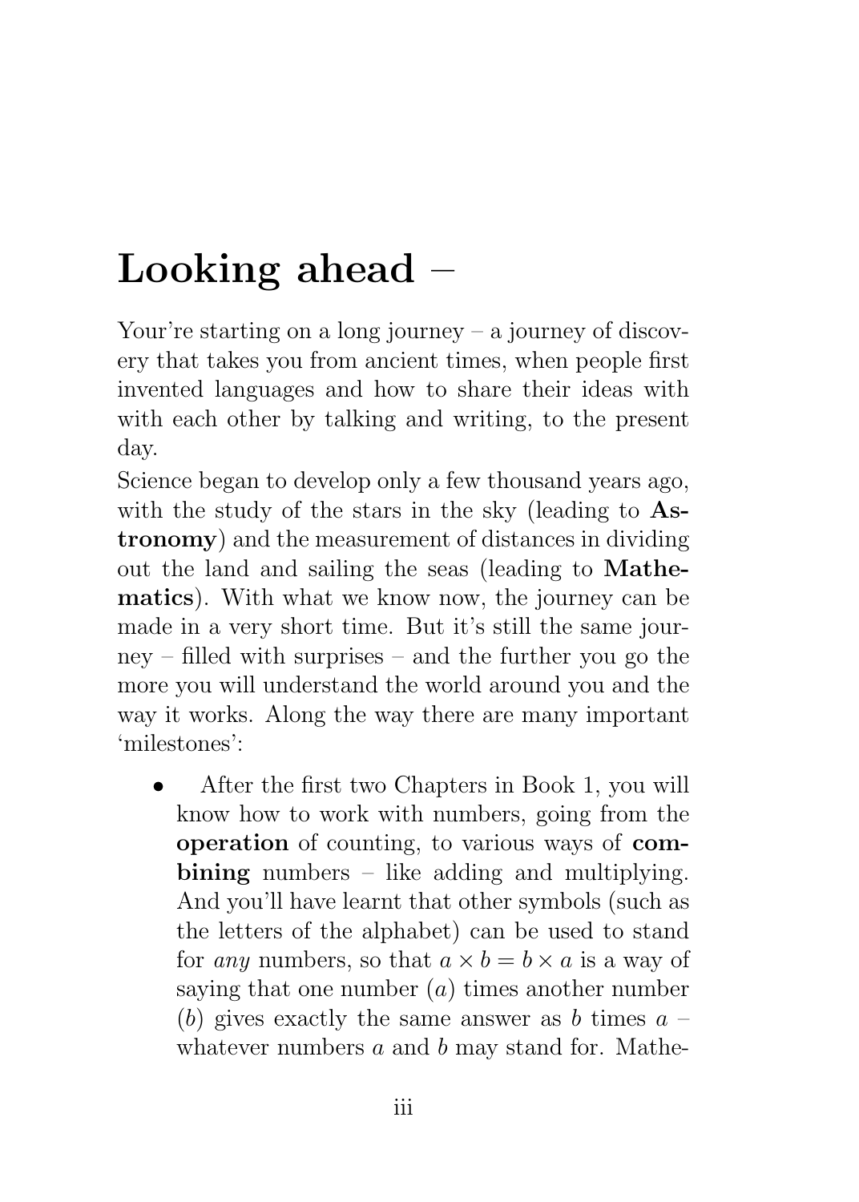# Looking ahead –

Your're starting on a long journey – a journey of discovery that takes you from ancient times, when people first invented languages and how to share their ideas with with each other by talking and writing, to the present day.

Science began to develop only a few thousand years ago, with the study of the stars in the sky (leading to **Astronomy**) and the measurement of distances in dividing out the land and sailing the seas (leading to **Mathematics**). With what we know now, the journey can be made in a very short time. But it's still the same journey – filled with surprises – and the further you go the more you will understand the world around you and the way it works. Along the way there are many important 'milestones':

- After the first two Chapters in Book 1, you will know how to work with numbers, going from the **operation** of counting, to various ways of **combining** numbers – like adding and multiplying. And you'll have learnt that other symbols (such as the letters of the alphabet) can be used to stand for *any* numbers, so that $a \times b = b \times a$ is a way of saying that one number ($a$) times another number ($b$) gives exactly the same answer as $b$ times $a$ – whatever numbers $a$ and $b$ may stand for. Mathe-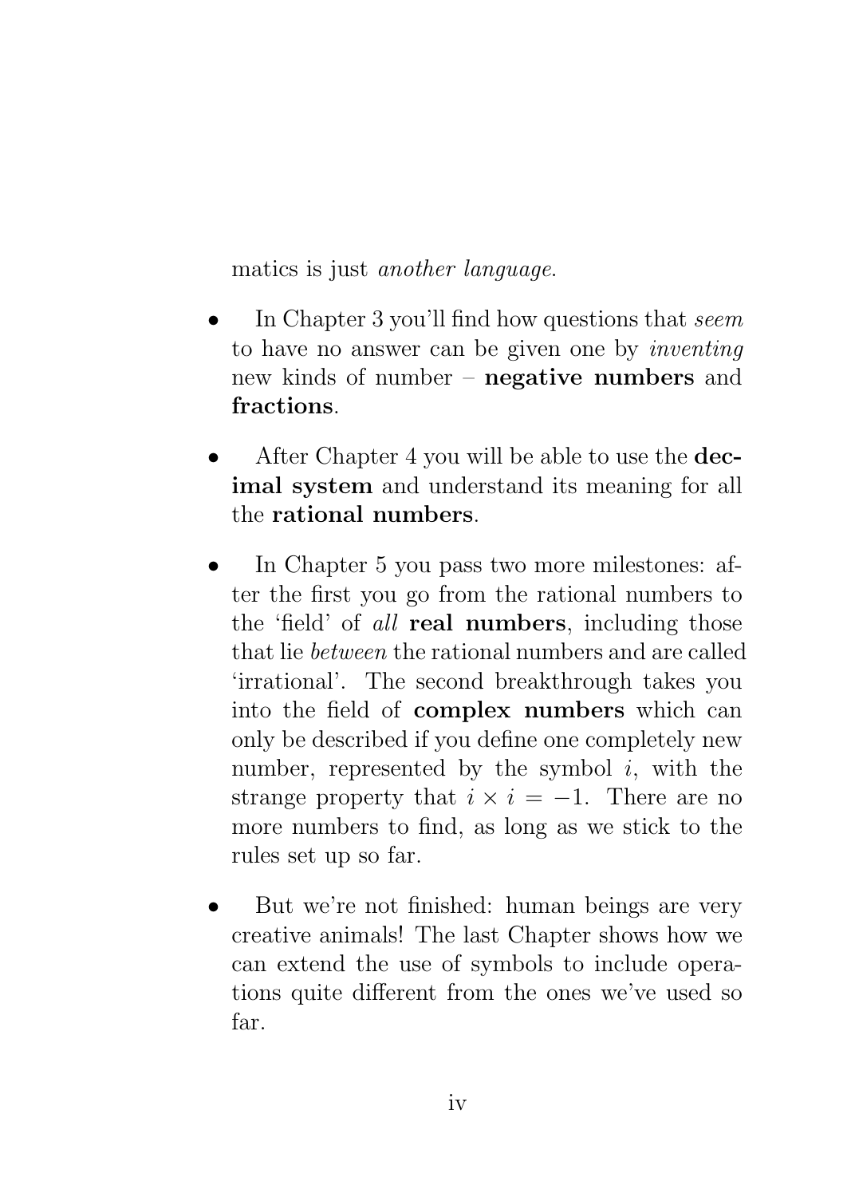matics is just *another language*.

- In Chapter 3 you'll find how questions that *seem* to have no answer can be given one by *inventing* new kinds of number – **negative numbers** and **fractions**.

- After Chapter 4 you will be able to use the **decimal system** and understand its meaning for all the **rational numbers**.

- In Chapter 5 you pass two more milestones: after the first you go from the rational numbers to the 'field' of *all* **real numbers**, including those that lie *between* the rational numbers and are called 'irrational'. The second breakthrough takes you into the field of **complex numbers** which can only be described if you define one completely new number, represented by the symbol $i$, with the strange property that $i \times i = -1$. There are no more numbers to find, as long as we stick to the rules set up so far.

- But we're not finished: human beings are very creative animals! The last Chapter shows how we can extend the use of symbols to include operations quite different from the ones we've used so far.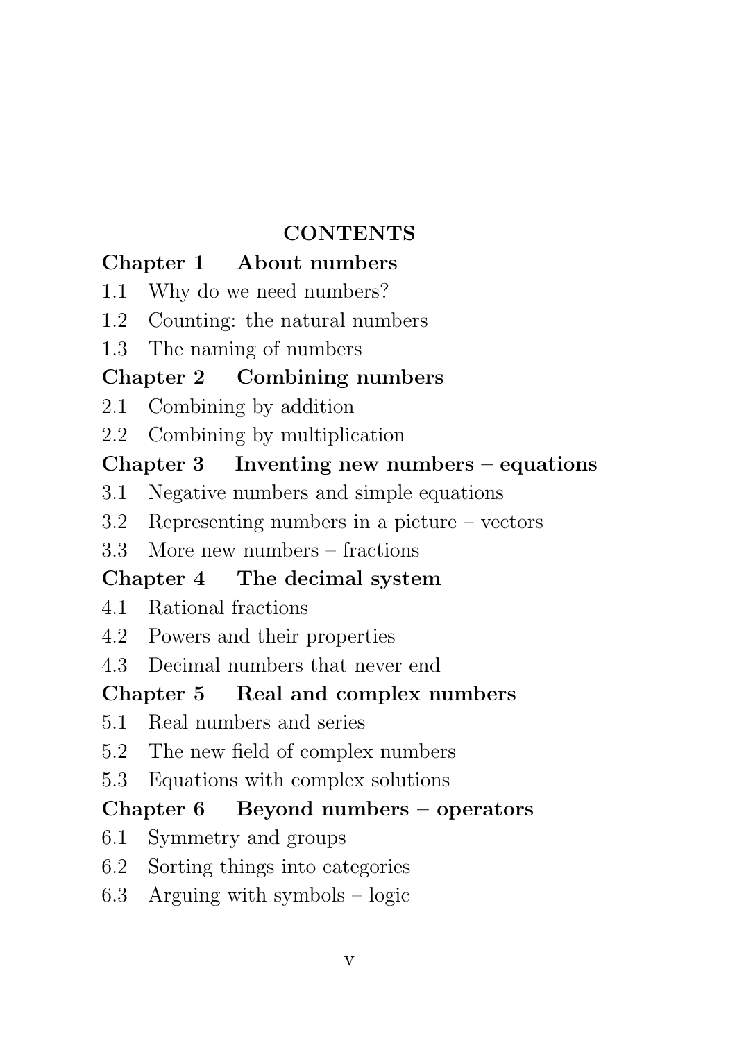# CONTENTS

## Chapter 1 About numbers

1.1 Why do we need numbers?

1.2 Counting: the natural numbers

1.3 The naming of numbers

## Chapter 2 Combining numbers

2.1 Combining by addition

2.2 Combining by multiplication

## Chapter 3 Inventing new numbers – equations

3.1 Negative numbers and simple equations

3.2 Representing numbers in a picture – vectors

3.3 More new numbers – fractions

## Chapter 4 The decimal system

4.1 Rational fractions

4.2 Powers and their properties

4.3 Decimal numbers that never end

## Chapter 5 Real and complex numbers

5.1 Real numbers and series

5.2 The new field of complex numbers

5.3 Equations with complex solutions

## Chapter 6 Beyond numbers – operators

6.1 Symmetry and groups

6.2 Sorting things into categories

6.3 Arguing with symbols – logic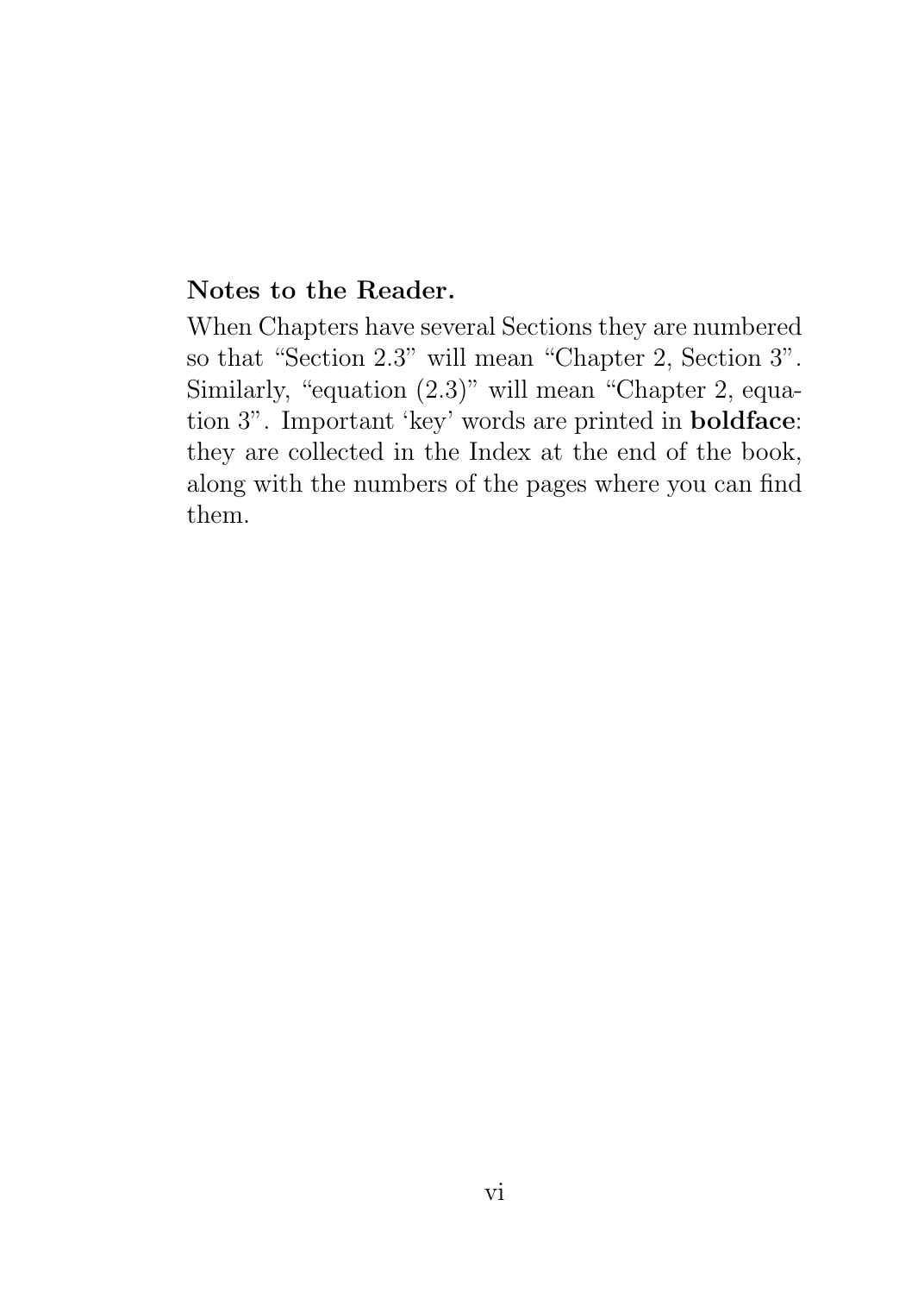**Notes to the Reader.**

When Chapters have several Sections they are numbered so that "Section 2.3" will mean "Chapter 2, Section 3". Similarly, "equation (2.3)" will mean "Chapter 2, equation 3". Important 'key' words are printed in **boldface**: they are collected in the Index at the end of the book, along with the numbers of the pages where you can find them.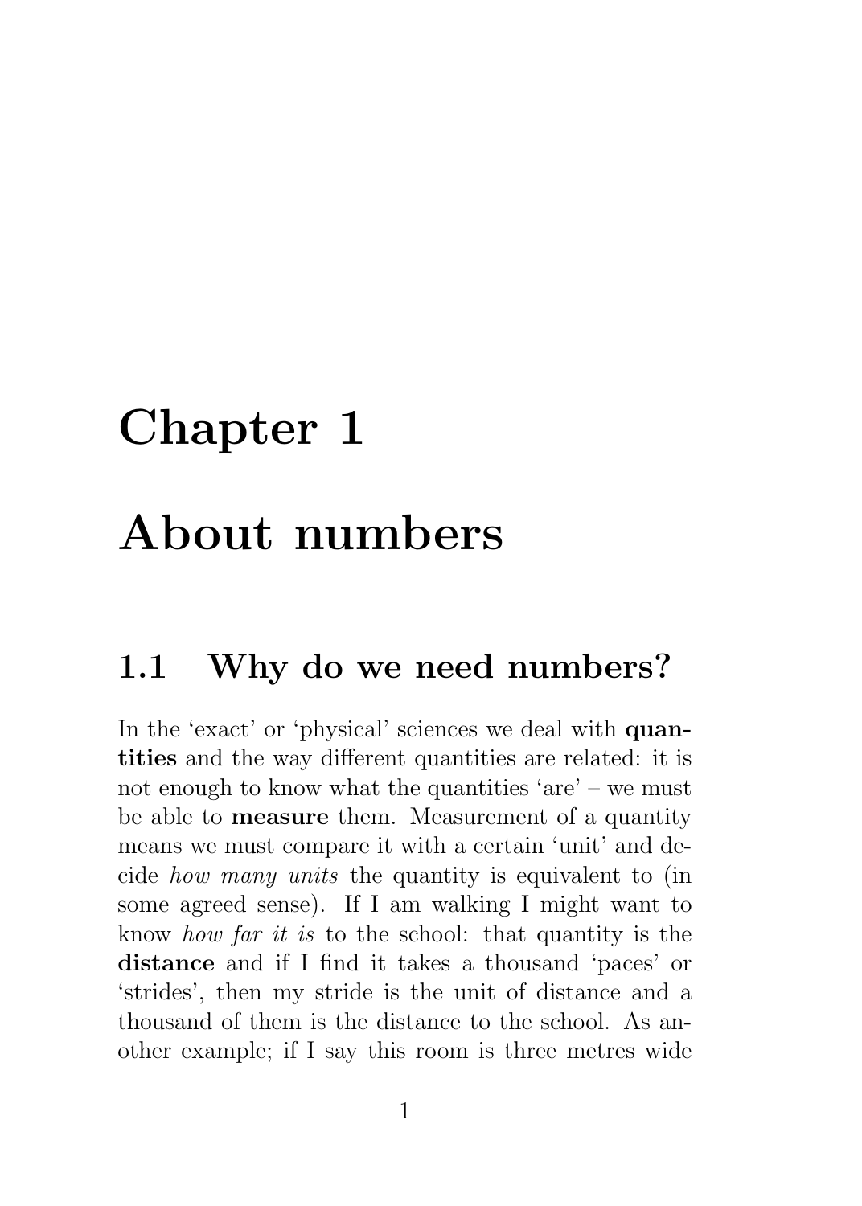# Chapter 1

# About numbers

## 1.1 Why do we need numbers?

In the ‘exact’ or ‘physical’ sciences we deal with **quantities** and the way different quantities are related: it is not enough to know what the quantities ‘are’ – we must be able to **measure** them. Measurement of a quantity means we must compare it with a certain ‘unit’ and decide *how many units* the quantity is equivalent to (in some agreed sense). If I am walking I might want to know *how far it is* to the school: that quantity is the **distance** and if I find it takes a thousand ‘paces’ or ‘strides’, then my stride is the unit of distance and a thousand of them is the distance to the school. As another example; if I say this room is three metres wide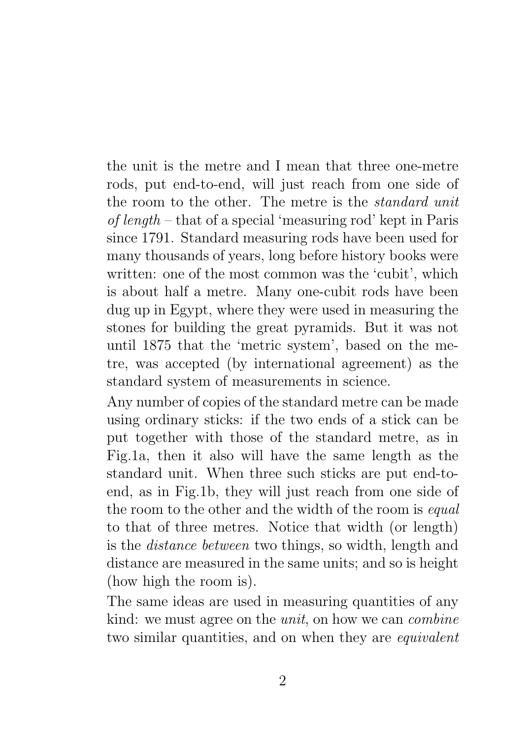the unit is the metre and I mean that three one-metre rods, put end-to-end, will just reach from one side of the room to the other. The metre is the *standard unit of length* – that of a special 'measuring rod' kept in Paris since 1791. Standard measuring rods have been used for many thousands of years, long before history books were written: one of the most common was the 'cubit', which is about half a metre. Many one-cubit rods have been dug up in Egypt, where they were used in measuring the stones for building the great pyramids. But it was not until 1875 that the 'metric system', based on the metre, was accepted (by international agreement) as the standard system of measurements in science.

Any number of copies of the standard metre can be made using ordinary sticks: if the two ends of a stick can be put together with those of the standard metre, as in Fig.1a, then it also will have the same length as the standard unit. When three such sticks are put end-to-end, as in Fig.1b, they will just reach from one side of the room to the other and the width of the room is *equal* to that of three metres. Notice that width (or length) is the *distance between* two things, so width, length and distance are measured in the same units; and so is height (how high the room is).

The same ideas are used in measuring quantities of any kind: we must agree on the *unit*, on how we can *combine* two similar quantities, and on when they are *equivalent*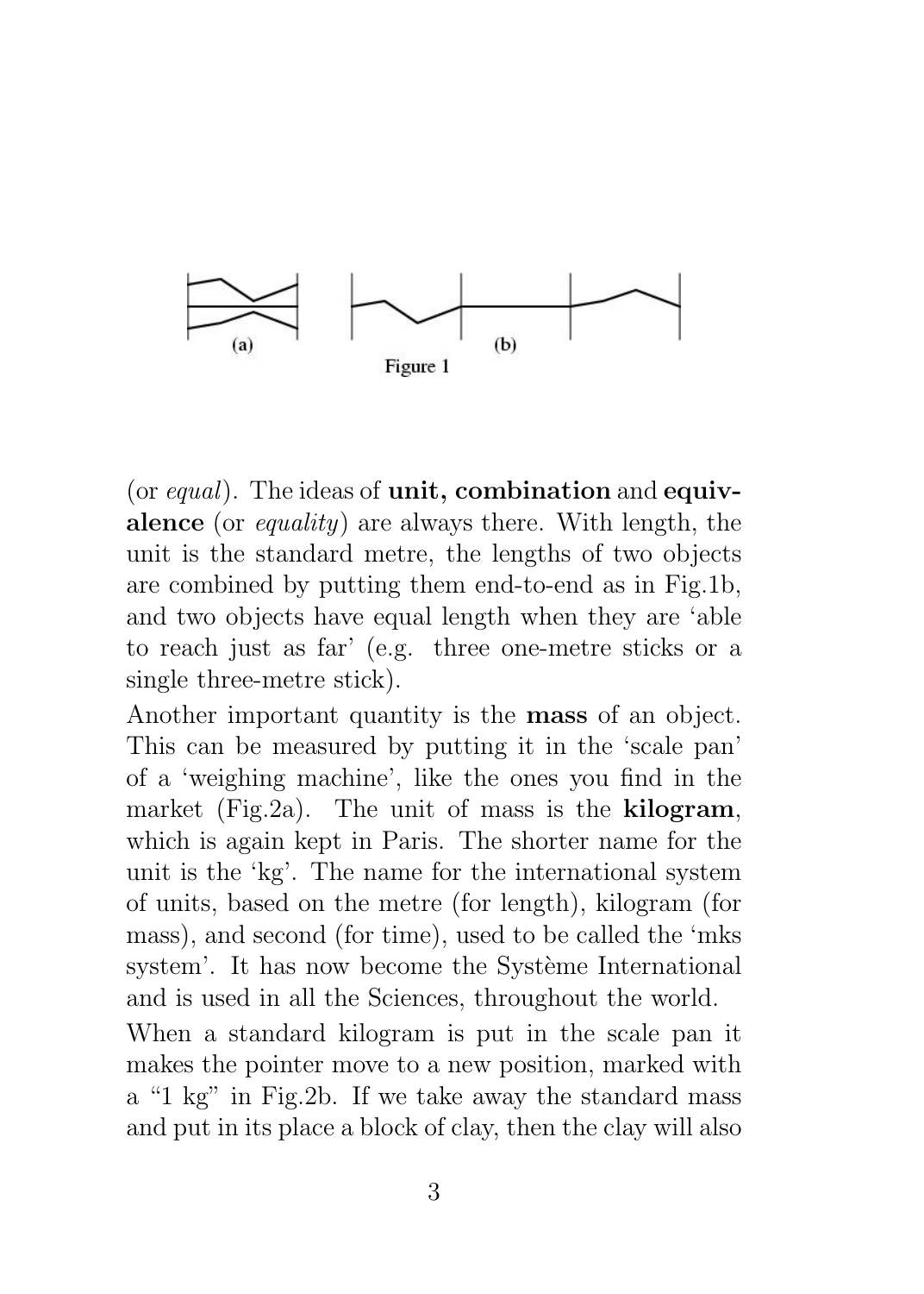(a) (b)

Figure 1

(or *equal*). The ideas of **unit, combination** and **equivalence** (or *equality*) are always there. With length, the unit is the standard metre, the lengths of two objects are combined by putting them end-to-end as in Fig.1b, and two objects have equal length when they are 'able to reach just as far' (e.g. three one-metre sticks or a single three-metre stick).

Another important quantity is the **mass** of an object. This can be measured by putting it in the 'scale pan' of a 'weighing machine', like the ones you find in the market (Fig.2a). The unit of mass is the **kilogram**, which is again kept in Paris. The shorter name for the unit is the 'kg'. The name for the international system of units, based on the metre (for length), kilogram (for mass), and second (for time), used to be called the 'mks system'. It has now become the Système International and is used in all the Sciences, throughout the world.

When a standard kilogram is put in the scale pan it makes the pointer move to a new position, marked with a "1 kg" in Fig.2b. If we take away the standard mass and put in its place a block of clay, then the clay will also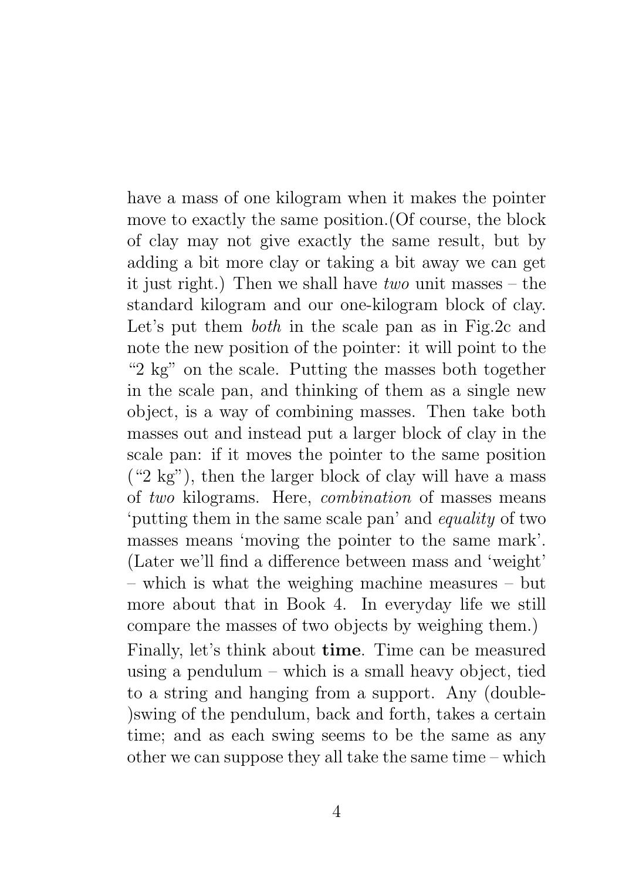have a mass of one kilogram when it makes the pointer move to exactly the same position.(Of course, the block of clay may not give exactly the same result, but by adding a bit more clay or taking a bit away we can get it just right.) Then we shall have *two* unit masses – the standard kilogram and our one-kilogram block of clay. Let's put them *both* in the scale pan as in Fig.2c and note the new position of the pointer: it will point to the "2 kg" on the scale. Putting the masses both together in the scale pan, and thinking of them as a single new object, is a way of combining masses. Then take both masses out and instead put a larger block of clay in the scale pan: if it moves the pointer to the same position ("2 kg"), then the larger block of clay will have a mass of *two* kilograms. Here, *combination* of masses means 'putting them in the same scale pan' and *equality* of two masses means 'moving the pointer to the same mark'. (Later we'll find a difference between mass and 'weight' – which is what the weighing machine measures – but more about that in Book 4. In everyday life we still compare the masses of two objects by weighing them.)

Finally, let's think about **time**. Time can be measured using a pendulum – which is a small heavy object, tied to a string and hanging from a support. Any (double-)swing of the pendulum, back and forth, takes a certain time; and as each swing seems to be the same as any other we can suppose they all take the same time – which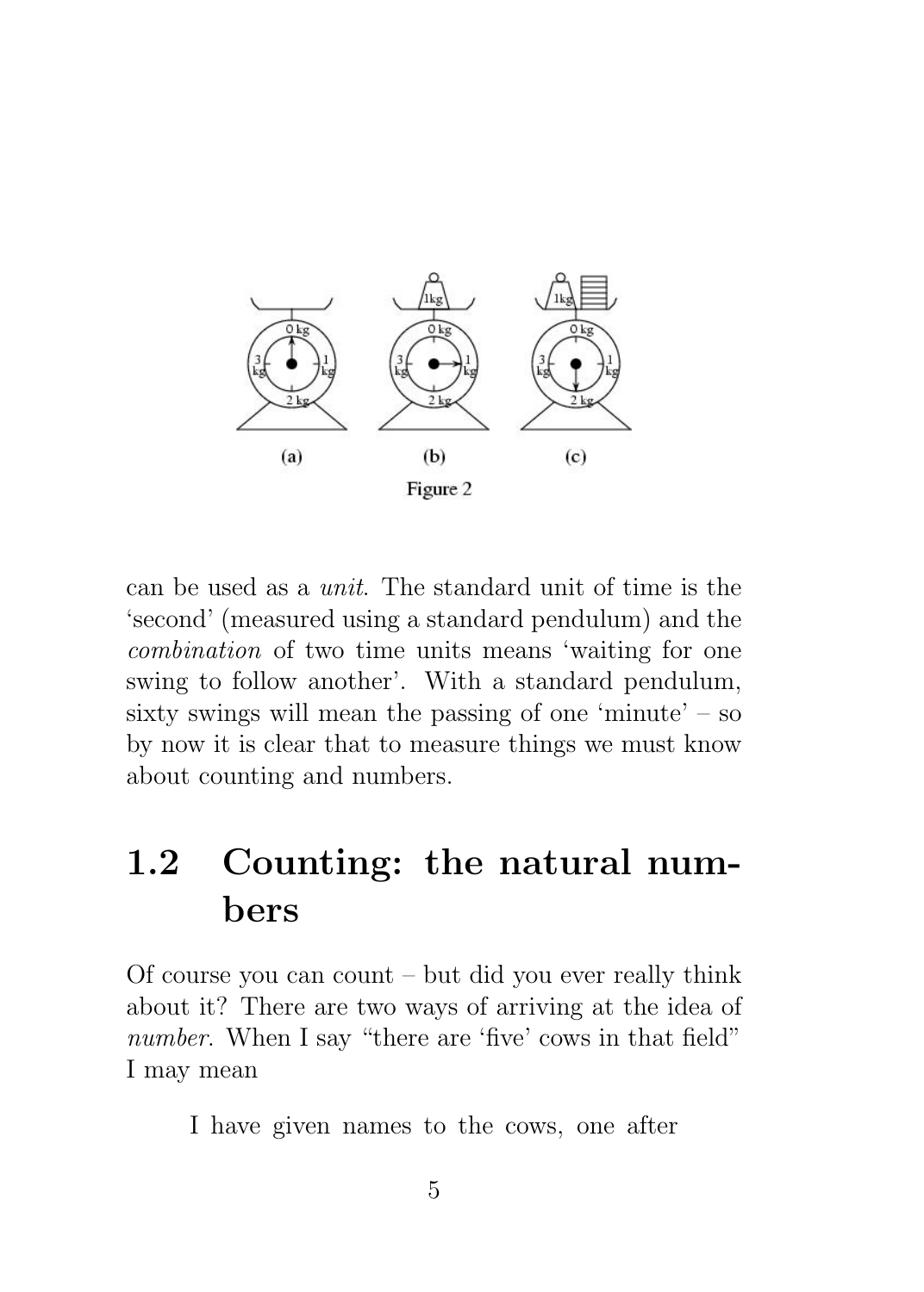Figure 2

can be used as a *unit*. The standard unit of time is the ‘second’ (measured using a standard pendulum) and the *combination* of two time units means ‘waiting for one swing to follow another’. With a standard pendulum, sixty swings will mean the passing of one ‘minute’ – so by now it is clear that to measure things we must know about counting and numbers.

## 1.2 Counting: the natural numbers

Of course you can count – but did you ever really think about it? There are two ways of arriving at the idea of *number*. When I say “there are ‘five’ cows in that field” I may mean

> I have given names to the cows, one after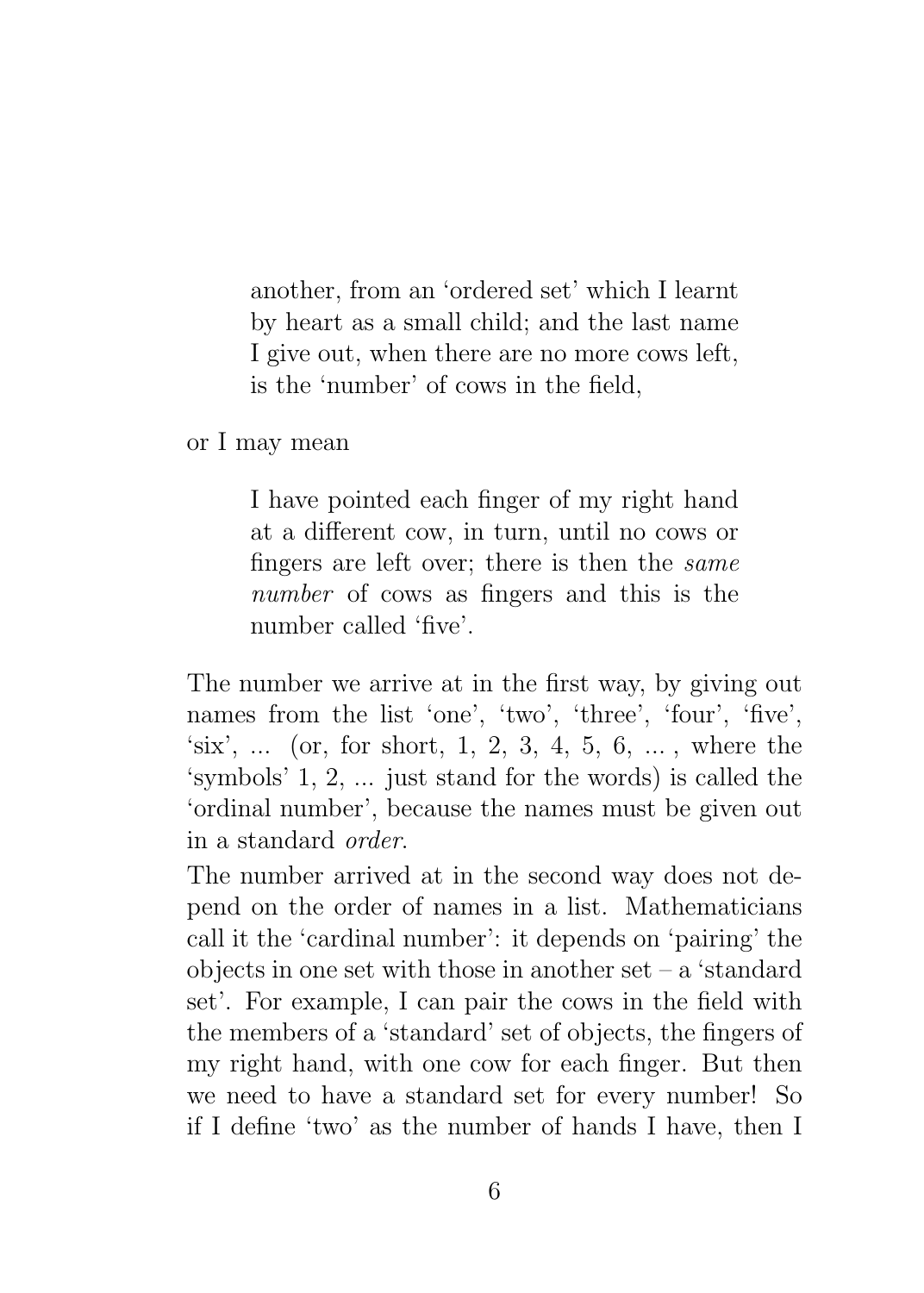> another, from an 'ordered set' which I learnt by heart as a small child; and the last name I give out, when there are no more cows left, is the 'number' of cows in the field,

or I may mean

> I have pointed each finger of my right hand at a different cow, in turn, until no cows or fingers are left over; there is then the *same number* of cows as fingers and this is the number called 'five'.

The number we arrive at in the first way, by giving out names from the list 'one', 'two', 'three', 'four', 'five', 'six', ... (or, for short, 1, 2, 3, 4, 5, 6, ... , where the 'symbols' 1, 2, ... just stand for the words) is called the 'ordinal number', because the names must be given out in a standard *order*.

The number arrived at in the second way does not depend on the order of names in a list. Mathematicians call it the 'cardinal number': it depends on 'pairing' the objects in one set with those in another set – a 'standard set'. For example, I can pair the cows in the field with the members of a 'standard' set of objects, the fingers of my right hand, with one cow for each finger. But then we need to have a standard set for every number! So if I define 'two' as the number of hands I have, then I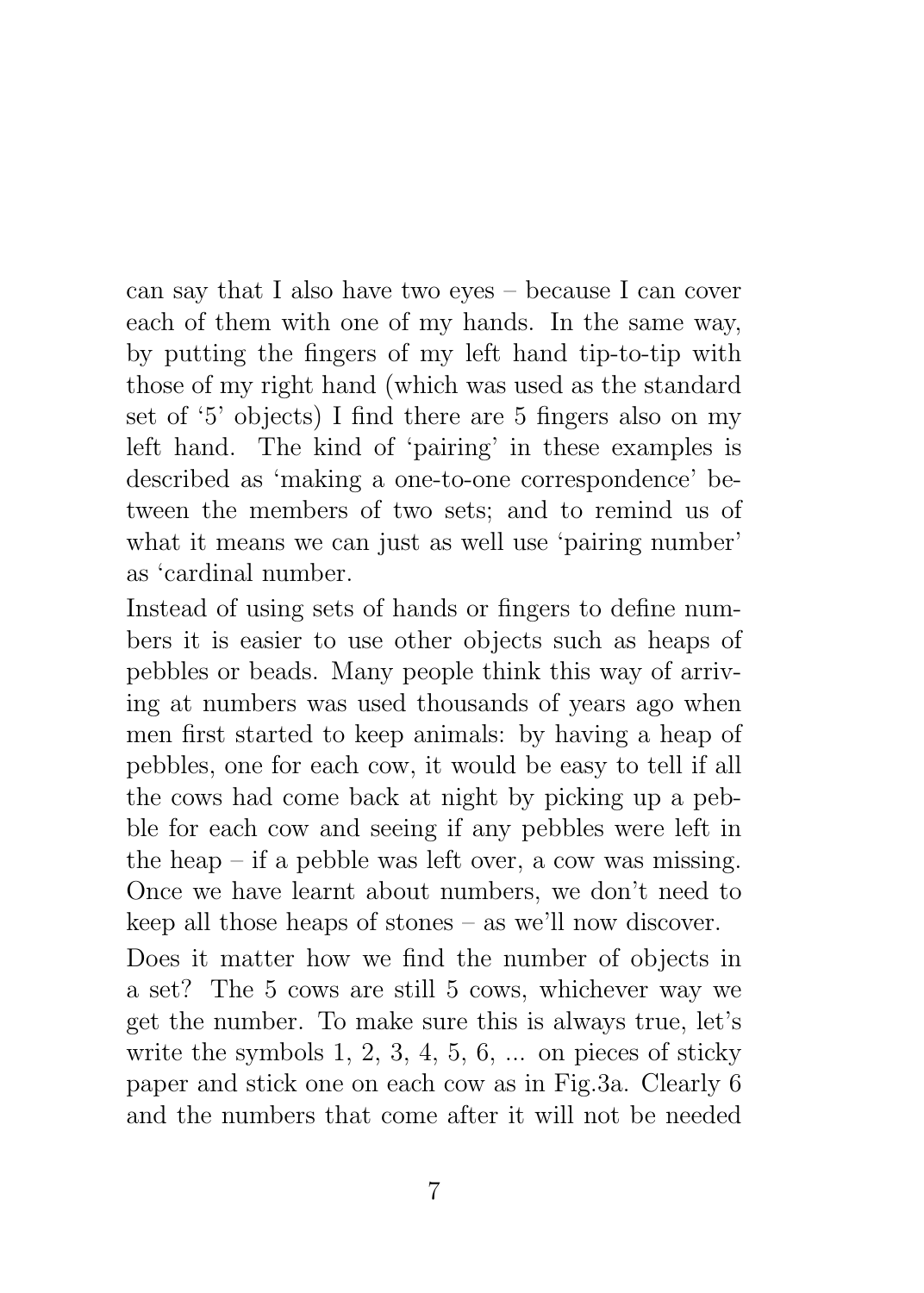can say that I also have two eyes – because I can cover each of them with one of my hands. In the same way, by putting the fingers of my left hand tip-to-tip with those of my right hand (which was used as the standard set of '5' objects) I find there are 5 fingers also on my left hand. The kind of 'pairing' in these examples is described as 'making a one-to-one correspondence' between the members of two sets; and to remind us of what it means we can just as well use 'pairing number' as 'cardinal number.

Instead of using sets of hands or fingers to define numbers it is easier to use other objects such as heaps of pebbles or beads. Many people think this way of arriving at numbers was used thousands of years ago when men first started to keep animals: by having a heap of pebbles, one for each cow, it would be easy to tell if all the cows had come back at night by picking up a pebble for each cow and seeing if any pebbles were left in the heap – if a pebble was left over, a cow was missing. Once we have learnt about numbers, we don't need to keep all those heaps of stones – as we'll now discover.

Does it matter how we find the number of objects in a set? The 5 cows are still 5 cows, whichever way we get the number. To make sure this is always true, let's write the symbols 1, 2, 3, 4, 5, 6, ... on pieces of sticky paper and stick one on each cow as in Fig.3a. Clearly 6 and the numbers that come after it will not be needed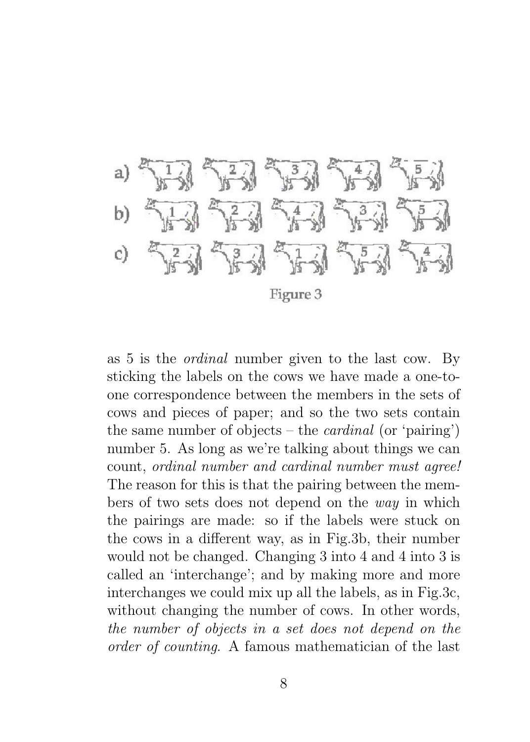Figure 3

as 5 is the *ordinal* number given to the last cow. By sticking the labels on the cows we have made a one-to-one correspondence between the members in the sets of cows and pieces of paper; and so the two sets contain the same number of objects – the *cardinal* (or 'pairing') number 5. As long as we're talking about things we can count, *ordinal number and cardinal number must agree!* The reason for this is that the pairing between the members of two sets does not depend on the *way* in which the pairings are made: so if the labels were stuck on the cows in a different way, as in Fig.3b, their number would not be changed. Changing 3 into 4 and 4 into 3 is called an 'interchange'; and by making more and more interchanges we could mix up all the labels, as in Fig.3c, without changing the number of cows. In other words, *the number of objects in a set does not depend on the order of counting.* A famous mathematician of the last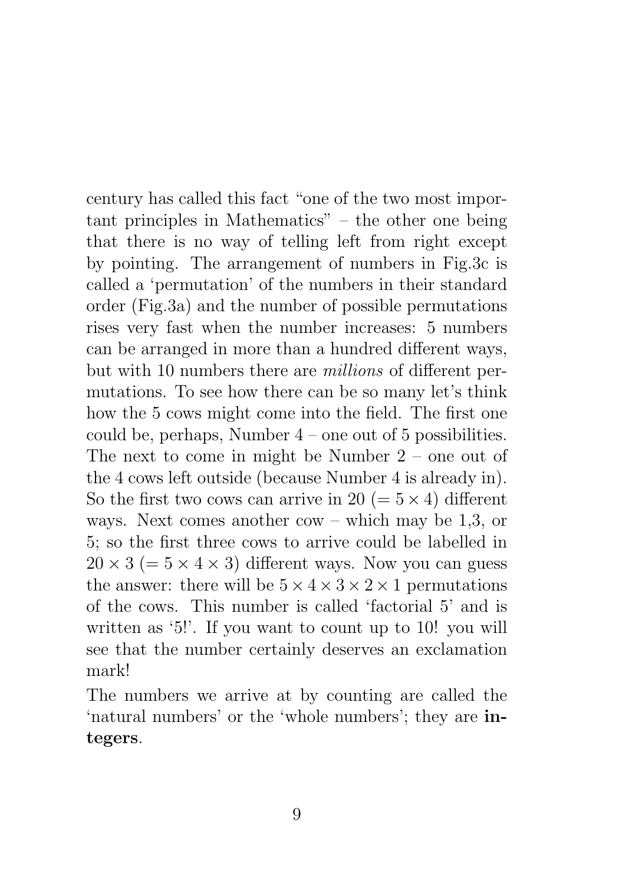century has called this fact “one of the two most important principles in Mathematics” – the other one being that there is no way of telling left from right except by pointing. The arrangement of numbers in Fig.3c is called a ‘permutation’ of the numbers in their standard order (Fig.3a) and the number of possible permutations rises very fast when the number increases: 5 numbers can be arranged in more than a hundred different ways, but with 10 numbers there are *millions* of different permutations. To see how there can be so many let’s think how the 5 cows might come into the field. The first one could be, perhaps, Number 4 – one out of 5 possibilities. The next to come in might be Number 2 – one out of the 4 cows left outside (because Number 4 is already in). So the first two cows can arrive in 20 ($= 5 \times 4$) different ways. Next comes another cow – which may be 1,3, or 5; so the first three cows to arrive could be labelled in $20 \times 3$ ($= 5 \times 4 \times 3$) different ways. Now you can guess the answer: there will be $5 \times 4 \times 3 \times 2 \times 1$ permutations of the cows. This number is called ‘factorial 5’ and is written as ‘5!’. If you want to count up to 10! you will see that the number certainly deserves an exclamation mark!

The numbers we arrive at by counting are called the ‘natural numbers’ or the ‘whole numbers’; they are **integers**.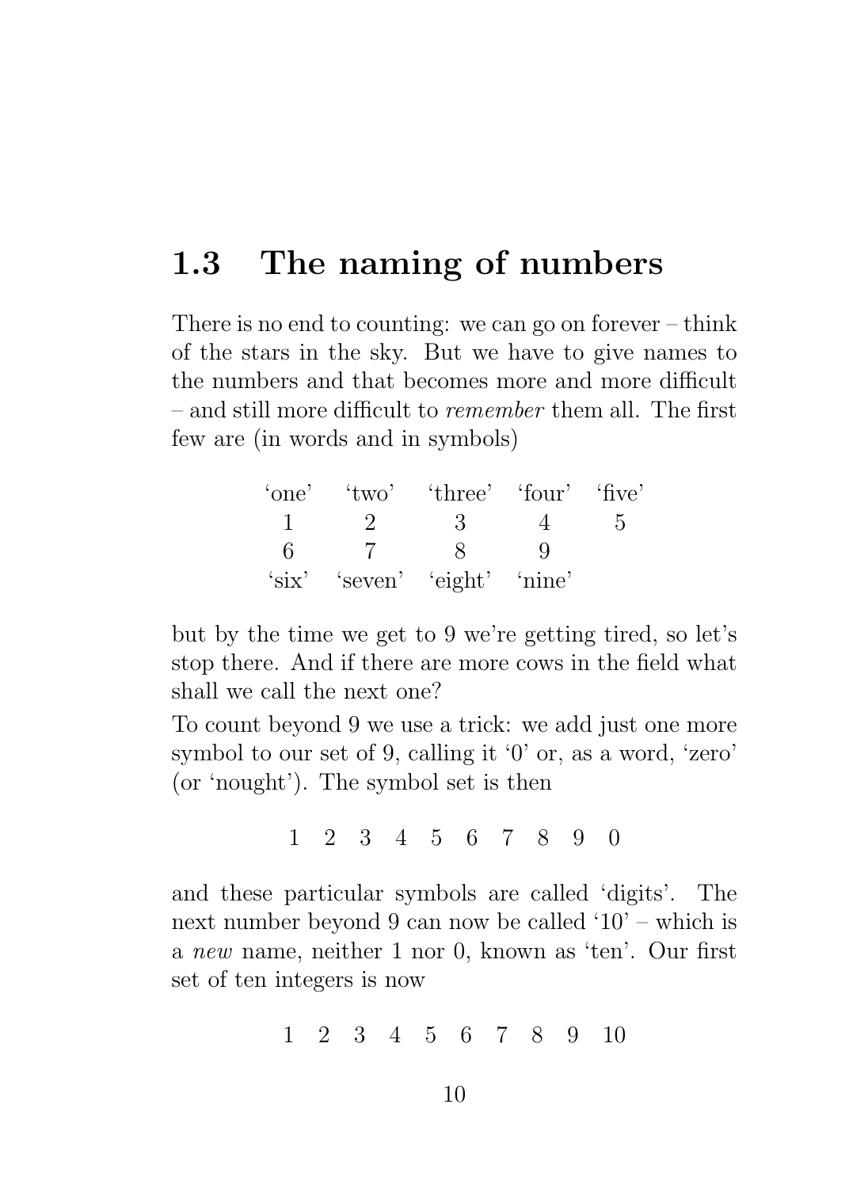## 1.3 The naming of numbers

There is no end to counting: we can go on forever – think of the stars in the sky. But we have to give names to the numbers and that becomes more and more difficult – and still more difficult to *remember* them all. The first few are (in words and in symbols)

| 'one' | 'two' | 'three' | 'four' | 'five' |
|---|---|---|---|---|
| 1 | 2 | 3 | 4 | 5 |
| 6 | 7 | 8 | 9 | |
| 'six' | 'seven' | 'eight' | 'nine' | |

but by the time we get to 9 we're getting tired, so let's stop there. And if there are more cows in the field what shall we call the next one?

To count beyond 9 we use a trick: we add just one more symbol to our set of 9, calling it '0' or, as a word, 'zero' (or 'nought'). The symbol set is then

$$1 \quad 2 \quad 3 \quad 4 \quad 5 \quad 6 \quad 7 \quad 8 \quad 9 \quad 0$$

and these particular symbols are called 'digits'. The next number beyond 9 can now be called '10' – which is a *new* name, neither 1 nor 0, known as 'ten'. Our first set of ten integers is now

$$1 \quad 2 \quad 3 \quad 4 \quad 5 \quad 6 \quad 7 \quad 8 \quad 9 \quad 10$$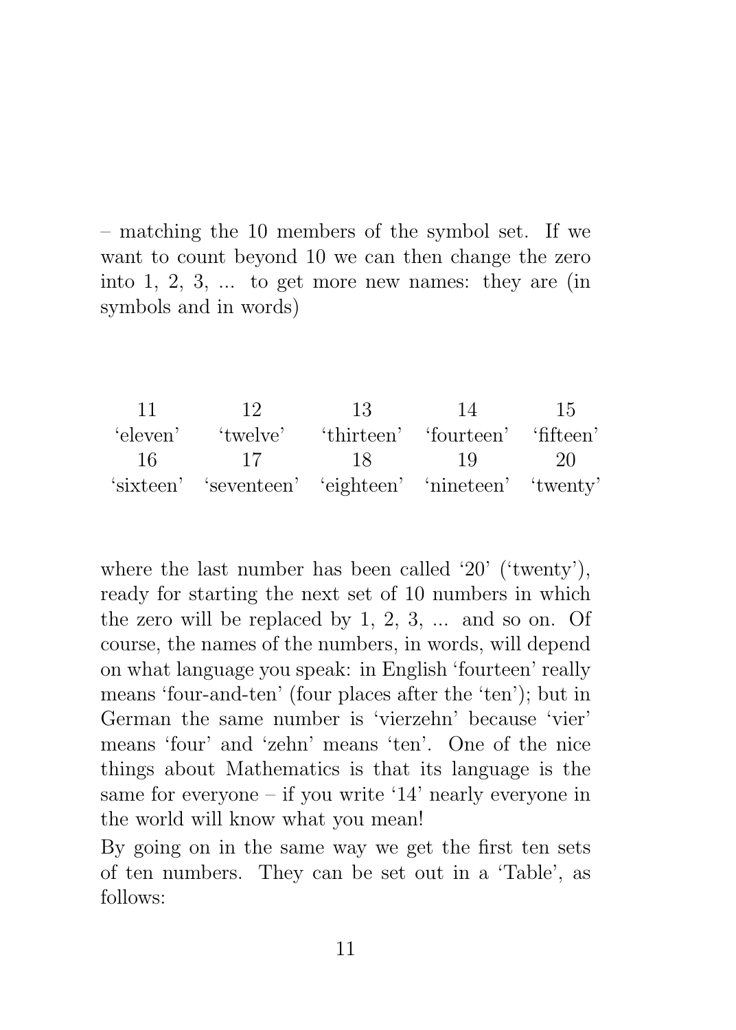– matching the 10 members of the symbol set. If we want to count beyond 10 we can then change the zero into 1, 2, 3, ... to get more new names: they are (in symbols and in words)

| 11 | 12 | 13 | 14 | 15 |
|---|---|---|---|---|
| 'eleven' | 'twelve' | 'thirteen' | 'fourteen' | 'fifteen' |
| 16 | 17 | 18 | 19 | 20 |
| 'sixteen' | 'seventeen' | 'eighteen' | 'nineteen' | 'twenty' |

where the last number has been called '20' ('twenty'), ready for starting the next set of 10 numbers in which the zero will be replaced by 1, 2, 3, ... and so on. Of course, the names of the numbers, in words, will depend on what language you speak: in English 'fourteen' really means 'four-and-ten' (four places after the 'ten'); but in German the same number is 'vierzehn' because 'vier' means 'four' and 'zehn' means 'ten'. One of the nice things about Mathematics is that its language is the same for everyone – if you write '14' nearly everyone in the world will know what you mean!

By going on in the same way we get the first ten sets of ten numbers. They can be set out in a 'Table', as follows: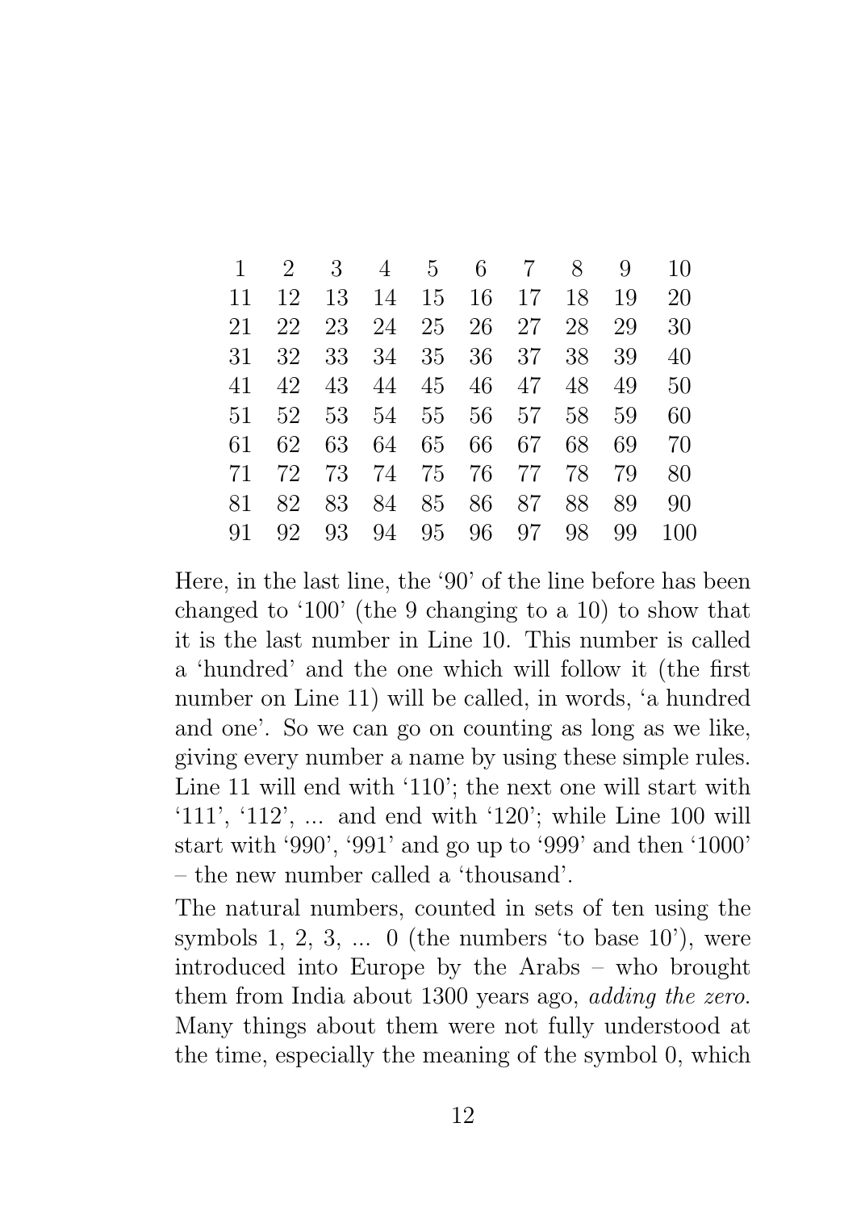| | | | | | | | | | |
|---|---|---|---|---|---|---|---|---|---|
| 1 | 2 | 3 | 4 | 5 | 6 | 7 | 8 | 9 | 10 |
| 11 | 12 | 13 | 14 | 15 | 16 | 17 | 18 | 19 | 20 |
| 21 | 22 | 23 | 24 | 25 | 26 | 27 | 28 | 29 | 30 |
| 31 | 32 | 33 | 34 | 35 | 36 | 37 | 38 | 39 | 40 |
| 41 | 42 | 43 | 44 | 45 | 46 | 47 | 48 | 49 | 50 |
| 51 | 52 | 53 | 54 | 55 | 56 | 57 | 58 | 59 | 60 |
| 61 | 62 | 63 | 64 | 65 | 66 | 67 | 68 | 69 | 70 |
| 71 | 72 | 73 | 74 | 75 | 76 | 77 | 78 | 79 | 80 |
| 81 | 82 | 83 | 84 | 85 | 86 | 87 | 88 | 89 | 90 |
| 91 | 92 | 93 | 94 | 95 | 96 | 97 | 98 | 99 | 100 |

Here, in the last line, the '90' of the line before has been changed to '100' (the 9 changing to a 10) to show that it is the last number in Line 10. This number is called a 'hundred' and the one which will follow it (the first number on Line 11) will be called, in words, 'a hundred and one'. So we can go on counting as long as we like, giving every number a name by using these simple rules. Line 11 will end with '110'; the next one will start with '111', '112', ... and end with '120'; while Line 100 will start with '990', '991' and go up to '999' and then '1000' – the new number called a 'thousand'.

The natural numbers, counted in sets of ten using the symbols 1, 2, 3, ... 0 (the numbers 'to base 10'), were introduced into Europe by the Arabs – who brought them from India about 1300 years ago, *adding the zero.* Many things about them were not fully understood at the time, especially the meaning of the symbol 0, which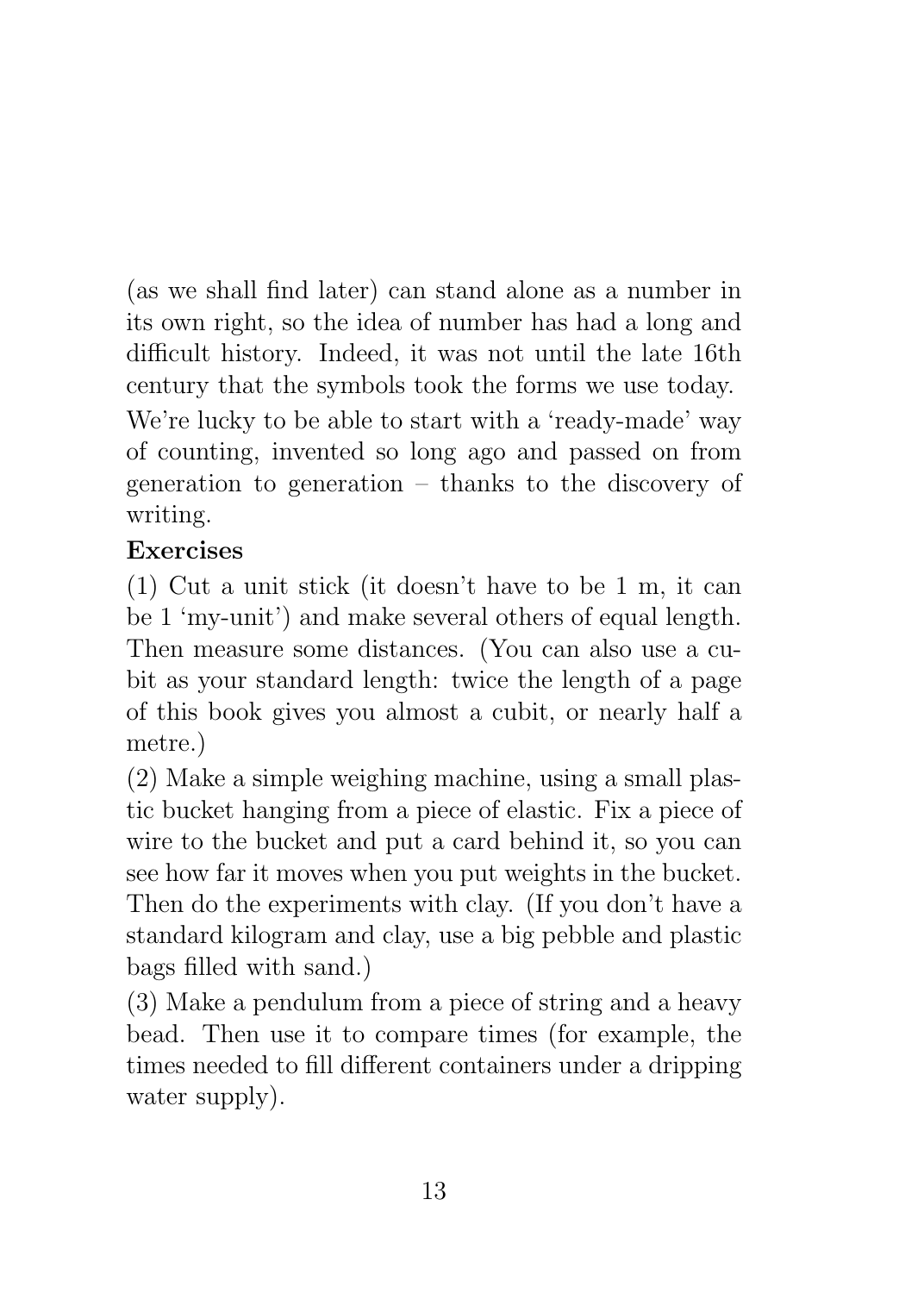(as we shall find later) can stand alone as a number in its own right, so the idea of number has had a long and difficult history. Indeed, it was not until the late 16th century that the symbols took the forms we use today. We're lucky to be able to start with a 'ready-made' way of counting, invented so long ago and passed on from generation to generation – thanks to the discovery of writing.

**Exercises**

(1) Cut a unit stick (it doesn't have to be 1 m, it can be 1 'my-unit') and make several others of equal length. Then measure some distances. (You can also use a cubit as your standard length: twice the length of a page of this book gives you almost a cubit, or nearly half a metre.)

(2) Make a simple weighing machine, using a small plastic bucket hanging from a piece of elastic. Fix a piece of wire to the bucket and put a card behind it, so you can see how far it moves when you put weights in the bucket. Then do the experiments with clay. (If you don't have a standard kilogram and clay, use a big pebble and plastic bags filled with sand.)

(3) Make a pendulum from a piece of string and a heavy bead. Then use it to compare times (for example, the times needed to fill different containers under a dripping water supply).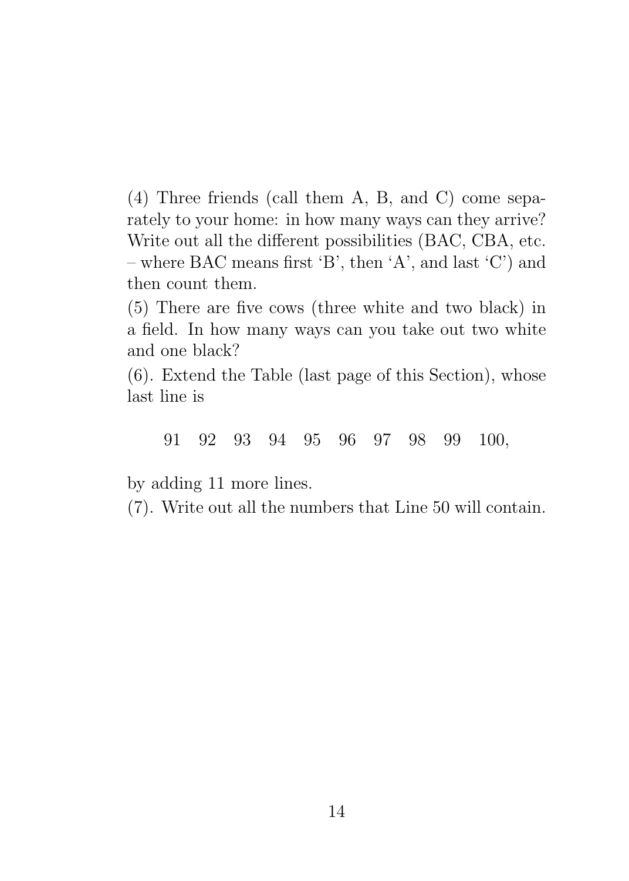(4) Three friends (call them A, B, and C) come separately to your home: in how many ways can they arrive? Write out all the different possibilities (BAC, CBA, etc. – where BAC means first 'B', then 'A', and last 'C') and then count them.

(5) There are five cows (three white and two black) in a field. In how many ways can you take out two white and one black?

(6). Extend the Table (last page of this Section), whose last line is

91 92 93 94 95 96 97 98 99 100,

by adding 11 more lines.

(7). Write out all the numbers that Line 50 will contain.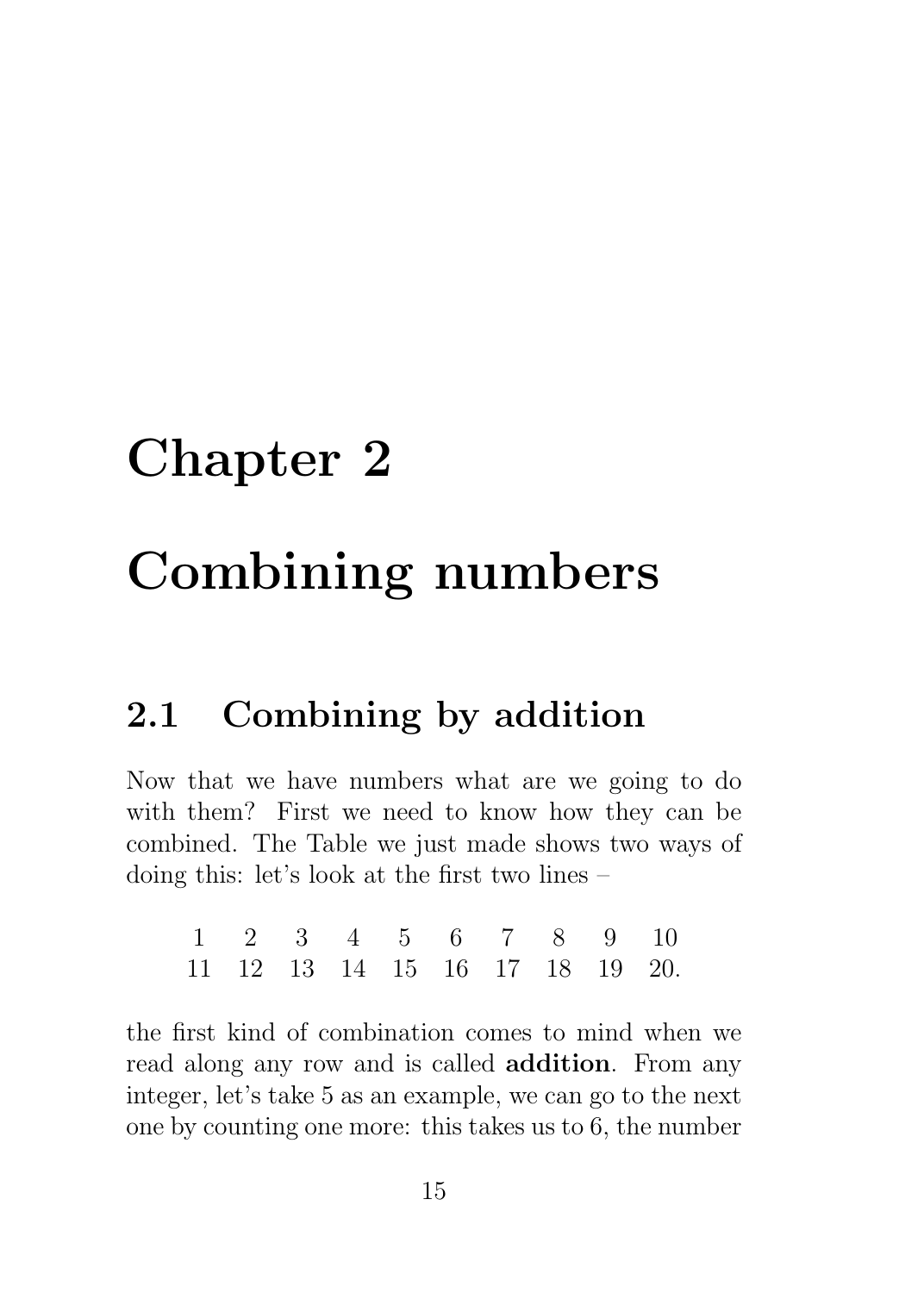# Chapter 2

# Combining numbers

## 2.1 Combining by addition

Now that we have numbers what are we going to do with them? First we need to know how they can be combined. The Table we just made shows two ways of doing this: let's look at the first two lines –

| | | | | | | | | | |
|---|---|---|---|---|---|---|---|---|---|
| 1 | 2 | 3 | 4 | 5 | 6 | 7 | 8 | 9 | 10 |
| 11 | 12 | 13 | 14 | 15 | 16 | 17 | 18 | 19 | 20. |

the first kind of combination comes to mind when we read along any row and is called **addition**. From any integer, let's take 5 as an example, we can go to the next one by counting one more: this takes us to 6, the number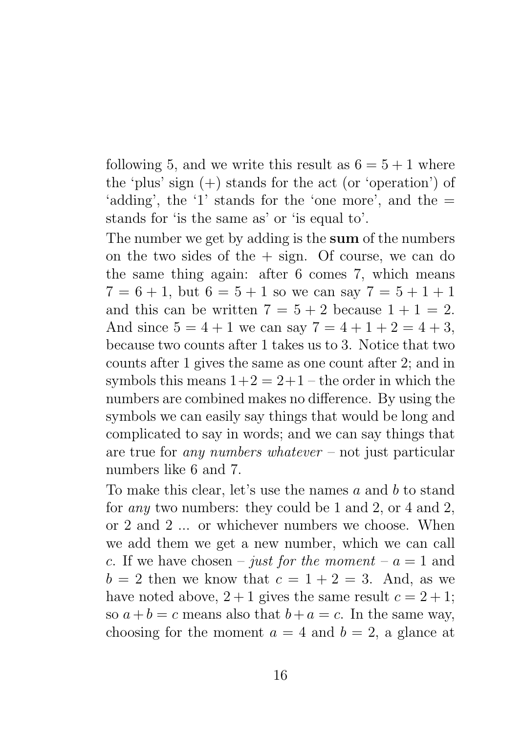following 5, and we write this result as $6 = 5 + 1$ where the 'plus' sign (+) stands for the act (or 'operation') of 'adding', the '1' stands for the 'one more', and the = stands for 'is the same as' or 'is equal to'.

The number we get by adding is the **sum** of the numbers on the two sides of the + sign. Of course, we can do the same thing again: after 6 comes 7, which means $7 = 6 + 1$, but $6 = 5 + 1$ so we can say $7 = 5 + 1 + 1$ and this can be written $7 = 5 + 2$ because $1 + 1 = 2$. And since $5 = 4 + 1$ we can say $7 = 4 + 1 + 2 = 4 + 3$, because two counts after 1 takes us to 3. Notice that two counts after 1 gives the same as one count after 2; and in symbols this means $1+2 = 2+1$ – the order in which the numbers are combined makes no difference. By using the symbols we can easily say things that would be long and complicated to say in words; and we can say things that are true for *any numbers whatever* – not just particular numbers like 6 and 7.

To make this clear, let's use the names $a$ and $b$ to stand for *any* two numbers: they could be 1 and 2, or 4 and 2, or 2 and 2 ... or whichever numbers we choose. When we add them we get a new number, which we can call $c$. If we have chosen – *just for the moment* – $a = 1$ and $b = 2$ then we know that $c = 1 + 2 = 3$. And, as we have noted above, $2 + 1$ gives the same result $c = 2 + 1$; so $a + b = c$ means also that $b + a = c$. In the same way, choosing for the moment $a = 4$ and $b = 2$, a glance at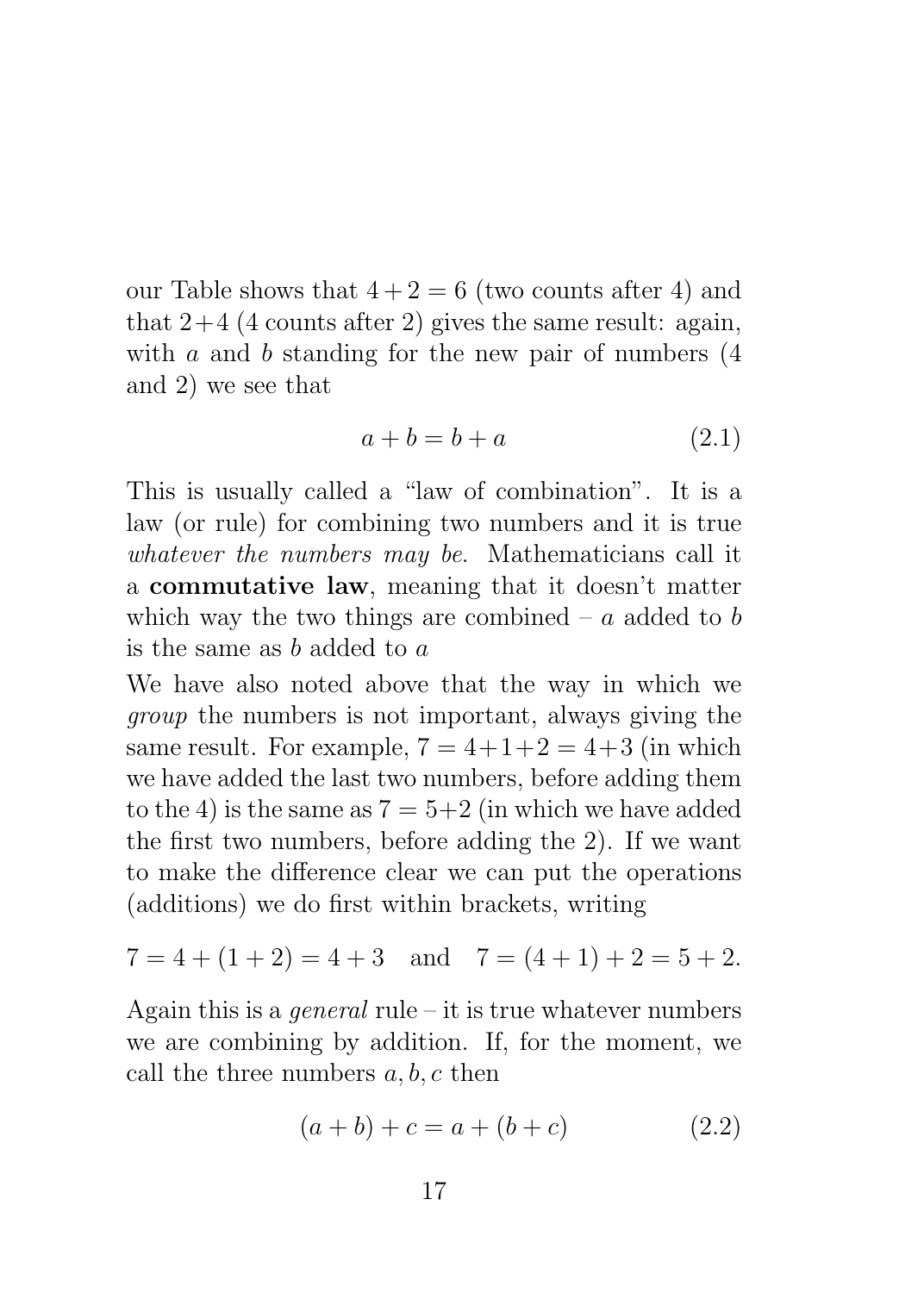our Table shows that $4 + 2 = 6$ (two counts after 4) and that $2+4$ (4 counts after 2) gives the same result: again, with $a$ and $b$ standing for the new pair of numbers (4 and 2) we see that

$$a + b = b + a \tag{2.1}$$

This is usually called a "law of combination". It is a law (or rule) for combining two numbers and it is true *whatever the numbers may be*. Mathematicians call it a **commutative law**, meaning that it doesn't matter which way the two things are combined – $a$ added to $b$ is the same as $b$ added to $a$

We have also noted above that the way in which we *group* the numbers is not important, always giving the same result. For example, $7 = 4+1+2 = 4+3$ (in which we have added the last two numbers, before adding them to the 4) is the same as $7 = 5+2$ (in which we have added the first two numbers, before adding the 2). If we want to make the difference clear we can put the operations (additions) we do first within brackets, writing

$$7 = 4 + (1 + 2) = 4 + 3 \quad \text{and} \quad 7 = (4 + 1) + 2 = 5 + 2.$$

Again this is a *general* rule – it is true whatever numbers we are combining by addition. If, for the moment, we call the three numbers $a, b, c$ then

$$(a + b) + c = a + (b + c) \tag{2.2}$$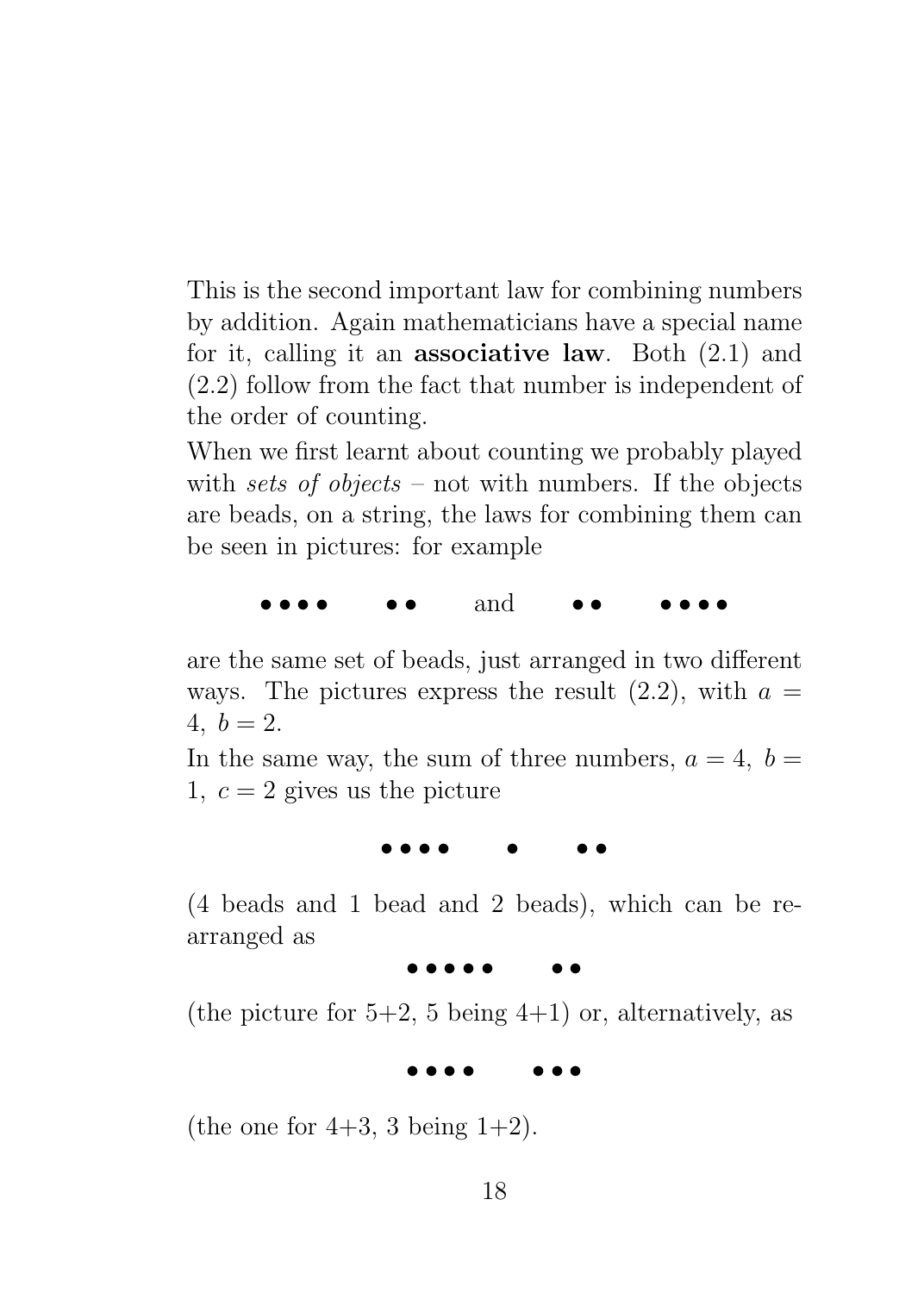This is the second important law for combining numbers by addition. Again mathematicians have a special name for it, calling it an **associative law**. Both (2.1) and (2.2) follow from the fact that number is independent of the order of counting.

When we first learnt about counting we probably played with *sets of objects* – not with numbers. If the objects are beads, on a string, the laws for combining them can be seen in pictures: for example

$$\bullet\bullet\bullet\bullet \qquad \bullet\bullet \qquad \text{and} \qquad \bullet\bullet \qquad \bullet\bullet\bullet\bullet$$

are the same set of beads, just arranged in two different ways. The pictures express the result (2.2), with $a = 4,\ b = 2$.

In the same way, the sum of three numbers, $a = 4,\ b = 1,\ c = 2$ gives us the picture

$$\bullet\bullet\bullet\bullet \qquad \bullet \qquad \bullet\bullet$$

(4 beads and 1 bead and 2 beads), which can be re-arranged as

$$\bullet\bullet\bullet\bullet\bullet \qquad \bullet\bullet$$

(the picture for 5+2, 5 being 4+1) or, alternatively, as

$$\bullet\bullet\bullet\bullet \qquad \bullet\bullet\bullet$$

(the one for 4+3, 3 being 1+2).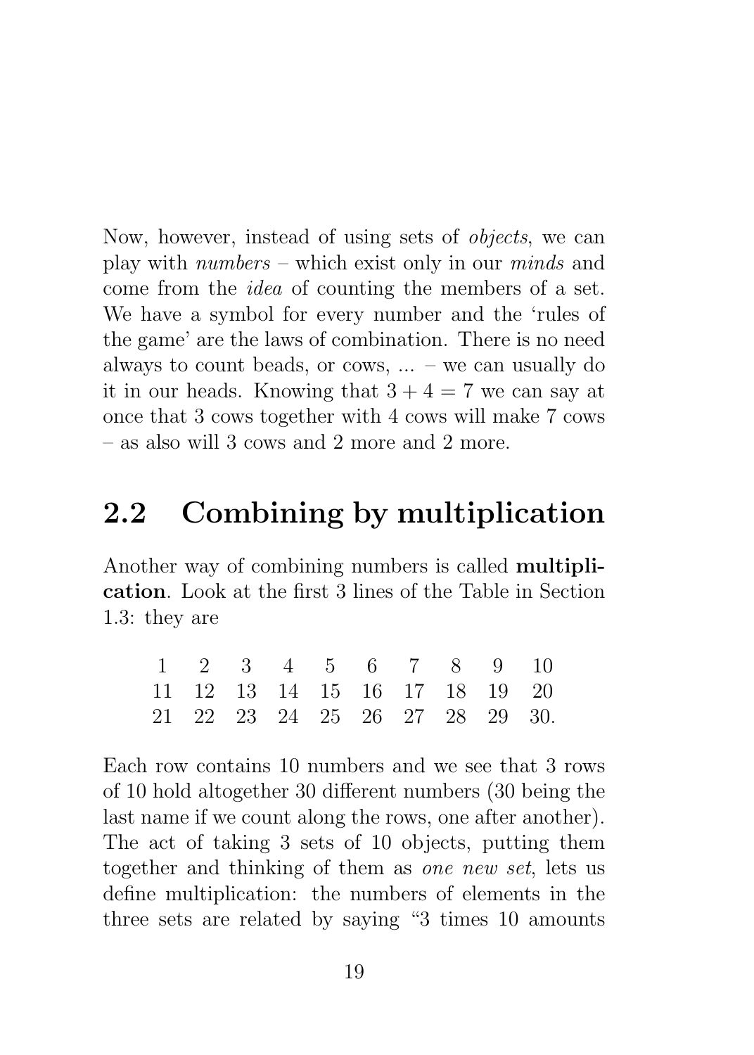Now, however, instead of using sets of *objects*, we can play with *numbers* – which exist only in our *minds* and come from the *idea* of counting the members of a set. We have a symbol for every number and the 'rules of the game' are the laws of combination. There is no need always to count beads, or cows, ... – we can usually do it in our heads. Knowing that $3 + 4 = 7$ we can say at once that 3 cows together with 4 cows will make 7 cows – as also will 3 cows and 2 more and 2 more.

## 2.2 Combining by multiplication

Another way of combining numbers is called **multiplication**. Look at the first 3 lines of the Table in Section 1.3: they are

```
 1   2   3   4   5   6   7   8   9  10
11  12  13  14  15  16  17  18  19  20
21  22  23  24  25  26  27  28  29  30.
```

Each row contains 10 numbers and we see that 3 rows of 10 hold altogether 30 different numbers (30 being the last name if we count along the rows, one after another). The act of taking 3 sets of 10 objects, putting them together and thinking of them as *one new set*, lets us define multiplication: the numbers of elements in the three sets are related by saying "3 times 10 amounts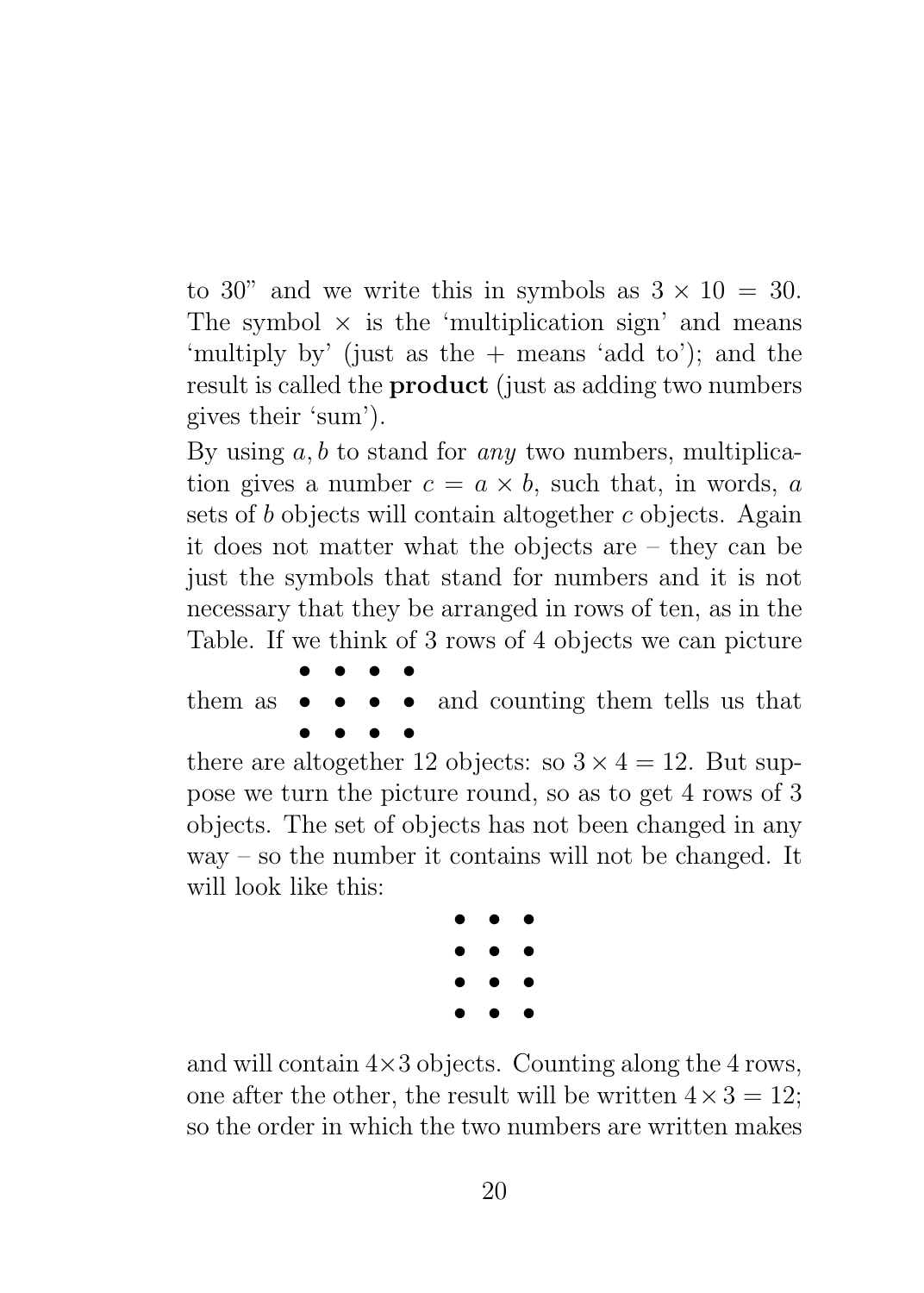to 30" and we write this in symbols as $3 \times 10 = 30$. The symbol $\times$ is the 'multiplication sign' and means 'multiply by' (just as the + means 'add to'); and the result is called the **product** (just as adding two numbers gives their 'sum').

By using $a, b$ to stand for *any* two numbers, multiplication gives a number $c = a \times b$, such that, in words, $a$ sets of $b$ objects will contain altogether $c$ objects. Again it does not matter what the objects are – they can be just the symbols that stand for numbers and it is not necessary that they be arranged in rows of ten, as in the Table. If we think of 3 rows of 4 objects we can picture them as

$$\begin{array}{cccc} \bullet & \bullet & \bullet & \bullet \\ \bullet & \bullet & \bullet & \bullet \\ \bullet & \bullet & \bullet & \bullet \end{array}$$

and counting them tells us that there are altogether 12 objects: so $3 \times 4 = 12$. But suppose we turn the picture round, so as to get 4 rows of 3 objects. The set of objects has not been changed in any way – so the number it contains will not be changed. It will look like this:

$$\begin{array}{ccc} \bullet & \bullet & \bullet \\ \bullet & \bullet & \bullet \\ \bullet & \bullet & \bullet \\ \bullet & \bullet & \bullet \end{array}$$

and will contain $4 \times 3$ objects. Counting along the 4 rows, one after the other, the result will be written $4 \times 3 = 12$; so the order in which the two numbers are written makes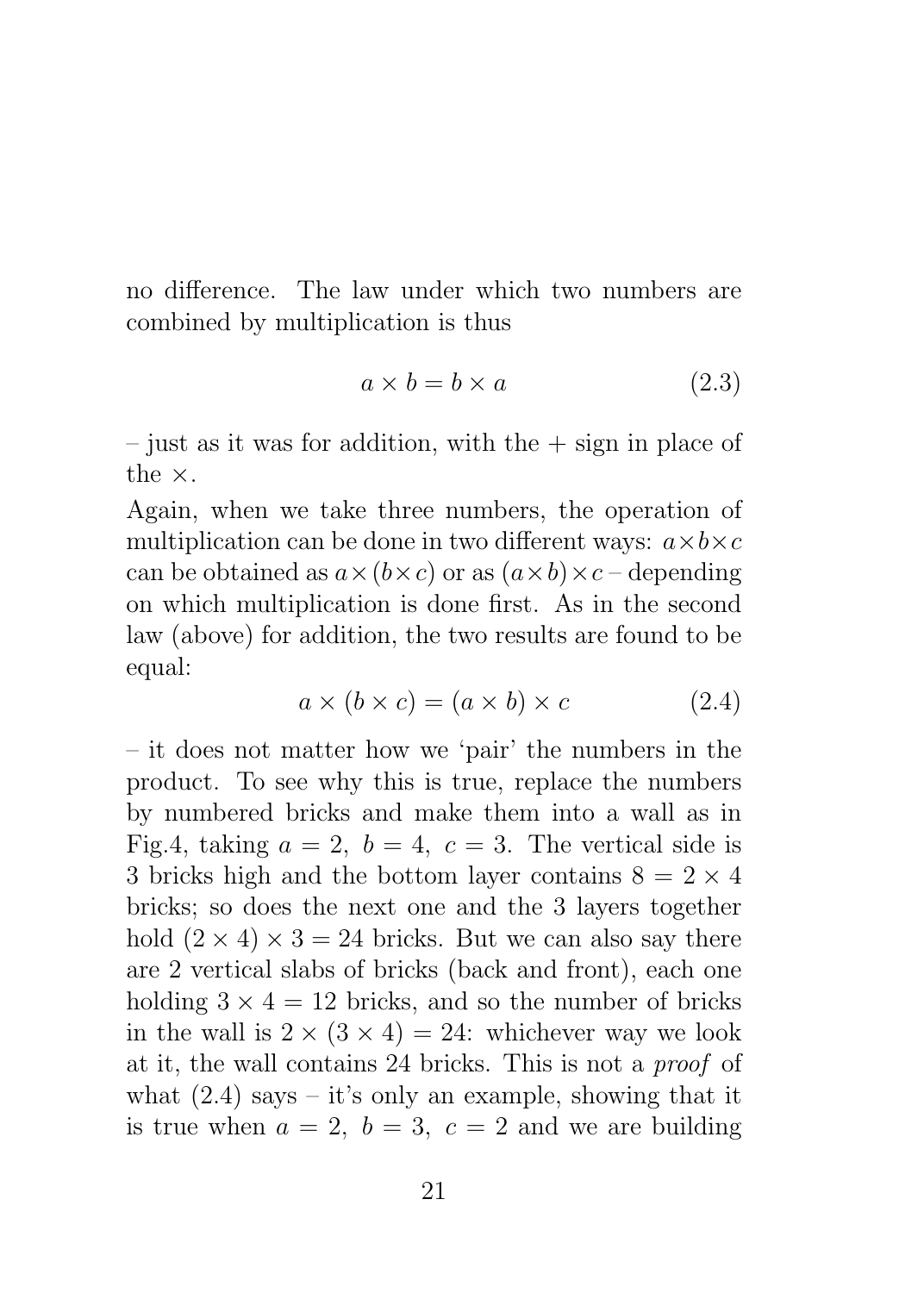no difference. The law under which two numbers are combined by multiplication is thus

$$a \times b = b \times a \tag{2.3}$$

– just as it was for addition, with the + sign in place of the ×.

Again, when we take three numbers, the operation of multiplication can be done in two different ways: $a \times b \times c$ can be obtained as $a \times (b \times c)$ or as $(a \times b) \times c$ – depending on which multiplication is done first. As in the second law (above) for addition, the two results are found to be equal:

$$a \times (b \times c) = (a \times b) \times c \tag{2.4}$$

– it does not matter how we 'pair' the numbers in the product. To see why this is true, replace the numbers by numbered bricks and make them into a wall as in Fig.4, taking $a = 2,\ b = 4,\ c = 3$. The vertical side is 3 bricks high and the bottom layer contains $8 = 2 \times 4$ bricks; so does the next one and the 3 layers together hold $(2 \times 4) \times 3 = 24$ bricks. But we can also say there are 2 vertical slabs of bricks (back and front), each one holding $3 \times 4 = 12$ bricks, and so the number of bricks in the wall is $2 \times (3 \times 4) = 24$: whichever way we look at it, the wall contains 24 bricks. This is not a *proof* of what (2.4) says – it's only an example, showing that it is true when $a = 2,\ b = 3,\ c = 2$ and we are building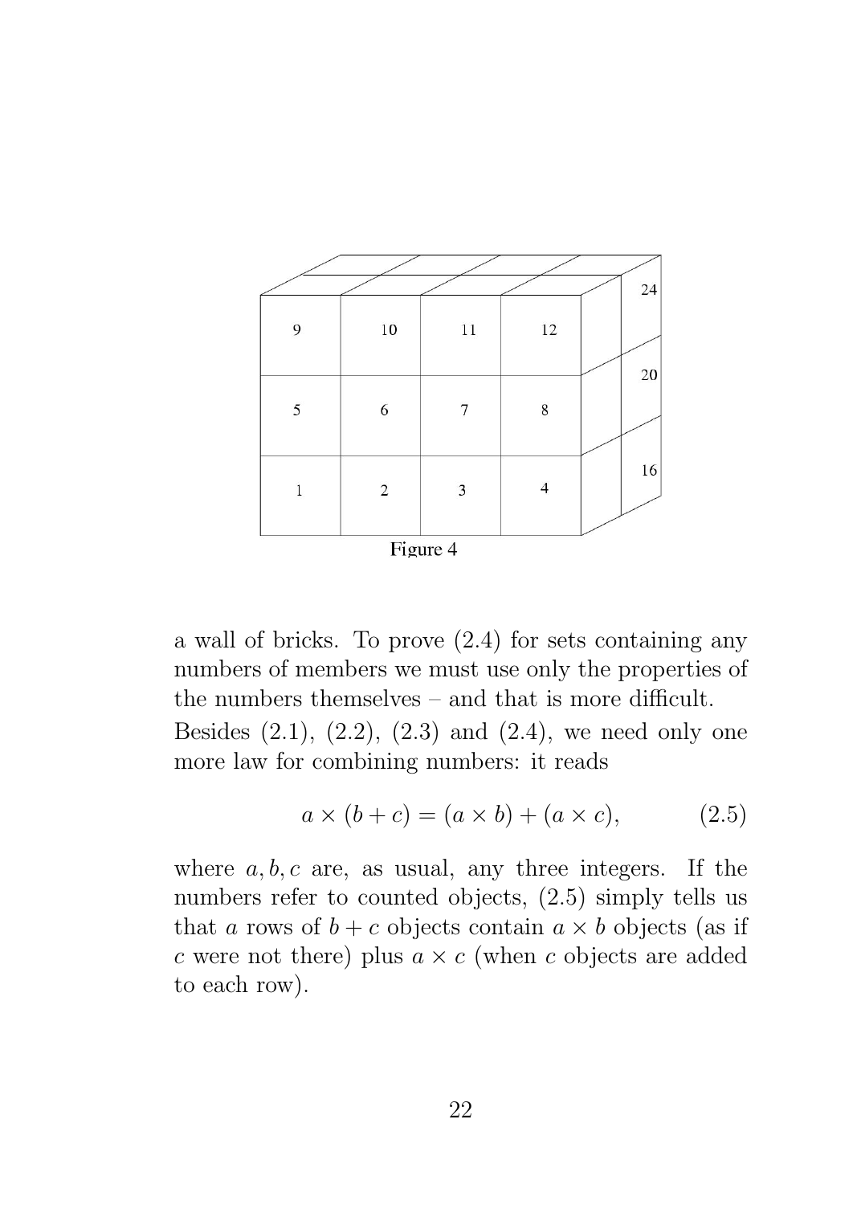Figure 4

a wall of bricks. To prove (2.4) for sets containing any numbers of members we must use only the properties of the numbers themselves – and that is more difficult.

Besides (2.1), (2.2), (2.3) and (2.4), we need only one more law for combining numbers: it reads

$$a \times (b + c) = (a \times b) + (a \times c), \qquad (2.5)$$

where $a, b, c$ are, as usual, any three integers. If the numbers refer to counted objects, (2.5) simply tells us that $a$ rows of $b + c$ objects contain $a \times b$ objects (as if $c$ were not there) plus $a \times c$ (when $c$ objects are added to each row).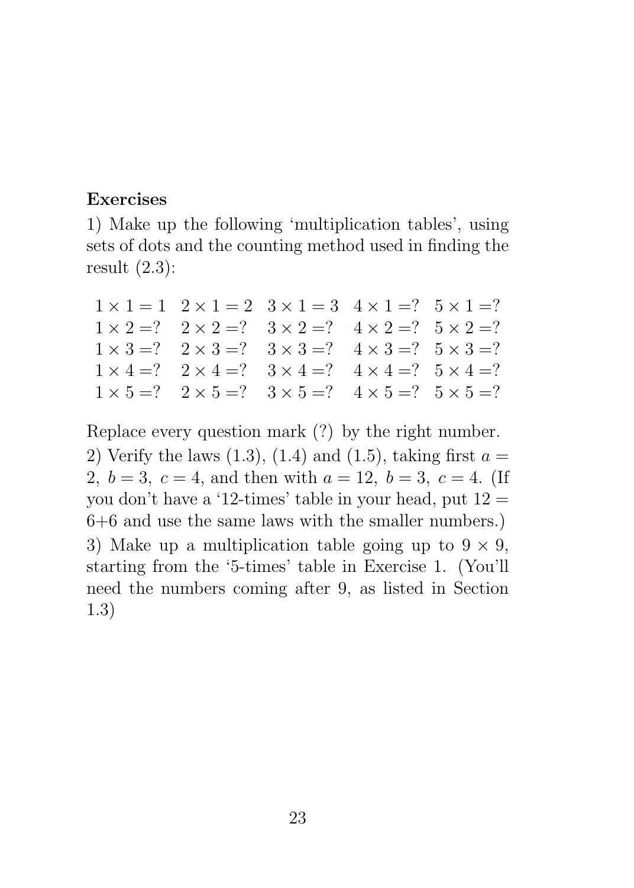**Exercises**

1) Make up the following 'multiplication tables', using sets of dots and the counting method used in finding the result (2.3):

$$
\begin{array}{lllll}
1\times 1 = 1 & 2\times 1 = 2 & 3\times 1 = 3 & 4\times 1 = ? & 5\times 1 = ? \\
1\times 2 = ? & 2\times 2 = ? & 3\times 2 = ? & 4\times 2 = ? & 5\times 2 = ? \\
1\times 3 = ? & 2\times 3 = ? & 3\times 3 = ? & 4\times 3 = ? & 5\times 3 = ? \\
1\times 4 = ? & 2\times 4 = ? & 3\times 4 = ? & 4\times 4 = ? & 5\times 4 = ? \\
1\times 5 = ? & 2\times 5 = ? & 3\times 5 = ? & 4\times 5 = ? & 5\times 5 = ?
\end{array}
$$

Replace every question mark (?) by the right number.

2) Verify the laws (1.3), (1.4) and (1.5), taking first $a = 2,\ b = 3,\ c = 4$, and then with $a = 12,\ b = 3,\ c = 4$. (If you don't have a '12-times' table in your head, put $12 = 6+6$ and use the same laws with the smaller numbers.)

3) Make up a multiplication table going up to $9 \times 9$, starting from the '5-times' table in Exercise 1. (You'll need the numbers coming after 9, as listed in Section 1.3)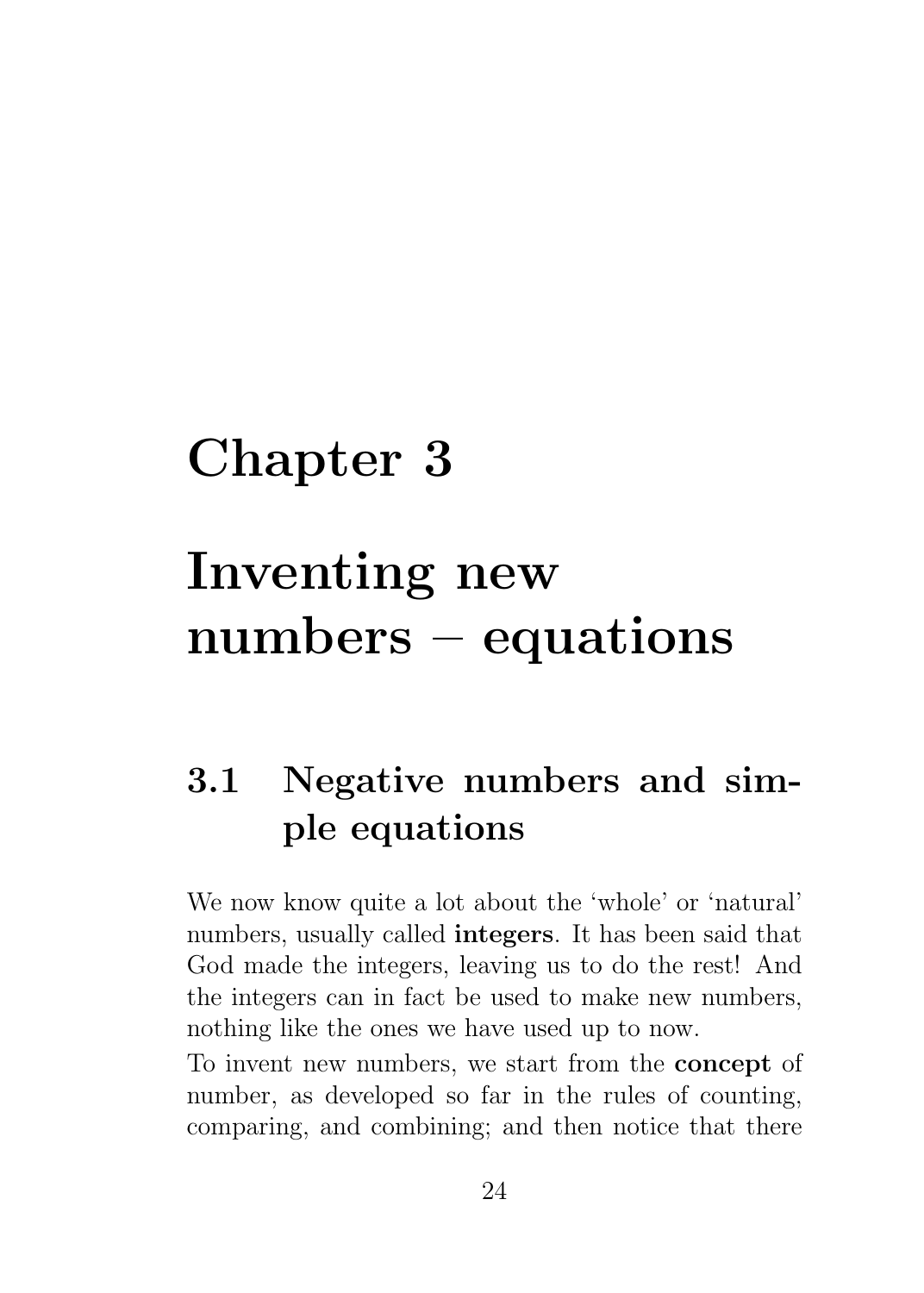# Chapter 3

# Inventing new numbers – equations

## 3.1 Negative numbers and simple equations

We now know quite a lot about the 'whole' or 'natural' numbers, usually called **integers**. It has been said that God made the integers, leaving us to do the rest! And the integers can in fact be used to make new numbers, nothing like the ones we have used up to now.

To invent new numbers, we start from the **concept** of number, as developed so far in the rules of counting, comparing, and combining; and then notice that there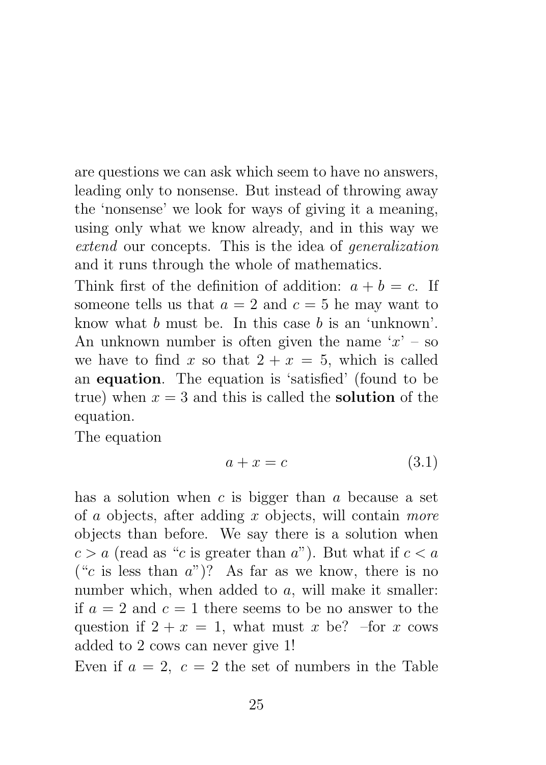are questions we can ask which seem to have no answers, leading only to nonsense. But instead of throwing away the 'nonsense' we look for ways of giving it a meaning, using only what we know already, and in this way we *extend* our concepts. This is the idea of *generalization* and it runs through the whole of mathematics.

Think first of the definition of addition: $a + b = c$. If someone tells us that $a = 2$ and $c = 5$ he may want to know what $b$ must be. In this case $b$ is an 'unknown'. An unknown number is often given the name '$x$' – so we have to find $x$ so that $2 + x = 5$, which is called an **equation**. The equation is 'satisfied' (found to be true) when $x = 3$ and this is called the **solution** of the equation.

The equation

$$a + x = c \tag{3.1}$$

has a solution when $c$ is bigger than $a$ because a set of $a$ objects, after adding $x$ objects, will contain *more* objects than before. We say there is a solution when $c > a$ (read as "$c$ is greater than $a$"). But what if $c < a$ ("$c$ is less than $a$")? As far as we know, there is no number which, when added to $a$, will make it smaller: if $a = 2$ and $c = 1$ there seems to be no answer to the question if $2 + x = 1$, what must $x$ be? –for $x$ cows added to 2 cows can never give 1!

Even if $a = 2,\ c = 2$ the set of numbers in the Table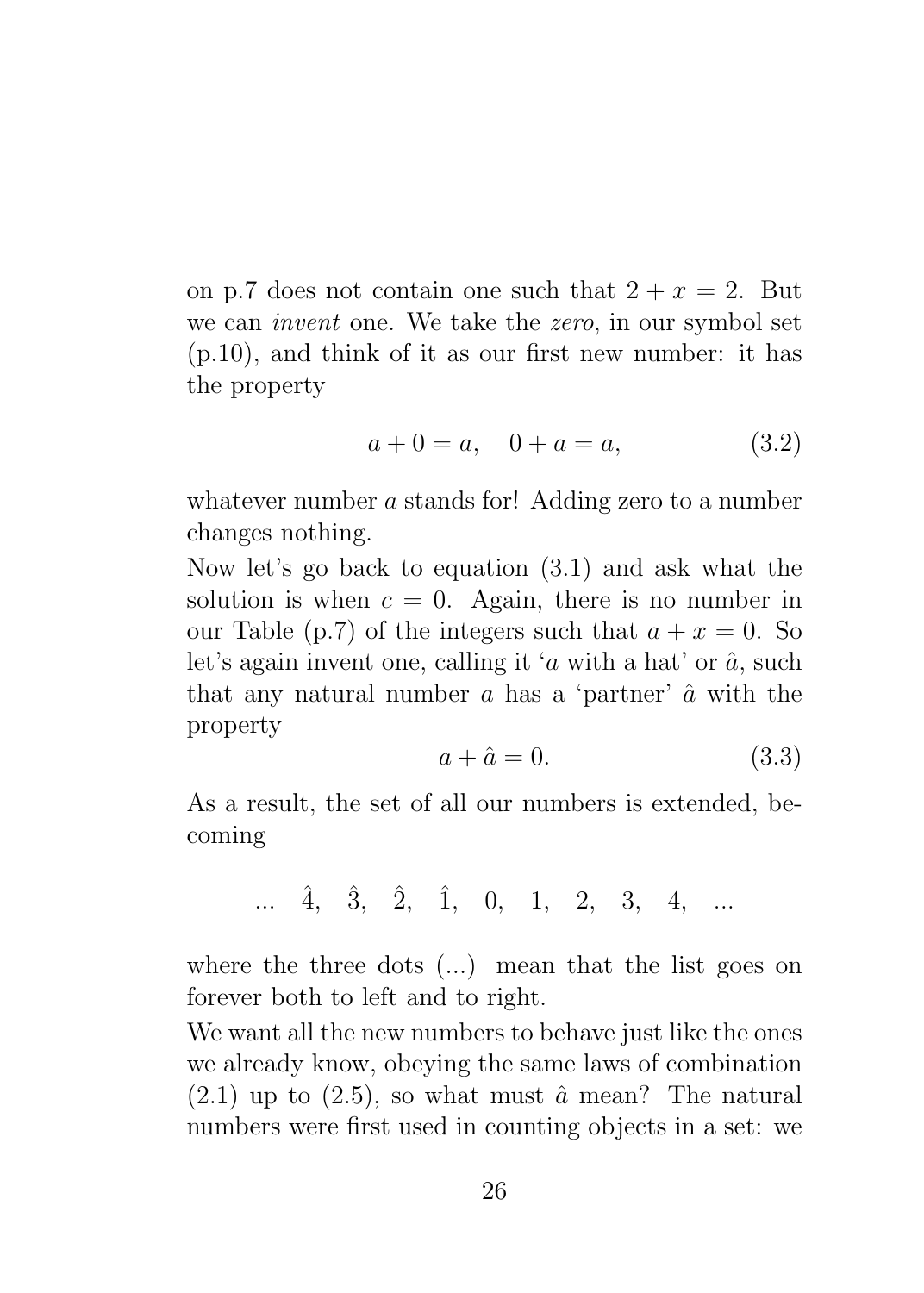on p.7 does not contain one such that $2 + x = 2$. But we can *invent* one. We take the *zero*, in our symbol set (p.10), and think of it as our first new number: it has the property

$$a + 0 = a, \quad 0 + a = a, \tag{3.2}$$

whatever number $a$ stands for! Adding zero to a number changes nothing.

Now let's go back to equation (3.1) and ask what the solution is when $c = 0$. Again, there is no number in our Table (p.7) of the integers such that $a + x = 0$. So let's again invent one, calling it '$a$ with a hat' or $\hat{a}$, such that any natural number $a$ has a 'partner' $\hat{a}$ with the property

$$a + \hat{a} = 0. \tag{3.3}$$

As a result, the set of all our numbers is extended, becoming

$$\ldots \quad \hat{4}, \quad \hat{3}, \quad \hat{2}, \quad \hat{1}, \quad 0, \quad 1, \quad 2, \quad 3, \quad 4, \quad \ldots$$

where the three dots (...) mean that the list goes on forever both to left and to right.

We want all the new numbers to behave just like the ones we already know, obeying the same laws of combination (2.1) up to (2.5), so what must $\hat{a}$ mean? The natural numbers were first used in counting objects in a set: we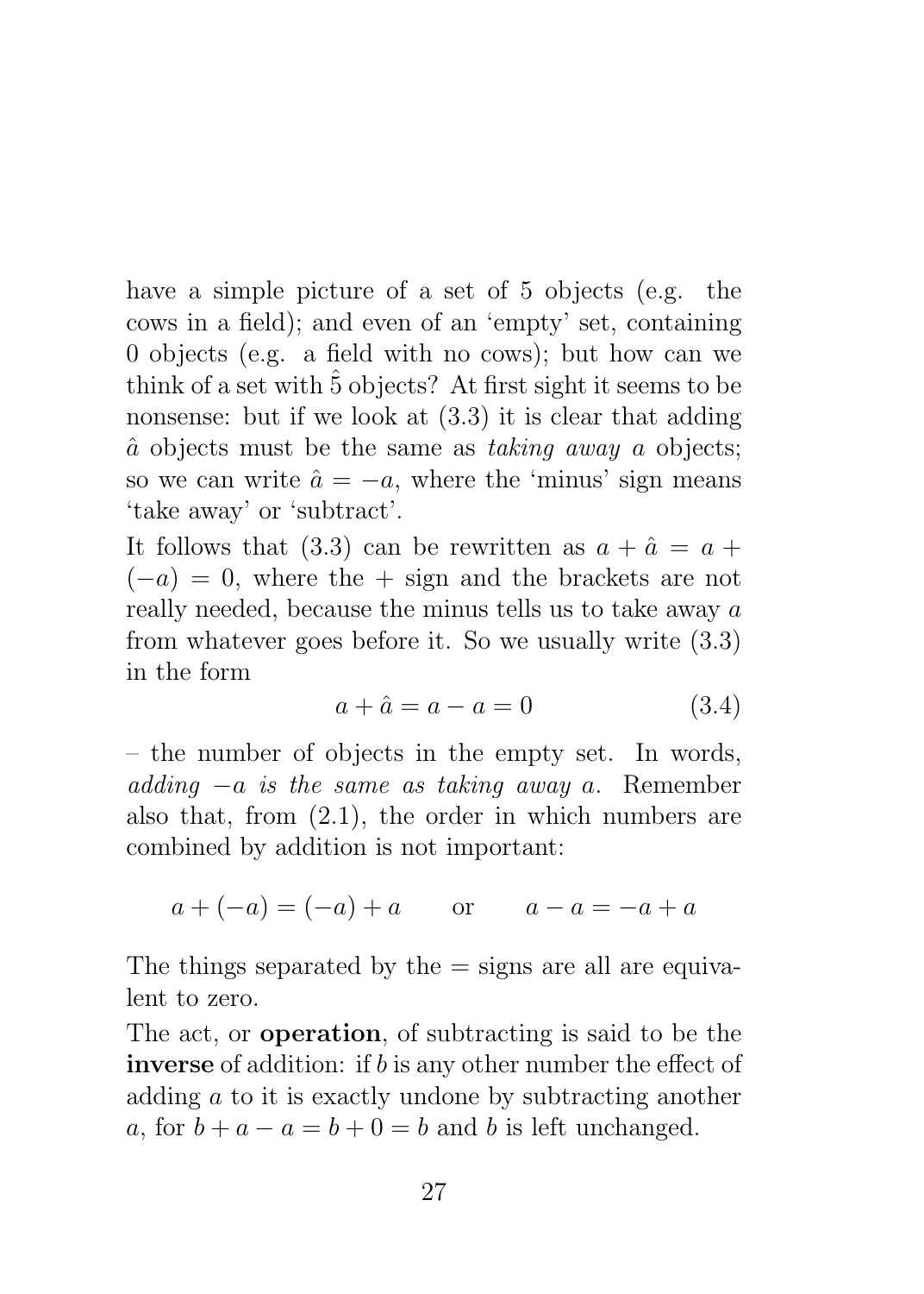have a simple picture of a set of 5 objects (e.g. the cows in a field); and even of an 'empty' set, containing 0 objects (e.g. a field with no cows); but how can we think of a set with $\hat{5}$ objects? At first sight it seems to be nonsense: but if we look at (3.3) it is clear that adding $\hat{a}$ objects must be the same as *taking away* $a$ objects; so we can write $\hat{a} = -a$, where the 'minus' sign means 'take away' or 'subtract'.

It follows that (3.3) can be rewritten as $a + \hat{a} = a + (-a) = 0$, where the + sign and the brackets are not really needed, because the minus tells us to take away $a$ from whatever goes before it. So we usually write (3.3) in the form

$$a + \hat{a} = a - a = 0 \tag{3.4}$$

– the number of objects in the empty set. In words, *adding* $-a$ *is the same as taking away* $a$. Remember also that, from (2.1), the order in which numbers are combined by addition is not important:

$$a + (-a) = (-a) + a \qquad \text{or} \qquad a - a = -a + a$$

The things separated by the = signs are all are equivalent to zero.

The act, or **operation**, of subtracting is said to be the **inverse** of addition: if $b$ is any other number the effect of adding $a$ to it is exactly undone by subtracting another $a$, for $b + a - a = b + 0 = b$ and $b$ is left unchanged.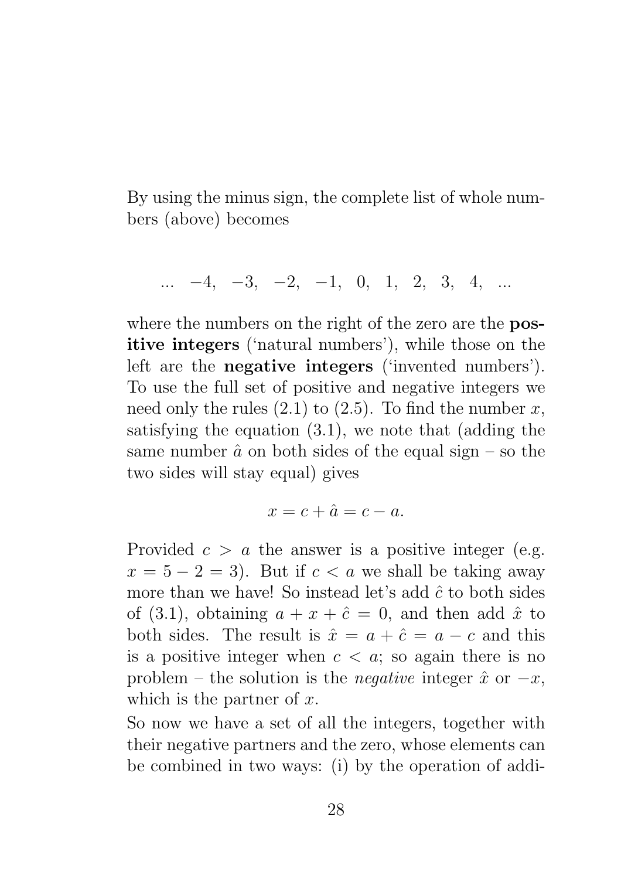By using the minus sign, the complete list of whole numbers (above) becomes

$$... \quad -4, \quad -3, \quad -2, \quad -1, \quad 0, \quad 1, \quad 2, \quad 3, \quad 4, \quad ...$$

where the numbers on the right of the zero are the **positive integers** ('natural numbers'), while those on the left are the **negative integers** ('invented numbers'). To use the full set of positive and negative integers we need only the rules (2.1) to (2.5). To find the number $x$, satisfying the equation (3.1), we note that (adding the same number $\hat{a}$ on both sides of the equal sign – so the two sides will stay equal) gives

$$x = c + \hat{a} = c - a.$$

Provided $c > a$ the answer is a positive integer (e.g. $x = 5 - 2 = 3$). But if $c < a$ we shall be taking away more than we have! So instead let's add $\hat{c}$ to both sides of (3.1), obtaining $a + x + \hat{c} = 0$, and then add $\hat{x}$ to both sides. The result is $\hat{x} = a + \hat{c} = a - c$ and this is a positive integer when $c < a$; so again there is no problem – the solution is the *negative* integer $\hat{x}$ or $-x$, which is the partner of $x$.

So now we have a set of all the integers, together with their negative partners and the zero, whose elements can be combined in two ways: (i) by the operation of addi-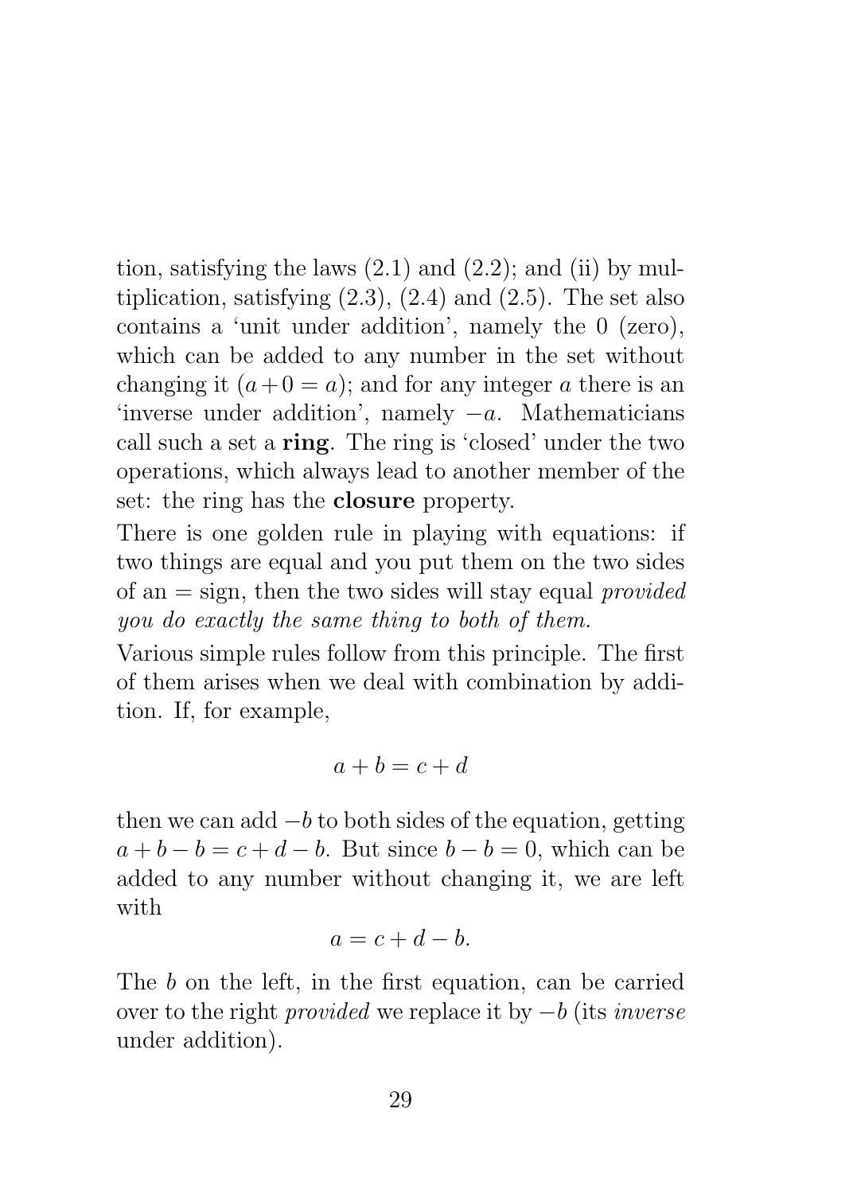tion, satisfying the laws (2.1) and (2.2); and (ii) by multiplication, satisfying (2.3), (2.4) and (2.5). The set also contains a 'unit under addition', namely the 0 (zero), which can be added to any number in the set without changing it ($a + 0 = a$); and for any integer $a$ there is an 'inverse under addition', namely $-a$. Mathematicians call such a set a **ring**. The ring is 'closed' under the two operations, which always lead to another member of the set: the ring has the **closure** property.

There is one golden rule in playing with equations: if two things are equal and you put them on the two sides of an = sign, then the two sides will stay equal *provided you do exactly the same thing to both of them.*

Various simple rules follow from this principle. The first of them arises when we deal with combination by addition. If, for example,

$$a + b = c + d$$

then we can add $-b$ to both sides of the equation, getting $a + b - b = c + d - b$. But since $b - b = 0$, which can be added to any number without changing it, we are left with

$$a = c + d - b.$$

The $b$ on the left, in the first equation, can be carried over to the right *provided* we replace it by $-b$ (its *inverse* under addition).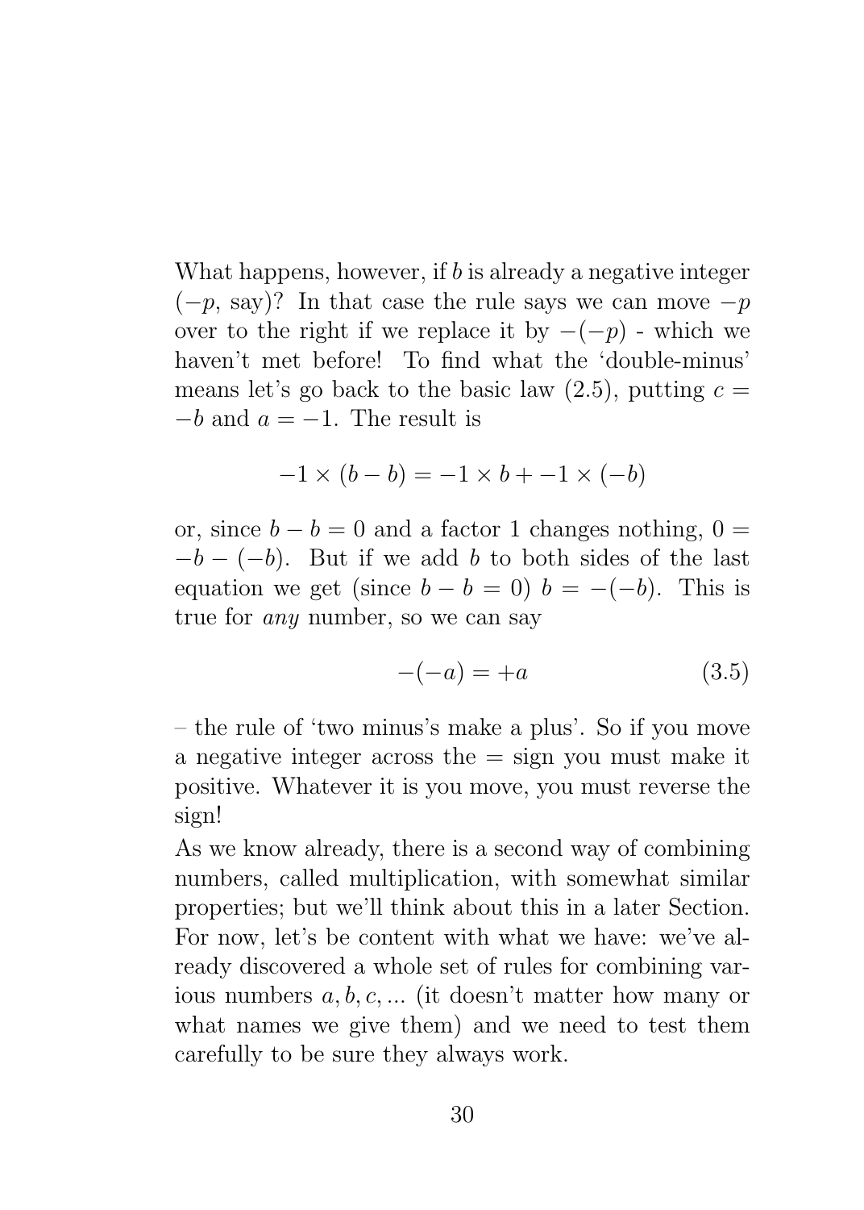What happens, however, if $b$ is already a negative integer ($-p$, say)? In that case the rule says we can move $-p$ over to the right if we replace it by $-(-p)$ - which we haven't met before! To find what the 'double-minus' means let's go back to the basic law (2.5), putting $c = -b$ and $a = -1$. The result is

$$-1 \times (b - b) = -1 \times b + -1 \times (-b)$$

or, since $b - b = 0$ and a factor 1 changes nothing, $0 = -b - (-b)$. But if we add $b$ to both sides of the last equation we get (since $b - b = 0$) $b = -(-b)$. This is true for *any* number, so we can say

$$-(-a) = +a \tag{3.5}$$

– the rule of 'two minus's make a plus'. So if you move a negative integer across the = sign you must make it positive. Whatever it is you move, you must reverse the sign!

As we know already, there is a second way of combining numbers, called multiplication, with somewhat similar properties; but we'll think about this in a later Section. For now, let's be content with what we have: we've already discovered a whole set of rules for combining various numbers $a, b, c, ...$ (it doesn't matter how many or what names we give them) and we need to test them carefully to be sure they always work.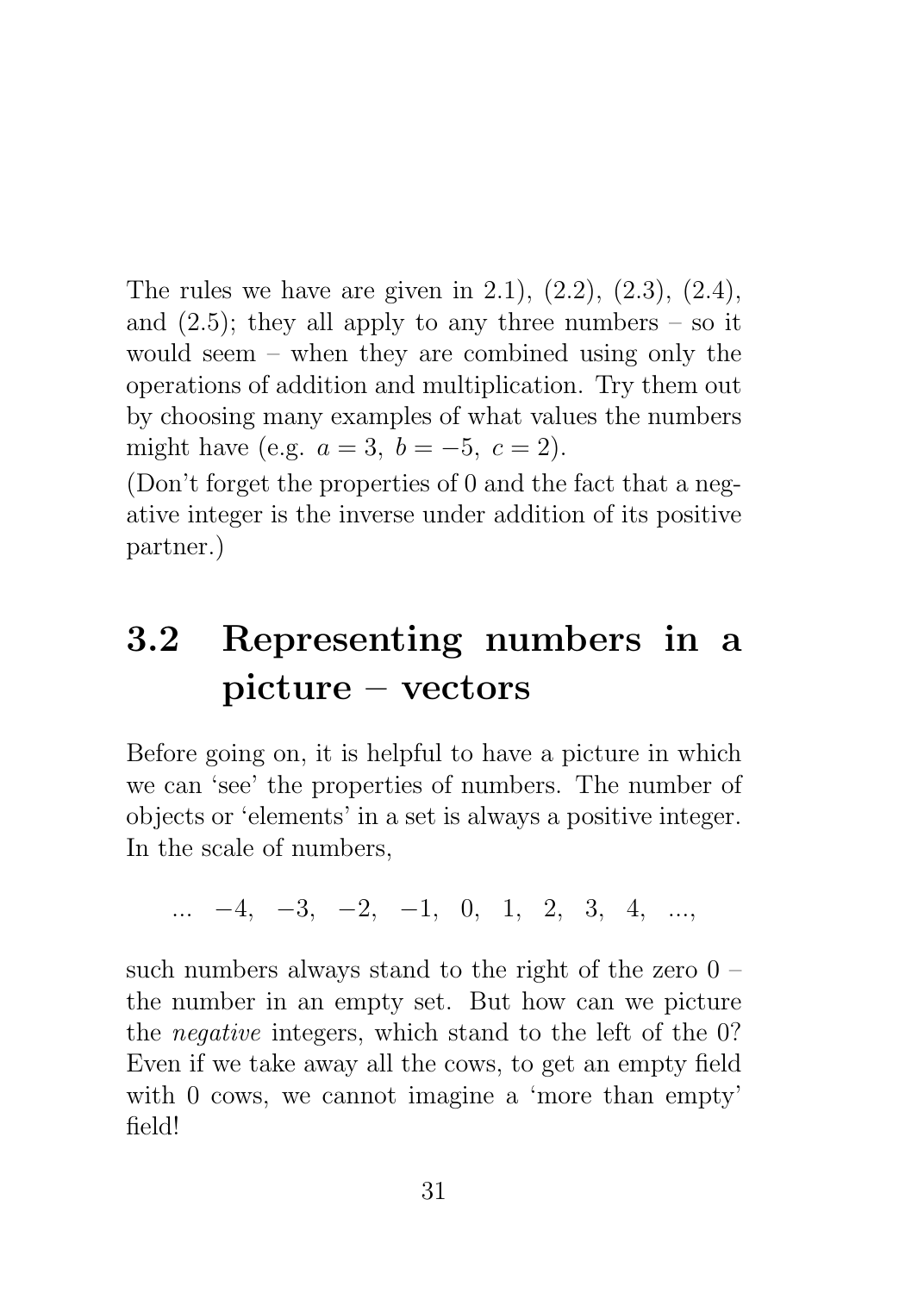The rules we have are given in 2.1), (2.2), (2.3), (2.4), and (2.5); they all apply to any three numbers – so it would seem – when they are combined using only the operations of addition and multiplication. Try them out by choosing many examples of what values the numbers might have (e.g. $a = 3,\ b = -5,\ c = 2$).

(Don't forget the properties of 0 and the fact that a negative integer is the inverse under addition of its positive partner.)

## 3.2 Representing numbers in a picture – vectors

Before going on, it is helpful to have a picture in which we can 'see' the properties of numbers. The number of objects or 'elements' in a set is always a positive integer. In the scale of numbers,

$$... \quad -4, \quad -3, \quad -2, \quad -1, \quad 0, \quad 1, \quad 2, \quad 3, \quad 4, \quad ...,$$

such numbers always stand to the right of the zero 0 – the number in an empty set. But how can we picture the *negative* integers, which stand to the left of the 0? Even if we take away all the cows, to get an empty field with 0 cows, we cannot imagine a 'more than empty' field!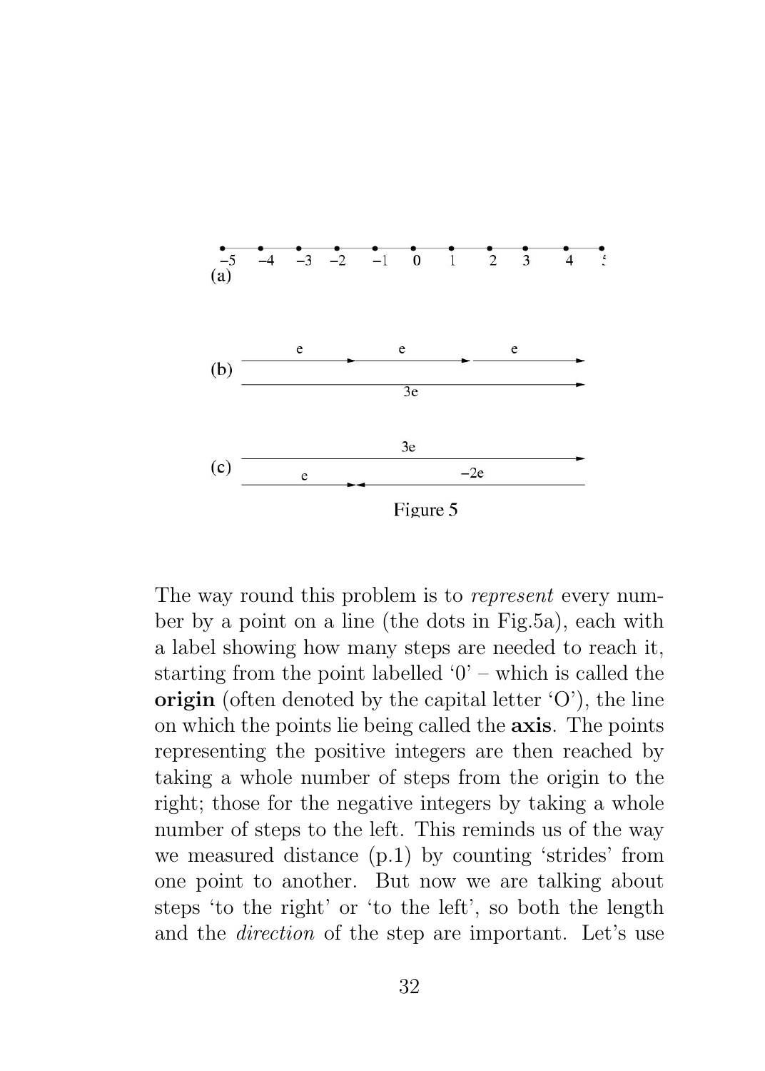Figure 5

The way round this problem is to *represent* every number by a point on a line (the dots in Fig.5a), each with a label showing how many steps are needed to reach it, starting from the point labelled '0' – which is called the **origin** (often denoted by the capital letter 'O'), the line on which the points lie being called the **axis**. The points representing the positive integers are then reached by taking a whole number of steps from the origin to the right; those for the negative integers by taking a whole number of steps to the left. This reminds us of the way we measured distance (p.1) by counting 'strides' from one point to another. But now we are talking about steps 'to the right' or 'to the left', so both the length and the *direction* of the step are important. Let's use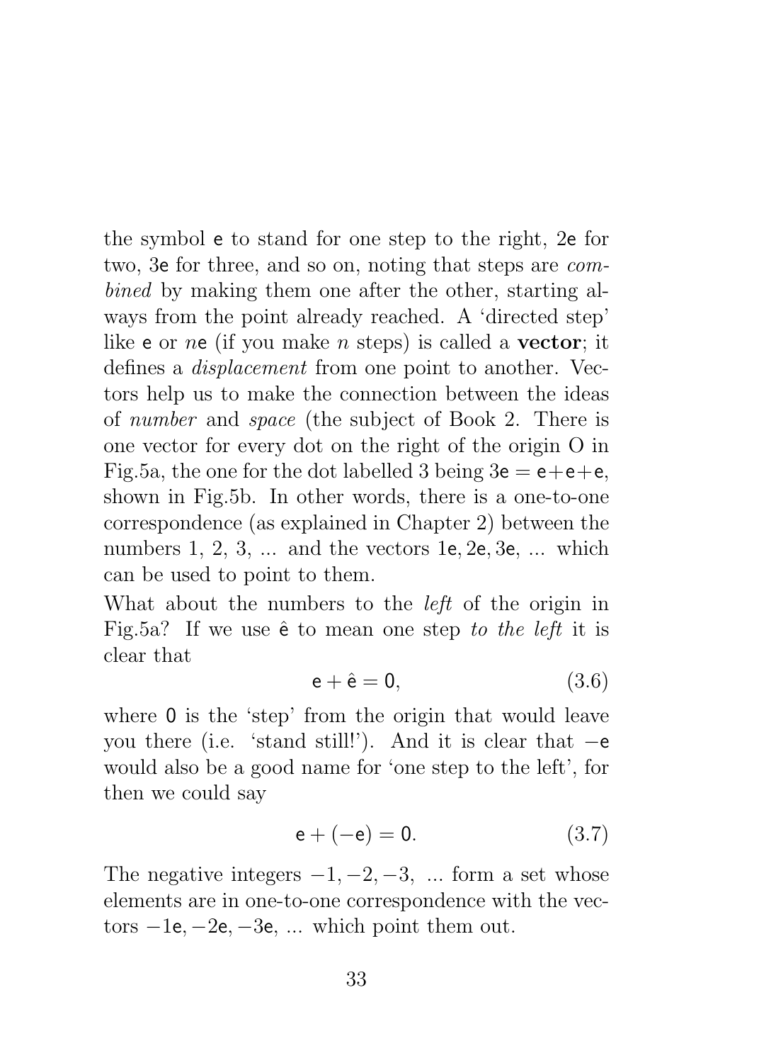the symbol $\mathsf{e}$ to stand for one step to the right, $2\mathsf{e}$ for two, $3\mathsf{e}$ for three, and so on, noting that steps are *combined* by making them one after the other, starting always from the point already reached. A 'directed step' like $\mathsf{e}$ or $n\mathsf{e}$ (if you make $n$ steps) is called a **vector**; it defines a *displacement* from one point to another. Vectors help us to make the connection between the ideas of *number* and *space* (the subject of Book 2. There is one vector for every dot on the right of the origin O in Fig.5a, the one for the dot labelled 3 being $3\mathsf{e} = \mathsf{e}+\mathsf{e}+\mathsf{e}$, shown in Fig.5b. In other words, there is a one-to-one correspondence (as explained in Chapter 2) between the numbers 1, 2, 3, ... and the vectors $1\mathsf{e}, 2\mathsf{e}, 3\mathsf{e}$, ... which can be used to point to them.

What about the numbers to the *left* of the origin in Fig.5a? If we use $\hat{\mathsf{e}}$ to mean one step *to the left* it is clear that

$$\mathsf{e} + \hat{\mathsf{e}} = \mathsf{0}, \tag{3.6}$$

where $\mathsf{0}$ is the 'step' from the origin that would leave you there (i.e. 'stand still!'). And it is clear that $-\mathsf{e}$ would also be a good name for 'one step to the left', for then we could say

$$\mathsf{e} + (-\mathsf{e}) = \mathsf{0}. \tag{3.7}$$

The negative integers $-1, -2, -3$, ... form a set whose elements are in one-to-one correspondence with the vectors $-1\mathsf{e}, -2\mathsf{e}, -3\mathsf{e}$, ... which point them out.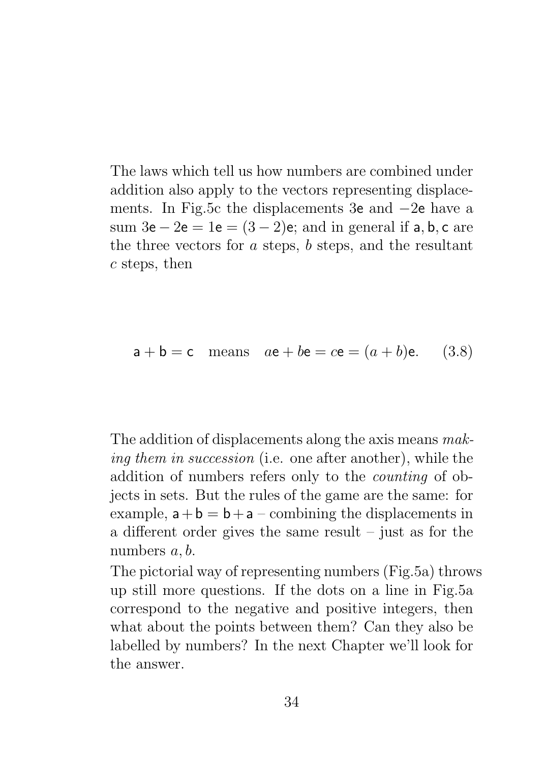The laws which tell us how numbers are combined under addition also apply to the vectors representing displacements. In Fig.5c the displacements $3\mathsf{e}$ and $-2\mathsf{e}$ have a sum $3\mathsf{e} - 2\mathsf{e} = 1\mathsf{e} = (3-2)\mathsf{e}$; and in general if $\mathsf{a}, \mathsf{b}, \mathsf{c}$ are the three vectors for $a$ steps, $b$ steps, and the resultant $c$ steps, then

$$\mathsf{a} + \mathsf{b} = \mathsf{c} \quad \text{means} \quad a\mathsf{e} + b\mathsf{e} = c\mathsf{e} = (a+b)\mathsf{e}. \qquad (3.8)$$

The addition of displacements along the axis means *making them in succession* (i.e. one after another), while the addition of numbers refers only to the *counting* of objects in sets. But the rules of the game are the same: for example, $\mathsf{a} + \mathsf{b} = \mathsf{b} + \mathsf{a}$ – combining the displacements in a different order gives the same result – just as for the numbers $a, b$.

The pictorial way of representing numbers (Fig.5a) throws up still more questions. If the dots on a line in Fig.5a correspond to the negative and positive integers, then what about the points between them? Can they also be labelled by numbers? In the next Chapter we'll look for the answer.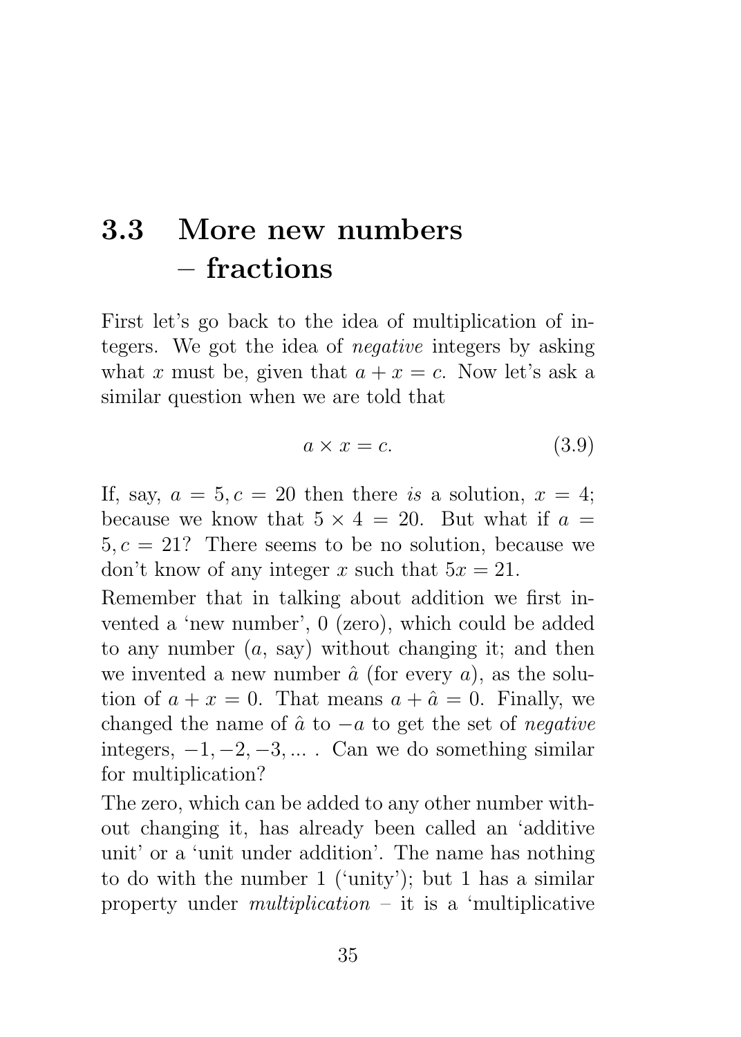## 3.3 More new numbers – fractions

First let's go back to the idea of multiplication of integers. We got the idea of *negative* integers by asking what $x$ must be, given that $a + x = c$. Now let's ask a similar question when we are told that

$$a \times x = c. \tag{3.9}$$

If, say, $a = 5, c = 20$ then there *is* a solution, $x = 4$; because we know that $5 \times 4 = 20$. But what if $a = 5, c = 21$? There seems to be no solution, because we don't know of any integer $x$ such that $5x = 21$.

Remember that in talking about addition we first invented a 'new number', 0 (zero), which could be added to any number ($a$, say) without changing it; and then we invented a new number $\hat{a}$ (for every $a$), as the solution of $a + x = 0$. That means $a + \hat{a} = 0$. Finally, we changed the name of $\hat{a}$ to $-a$ to get the set of *negative* integers, $-1, -2, -3, ...$ . Can we do something similar for multiplication?

The zero, which can be added to any other number without changing it, has already been called an 'additive unit' or a 'unit under addition'. The name has nothing to do with the number 1 ('unity'); but 1 has a similar property under *multiplication* – it is a 'multiplicative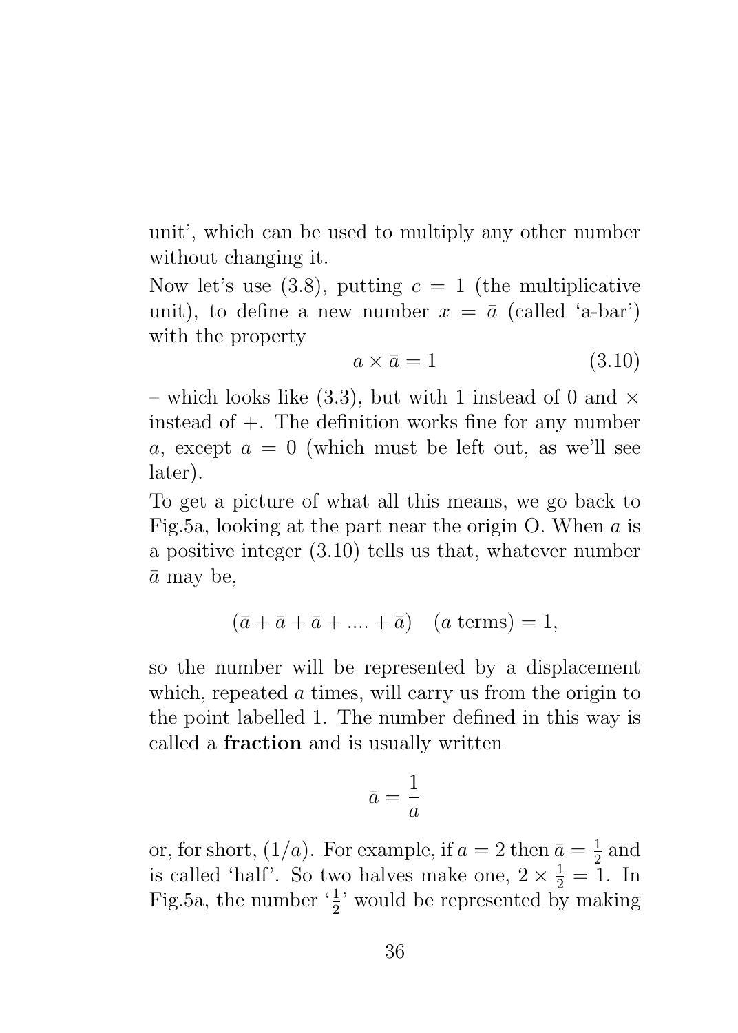unit', which can be used to multiply any other number without changing it.

Now let's use (3.8), putting $c = 1$ (the multiplicative unit), to define a new number $x = \bar{a}$ (called 'a-bar') with the property

$$a \times \bar{a} = 1 \tag{3.10}$$

– which looks like (3.3), but with 1 instead of 0 and $\times$ instead of $+$. The definition works fine for any number $a$, except $a = 0$ (which must be left out, as we'll see later).

To get a picture of what all this means, we go back to Fig.5a, looking at the part near the origin O. When $a$ is a positive integer (3.10) tells us that, whatever number $\bar{a}$ may be,

$$(\bar{a} + \bar{a} + \bar{a} + .... + \bar{a}) \quad (a \text{ terms}) = 1,$$

so the number will be represented by a displacement which, repeated $a$ times, will carry us from the origin to the point labelled 1. The number defined in this way is called a **fraction** and is usually written

$$\bar{a} = \frac{1}{a}$$

or, for short, $(1/a)$. For example, if $a = 2$ then $\bar{a} = \frac{1}{2}$ and is called 'half'. So two halves make one, $2 \times \frac{1}{2} = 1$. In Fig.5a, the number '$\frac{1}{2}$' would be represented by making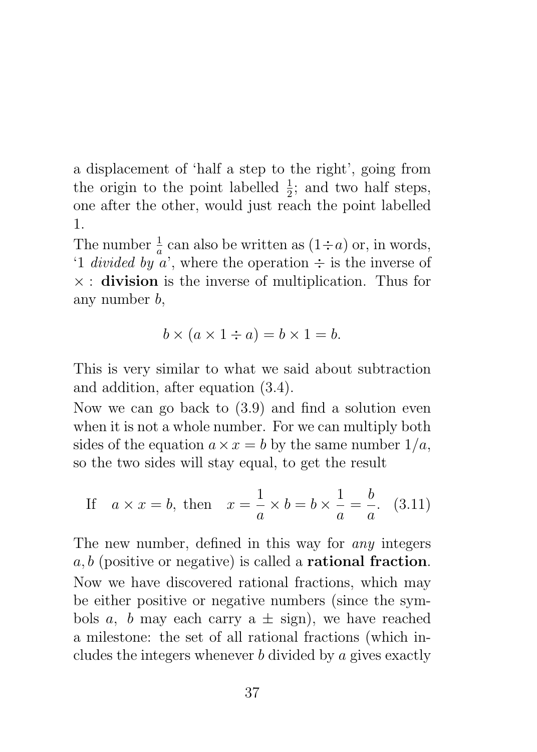a displacement of 'half a step to the right', going from the origin to the point labelled $\frac{1}{2}$; and two half steps, one after the other, would just reach the point labelled 1.

The number $\frac{1}{a}$ can also be written as $(1 \div a)$ or, in words, '1 *divided by* $a$', where the operation $\div$ is the inverse of $\times$ : **division** is the inverse of multiplication. Thus for any number $b$,

$$b \times (a \times 1 \div a) = b \times 1 = b.$$

This is very similar to what we said about subtraction and addition, after equation (3.4).

Now we can go back to (3.9) and find a solution even when it is not a whole number. For we can multiply both sides of the equation $a \times x = b$ by the same number $1/a$, so the two sides will stay equal, to get the result

$$\text{If} \quad a \times x = b, \text{ then} \quad x = \frac{1}{a} \times b = b \times \frac{1}{a} = \frac{b}{a}. \quad (3.11)$$

The new number, defined in this way for *any* integers $a, b$ (positive or negative) is called a **rational fraction**. Now we have discovered rational fractions, which may be either positive or negative numbers (since the symbols $a$, $b$ may each carry a $\pm$ sign), we have reached a milestone: the set of all rational fractions (which includes the integers whenever $b$ divided by $a$ gives exactly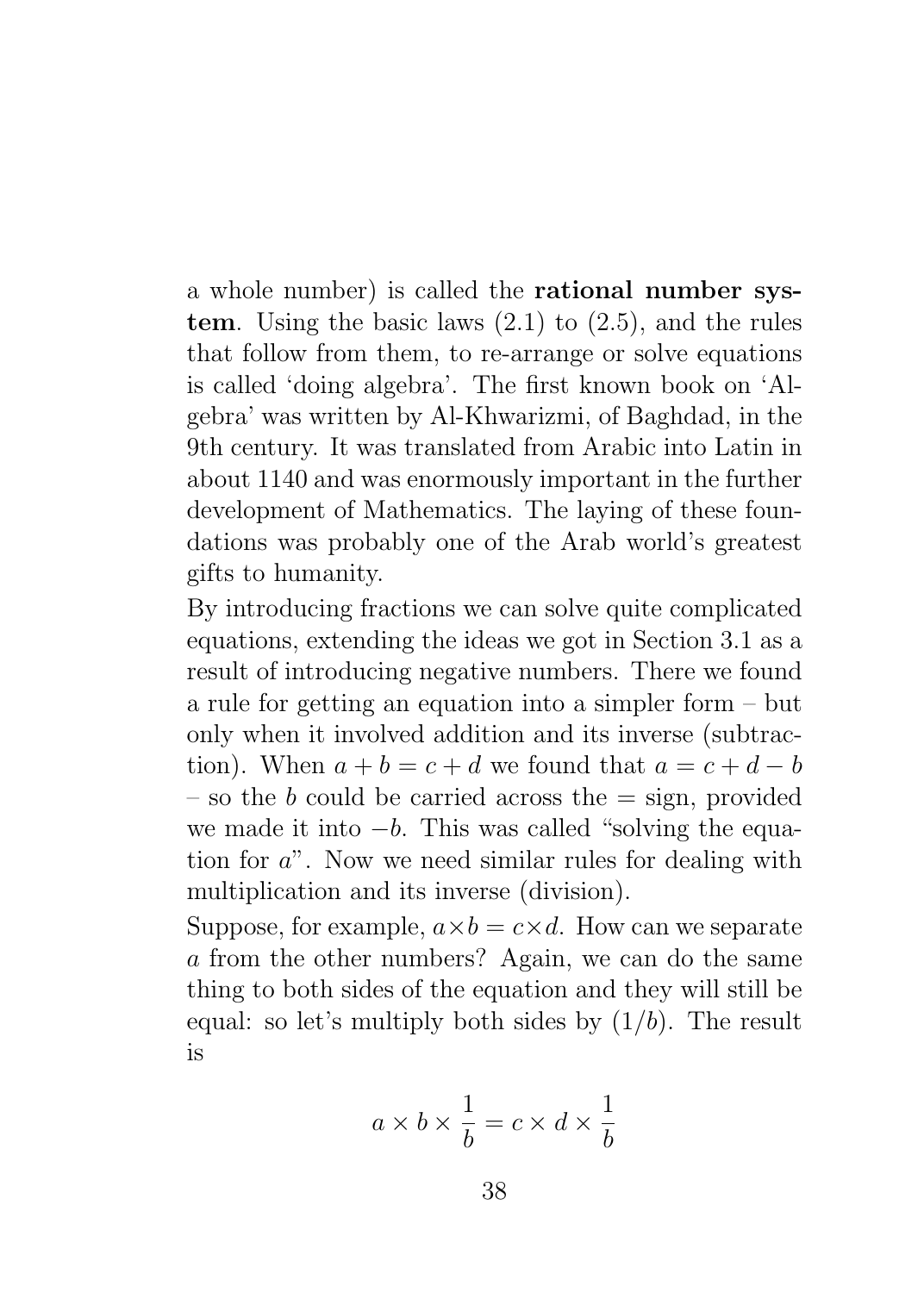a whole number) is called the **rational number system**. Using the basic laws (2.1) to (2.5), and the rules that follow from them, to re-arrange or solve equations is called 'doing algebra'. The first known book on 'Algebra' was written by Al-Khwarizmi, of Baghdad, in the 9th century. It was translated from Arabic into Latin in about 1140 and was enormously important in the further development of Mathematics. The laying of these foundations was probably one of the Arab world's greatest gifts to humanity.

By introducing fractions we can solve quite complicated equations, extending the ideas we got in Section 3.1 as a result of introducing negative numbers. There we found a rule for getting an equation into a simpler form – but only when it involved addition and its inverse (subtraction). When $a + b = c + d$ we found that $a = c + d - b$ – so the $b$ could be carried across the = sign, provided we made it into $-b$. This was called "solving the equation for $a$". Now we need similar rules for dealing with multiplication and its inverse (division).

Suppose, for example, $a \times b = c \times d$. How can we separate $a$ from the other numbers? Again, we can do the same thing to both sides of the equation and they will still be equal: so let's multiply both sides by $(1/b)$. The result is

$$a \times b \times \frac{1}{b} = c \times d \times \frac{1}{b}$$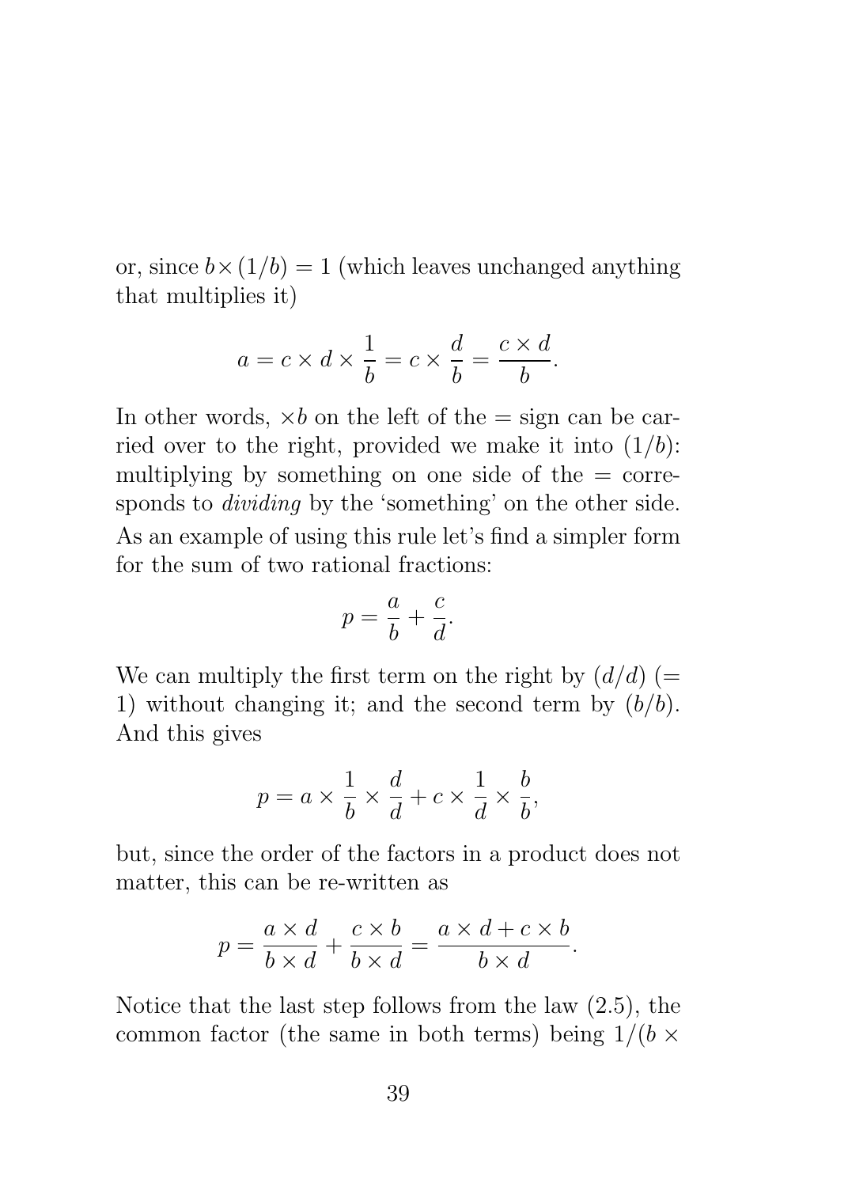or, since $b \times (1/b) = 1$ (which leaves unchanged anything that multiplies it)

$$a = c \times d \times \frac{1}{b} = c \times \frac{d}{b} = \frac{c \times d}{b}.$$

In other words, $\times b$ on the left of the $=$ sign can be carried over to the right, provided we make it into $(1/b)$: multiplying by something on one side of the $=$ corresponds to *dividing* by the 'something' on the other side. As an example of using this rule let's find a simpler form for the sum of two rational fractions:

$$p = \frac{a}{b} + \frac{c}{d}.$$

We can multiply the first term on the right by $(d/d)$ ($=$ 1) without changing it; and the second term by $(b/b)$. And this gives

$$p = a \times \frac{1}{b} \times \frac{d}{d} + c \times \frac{1}{d} \times \frac{b}{b},$$

but, since the order of the factors in a product does not matter, this can be re-written as

$$p = \frac{a \times d}{b \times d} + \frac{c \times b}{b \times d} = \frac{a \times d + c \times b}{b \times d}.$$

Notice that the last step follows from the law (2.5), the common factor (the same in both terms) being $1/(b \times$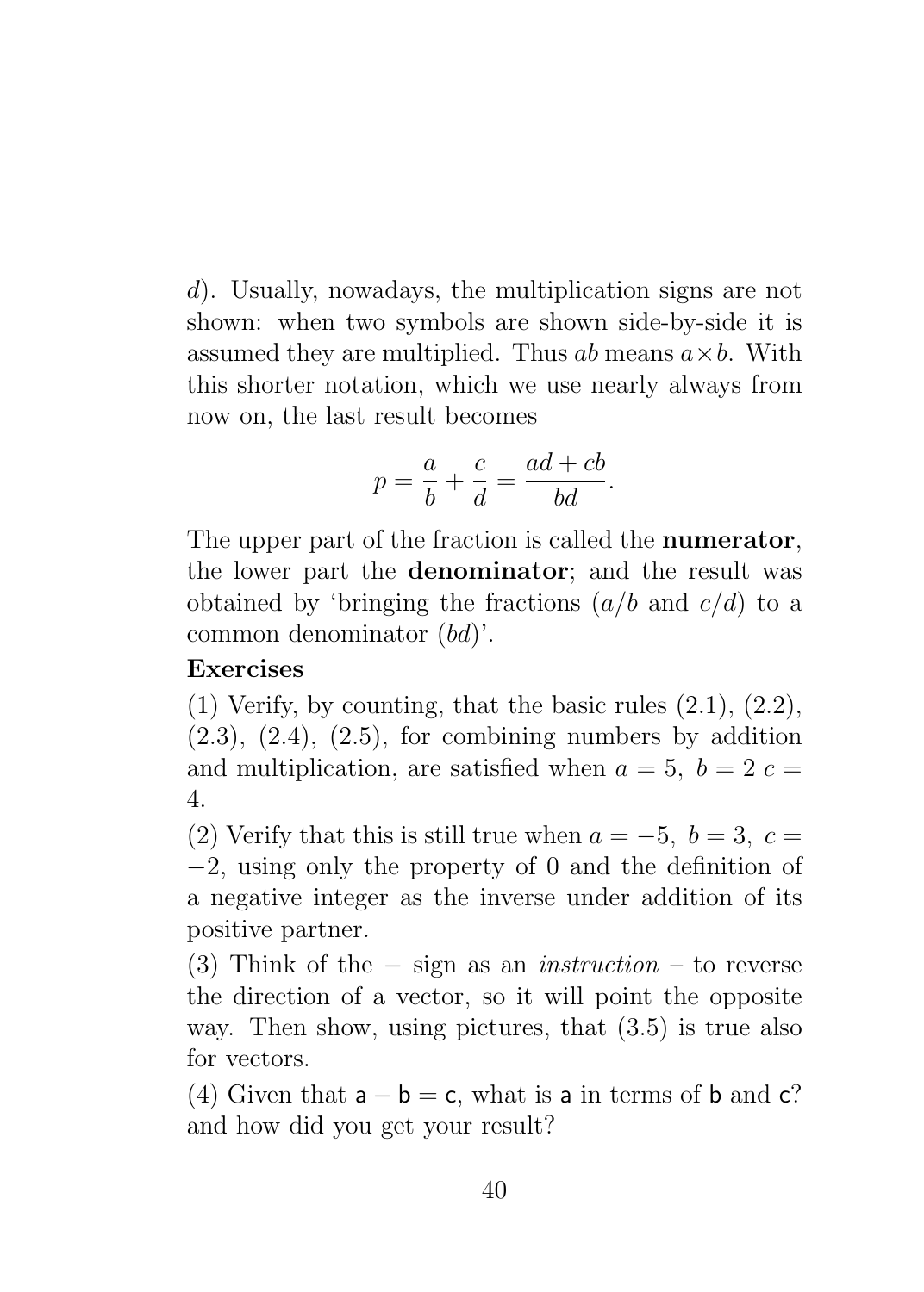$d$). Usually, nowadays, the multiplication signs are not shown: when two symbols are shown side-by-side it is assumed they are multiplied. Thus $ab$ means $a \times b$. With this shorter notation, which we use nearly always from now on, the last result becomes

$$p = \frac{a}{b} + \frac{c}{d} = \frac{ad + cb}{bd}.$$

The upper part of the fraction is called the **numerator**, the lower part the **denominator**; and the result was obtained by 'bringing the fractions ($a/b$ and $c/d$) to a common denominator ($bd$)'.

**Exercises**

(1) Verify, by counting, that the basic rules (2.1), (2.2), (2.3), (2.4), (2.5), for combining numbers by addition and multiplication, are satisfied when $a = 5,\ b = 2\ c = 4$.

(2) Verify that this is still true when $a = -5,\ b = 3,\ c = -2$, using only the property of 0 and the definition of a negative integer as the inverse under addition of its positive partner.

(3) Think of the $-$ sign as an *instruction* – to reverse the direction of a vector, so it will point the opposite way. Then show, using pictures, that (3.5) is true also for vectors.

(4) Given that $\mathsf{a} - \mathsf{b} = \mathsf{c}$, what is $\mathsf{a}$ in terms of $\mathsf{b}$ and $\mathsf{c}$? and how did you get your result?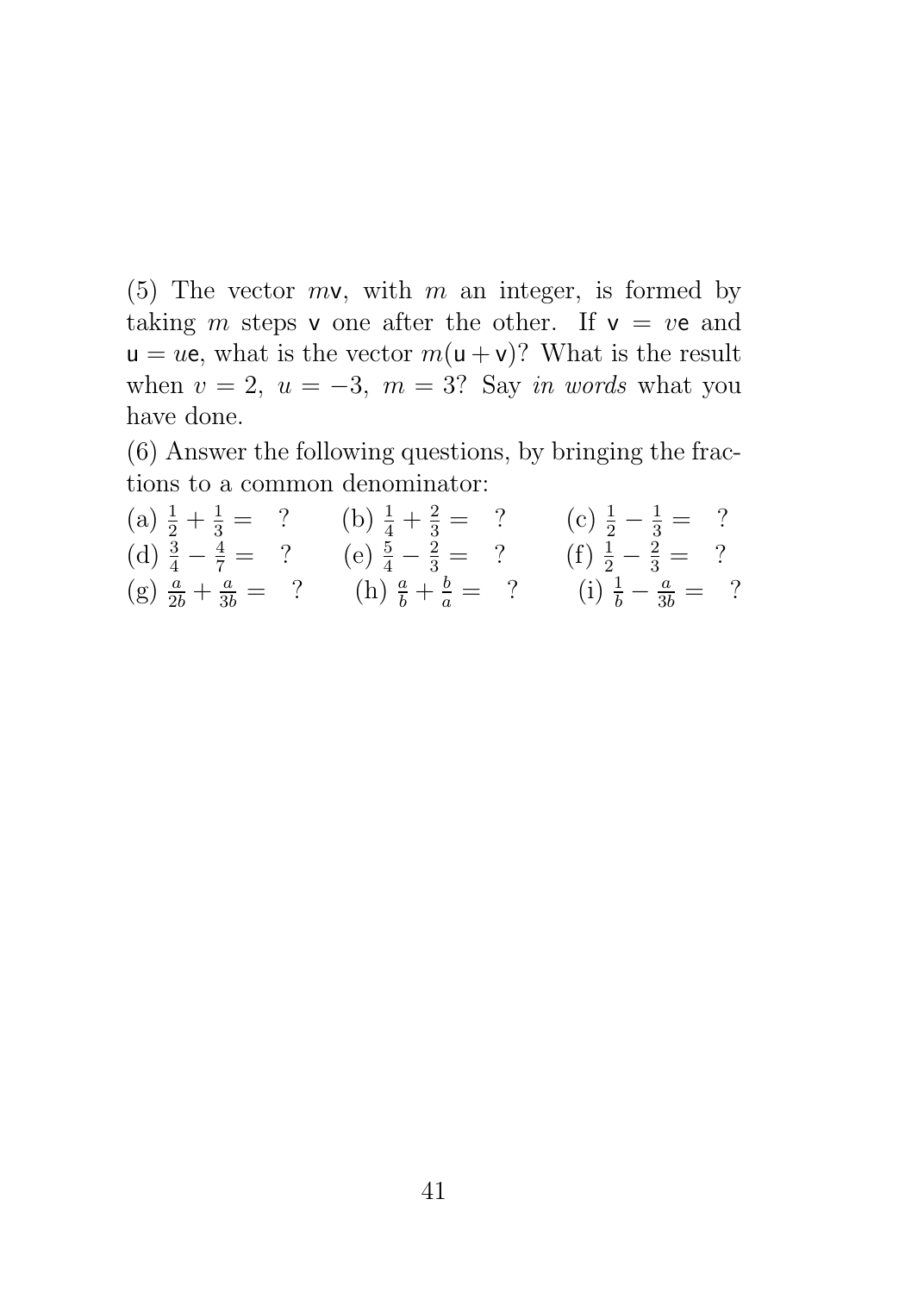(5) The vector $m\mathsf{v}$, with $m$ an integer, is formed by taking $m$ steps $\mathsf{v}$ one after the other. If $\mathsf{v} = v\mathsf{e}$ and $\mathsf{u} = u\mathsf{e}$, what is the vector $m(\mathsf{u} + \mathsf{v})$? What is the result when $v = 2,\ u = -3,\ m = 3$? Say *in words* what you have done.

(6) Answer the following questions, by bringing the fractions to a common denominator:

(a) $\frac{1}{2} + \frac{1}{3} = \ ?$ (b) $\frac{1}{4} + \frac{2}{3} = \ ?$ (c) $\frac{1}{2} - \frac{1}{3} = \ ?$

(d) $\frac{3}{4} - \frac{4}{7} = \ ?$ (e) $\frac{5}{4} - \frac{2}{3} = \ ?$ (f) $\frac{1}{2} - \frac{2}{3} = \ ?$

(g) $\frac{a}{2b} + \frac{a}{3b} = \ ?$ (h) $\frac{a}{b} + \frac{b}{a} = \ ?$ (i) $\frac{1}{b} - \frac{a}{3b} = \ ?$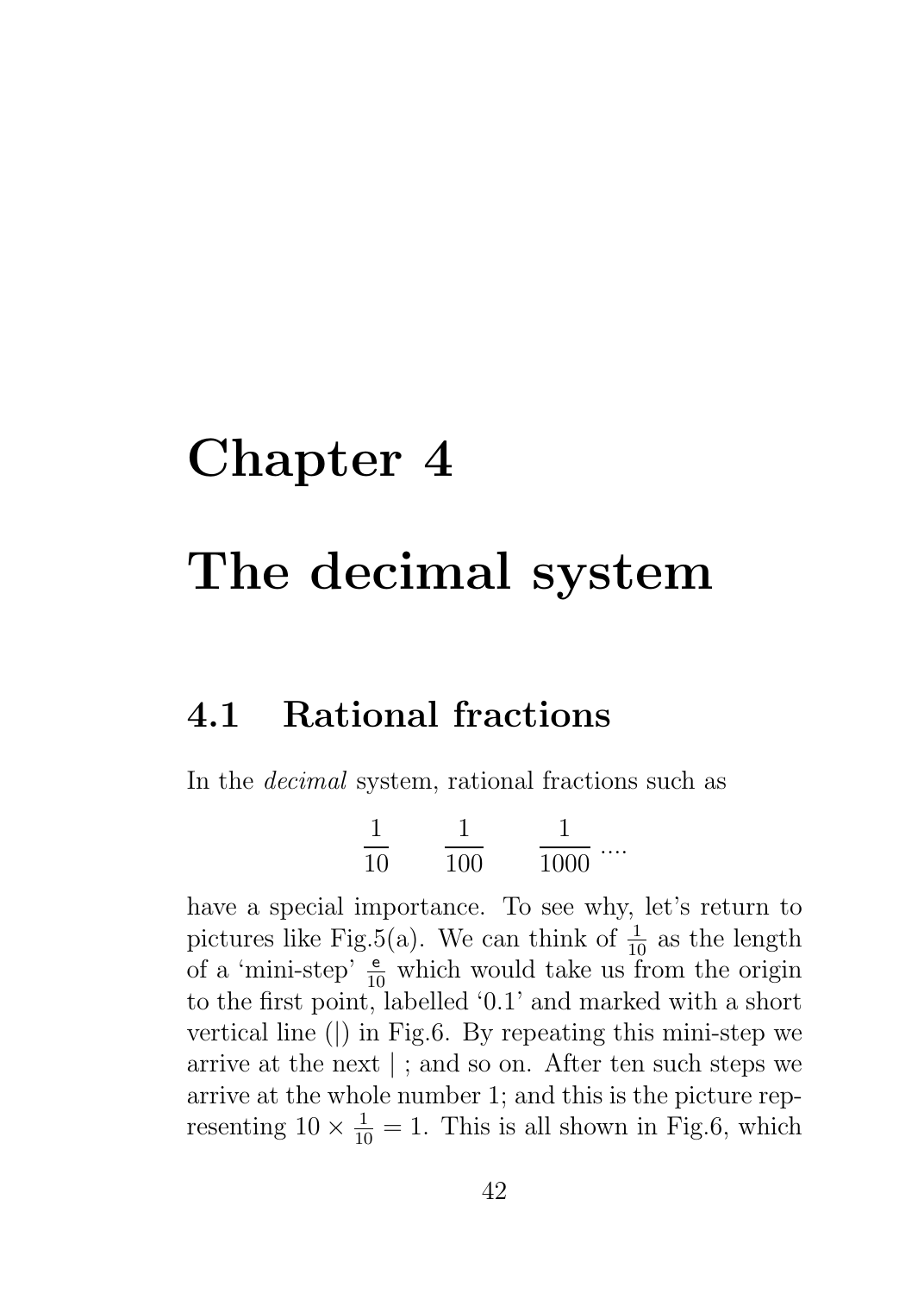# Chapter 4

# The decimal system

## 4.1 Rational fractions

In the *decimal* system, rational fractions such as

$$\frac{1}{10} \qquad \frac{1}{100} \qquad \frac{1}{1000} \; ....$$

have a special importance. To see why, let's return to pictures like Fig.5(a). We can think of $\frac{1}{10}$ as the length of a 'mini-step' $\frac{\mathsf{e}}{10}$ which would take us from the origin to the first point, labelled '0.1' and marked with a short vertical line (|) in Fig.6. By repeating this mini-step we arrive at the next | ; and so on. After ten such steps we arrive at the whole number 1; and this is the picture representing $10 \times \frac{1}{10} = 1$. This is all shown in Fig.6, which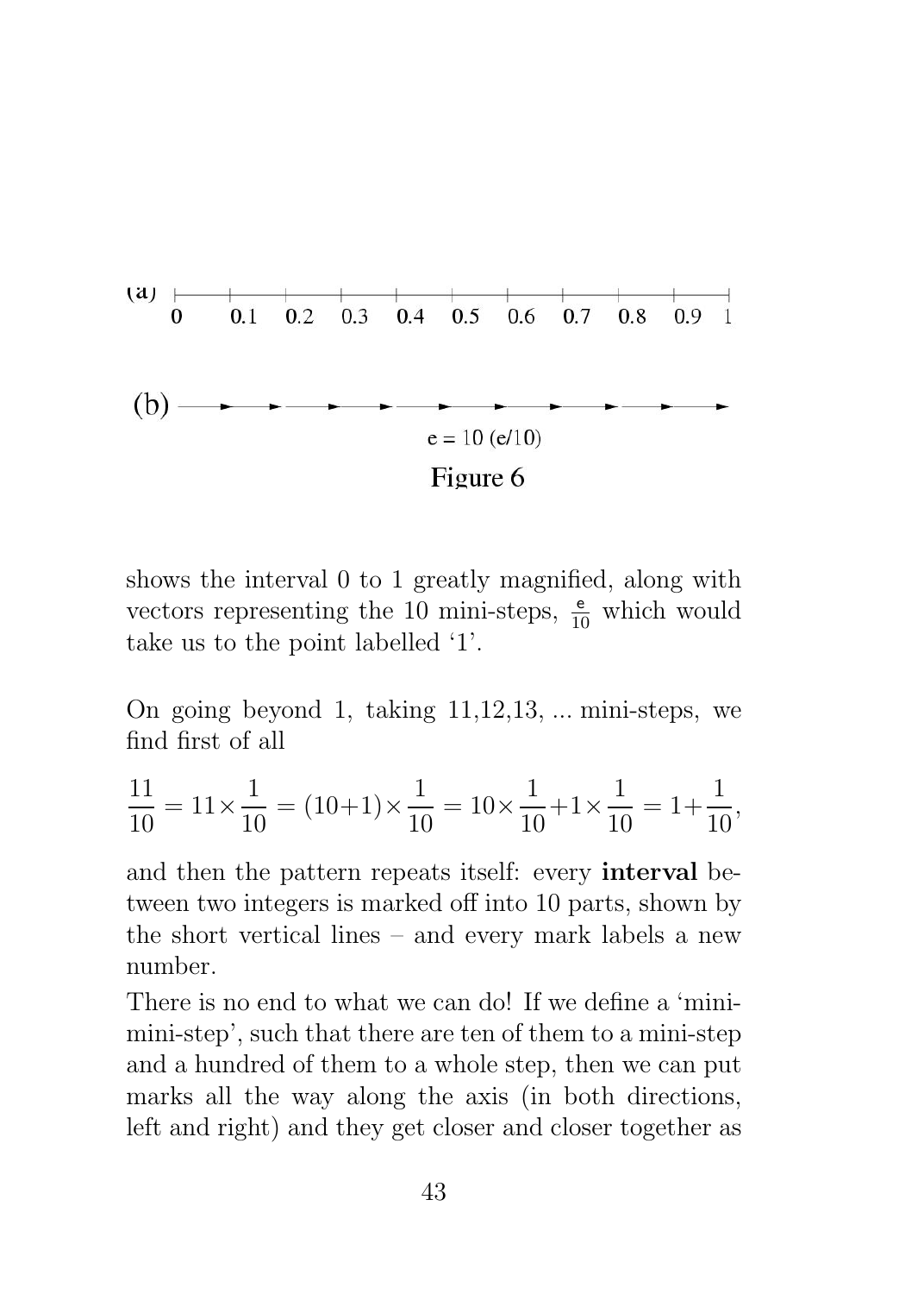(a) 0 0.1 0.2 0.3 0.4 0.5 0.6 0.7 0.8 0.9 1

(b)

e = 10 (e/10)

Figure 6

shows the interval 0 to 1 greatly magnified, along with vectors representing the 10 mini-steps, $\frac{e}{10}$ which would take us to the point labelled '1'.

On going beyond 1, taking 11,12,13, ... mini-steps, we find first of all

$$\frac{11}{10} = 11\times\frac{1}{10} = (10+1)\times\frac{1}{10} = 10\times\frac{1}{10}+1\times\frac{1}{10} = 1+\frac{1}{10},$$

and then the pattern repeats itself: every **interval** between two integers is marked off into 10 parts, shown by the short vertical lines – and every mark labels a new number.

There is no end to what we can do! If we define a 'mini-mini-step', such that there are ten of them to a mini-step and a hundred of them to a whole step, then we can put marks all the way along the axis (in both directions, left and right) and they get closer and closer together as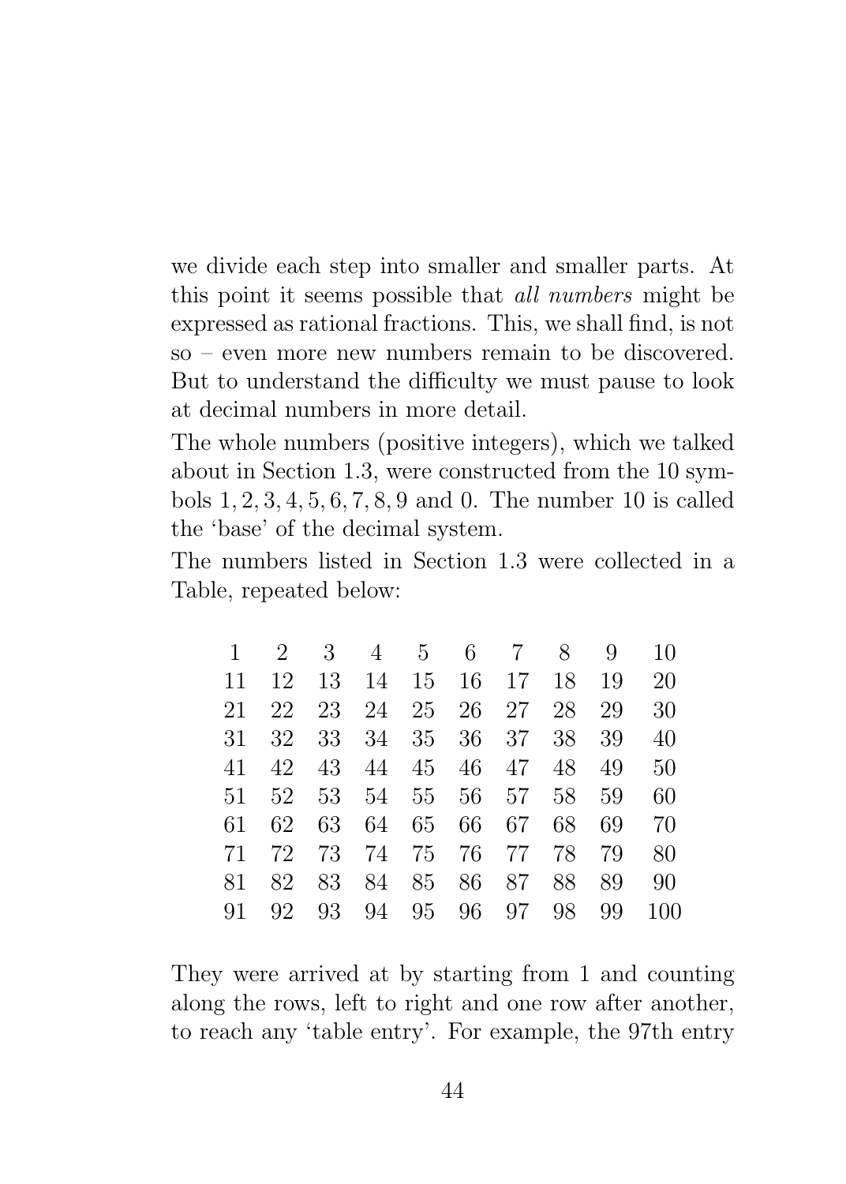we divide each step into smaller and smaller parts. At this point it seems possible that *all numbers* might be expressed as rational fractions. This, we shall find, is not so – even more new numbers remain to be discovered. But to understand the difficulty we must pause to look at decimal numbers in more detail.

The whole numbers (positive integers), which we talked about in Section 1.3, were constructed from the 10 symbols $1, 2, 3, 4, 5, 6, 7, 8, 9$ and 0. The number 10 is called the 'base' of the decimal system.

The numbers listed in Section 1.3 were collected in a Table, repeated below:

| | | | | | | | | | |
|---|---|---|---|---|---|---|---|---|---|
| 1 | 2 | 3 | 4 | 5 | 6 | 7 | 8 | 9 | 10 |
| 11 | 12 | 13 | 14 | 15 | 16 | 17 | 18 | 19 | 20 |
| 21 | 22 | 23 | 24 | 25 | 26 | 27 | 28 | 29 | 30 |
| 31 | 32 | 33 | 34 | 35 | 36 | 37 | 38 | 39 | 40 |
| 41 | 42 | 43 | 44 | 45 | 46 | 47 | 48 | 49 | 50 |
| 51 | 52 | 53 | 54 | 55 | 56 | 57 | 58 | 59 | 60 |
| 61 | 62 | 63 | 64 | 65 | 66 | 67 | 68 | 69 | 70 |
| 71 | 72 | 73 | 74 | 75 | 76 | 77 | 78 | 79 | 80 |
| 81 | 82 | 83 | 84 | 85 | 86 | 87 | 88 | 89 | 90 |
| 91 | 92 | 93 | 94 | 95 | 96 | 97 | 98 | 99 | 100 |

They were arrived at by starting from 1 and counting along the rows, left to right and one row after another, to reach any 'table entry'. For example, the 97th entry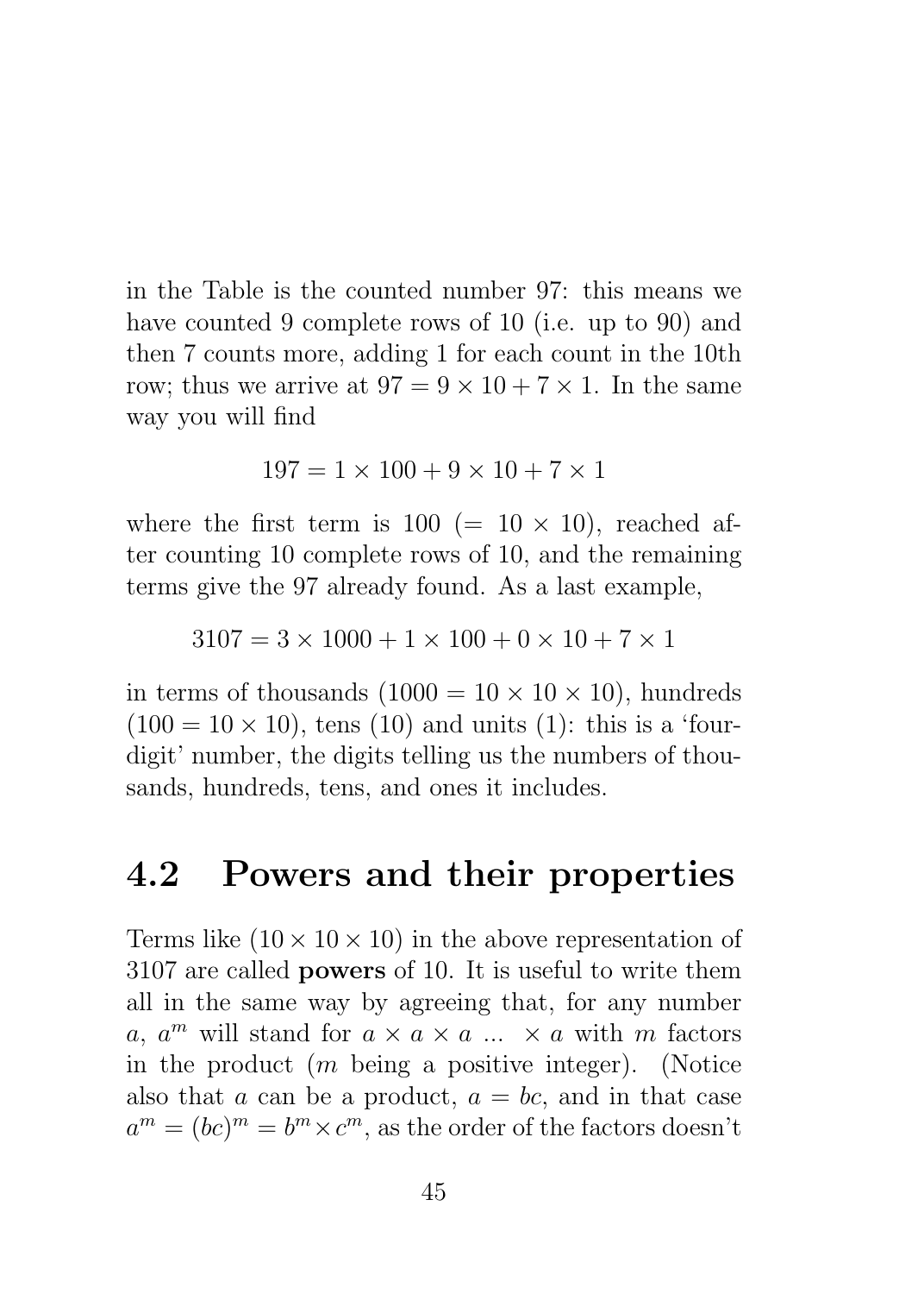in the Table is the counted number 97: this means we have counted 9 complete rows of 10 (i.e. up to 90) and then 7 counts more, adding 1 for each count in the 10th row; thus we arrive at $97 = 9 \times 10 + 7 \times 1$. In the same way you will find

$$197 = 1 \times 100 + 9 \times 10 + 7 \times 1$$

where the first term is 100 ($= 10 \times 10$), reached after counting 10 complete rows of 10, and the remaining terms give the 97 already found. As a last example,

$$3107 = 3 \times 1000 + 1 \times 100 + 0 \times 10 + 7 \times 1$$

in terms of thousands ($1000 = 10 \times 10 \times 10$), hundreds ($100 = 10 \times 10$), tens (10) and units (1): this is a 'four-digit' number, the digits telling us the numbers of thousands, hundreds, tens, and ones it includes.

## 4.2 Powers and their properties

Terms like $(10 \times 10 \times 10)$ in the above representation of 3107 are called **powers** of 10. It is useful to write them all in the same way by agreeing that, for any number $a$, $a^m$ will stand for $a \times a \times a \ ... \ \times a$ with $m$ factors in the product ($m$ being a positive integer). (Notice also that $a$ can be a product, $a = bc$, and in that case $a^m = (bc)^m = b^m \times c^m$, as the order of the factors doesn't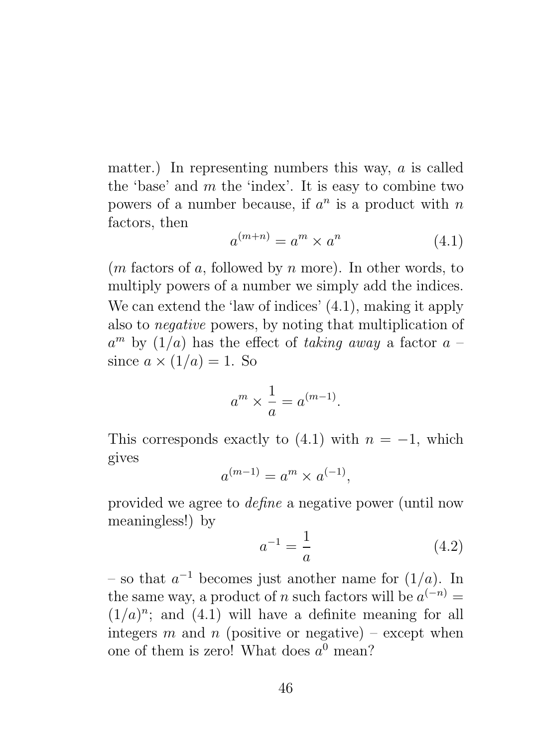matter.) In representing numbers this way, $a$ is called the 'base' and $m$ the 'index'. It is easy to combine two powers of a number because, if $a^n$ is a product with $n$ factors, then

$$a^{(m+n)} = a^m \times a^n \tag{4.1}$$

($m$ factors of $a$, followed by $n$ more). In other words, to multiply powers of a number we simply add the indices. We can extend the 'law of indices' (4.1), making it apply also to *negative* powers, by noting that multiplication of $a^m$ by $(1/a)$ has the effect of *taking away* a factor $a$ – since $a \times (1/a) = 1$. So

$$a^m \times \frac{1}{a} = a^{(m-1)}.$$

This corresponds exactly to (4.1) with $n = -1$, which gives

$$a^{(m-1)} = a^m \times a^{(-1)},$$

provided we agree to *define* a negative power (until now meaningless!) by

$$a^{-1} = \frac{1}{a} \tag{4.2}$$

– so that $a^{-1}$ becomes just another name for $(1/a)$. In the same way, a product of $n$ such factors will be $a^{(-n)} = (1/a)^n$; and (4.1) will have a definite meaning for all integers $m$ and $n$ (positive or negative) – except when one of them is zero! What does $a^0$ mean?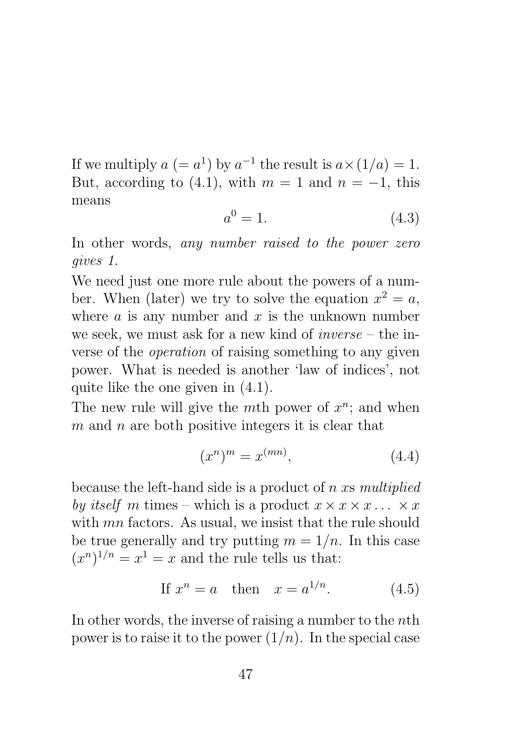If we multiply $a$ $(= a^1)$ by $a^{-1}$ the result is $a \times (1/a) = 1$. But, according to (4.1), with $m = 1$ and $n = -1$, this means

$$a^0 = 1. \tag{4.3}$$

In other words, *any number raised to the power zero gives 1.*

We need just one more rule about the powers of a number. When (later) we try to solve the equation $x^2 = a$, where $a$ is any number and $x$ is the unknown number we seek, we must ask for a new kind of *inverse* – the inverse of the *operation* of raising something to any given power. What is needed is another 'law of indices', not quite like the one given in (4.1).

The new rule will give the $m$th power of $x^n$; and when $m$ and $n$ are both positive integers it is clear that

$$(x^n)^m = x^{(mn)}, \tag{4.4}$$

because the left-hand side is a product of $n$ $x$s *multiplied by itself* $m$ times – which is a product $x \times x \times x \ldots \times x$ with $mn$ factors. As usual, we insist that the rule should be true generally and try putting $m = 1/n$. In this case $(x^n)^{1/n} = x^1 = x$ and the rule tells us that:

$$\text{If } x^n = a \quad \text{then} \quad x = a^{1/n}. \tag{4.5}$$

In other words, the inverse of raising a number to the $n$th power is to raise it to the power $(1/n)$. In the special case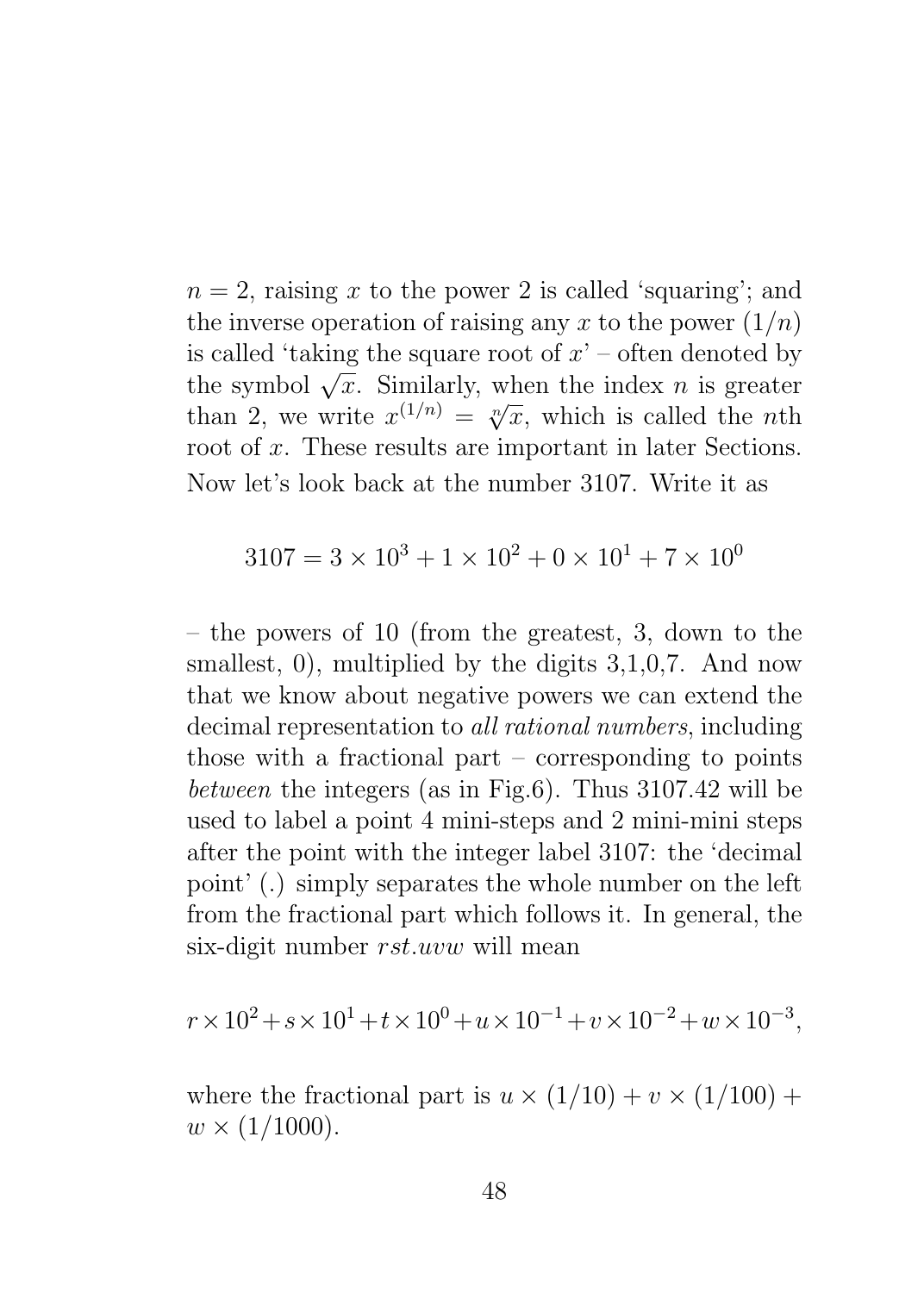$n = 2$, raising $x$ to the power 2 is called 'squaring'; and the inverse operation of raising any $x$ to the power $(1/n)$ is called 'taking the square root of $x$' – often denoted by the symbol $\sqrt{x}$. Similarly, when the index $n$ is greater than 2, we write $x^{(1/n)} = \sqrt[n]{x}$, which is called the $n$th root of $x$. These results are important in later Sections.

Now let's look back at the number 3107. Write it as

$$3107 = 3 \times 10^3 + 1 \times 10^2 + 0 \times 10^1 + 7 \times 10^0$$

– the powers of 10 (from the greatest, 3, down to the smallest, 0), multiplied by the digits 3,1,0,7. And now that we know about negative powers we can extend the decimal representation to *all rational numbers*, including those with a fractional part – corresponding to points *between* the integers (as in Fig.6). Thus 3107.42 will be used to label a point 4 mini-steps and 2 mini-mini steps after the point with the integer label 3107: the 'decimal point' (.) simply separates the whole number on the left from the fractional part which follows it. In general, the six-digit number $rst.uvw$ will mean

$$r \times 10^2 + s \times 10^1 + t \times 10^0 + u \times 10^{-1} + v \times 10^{-2} + w \times 10^{-3},$$

where the fractional part is $u \times (1/10) + v \times (1/100) + w \times (1/1000)$.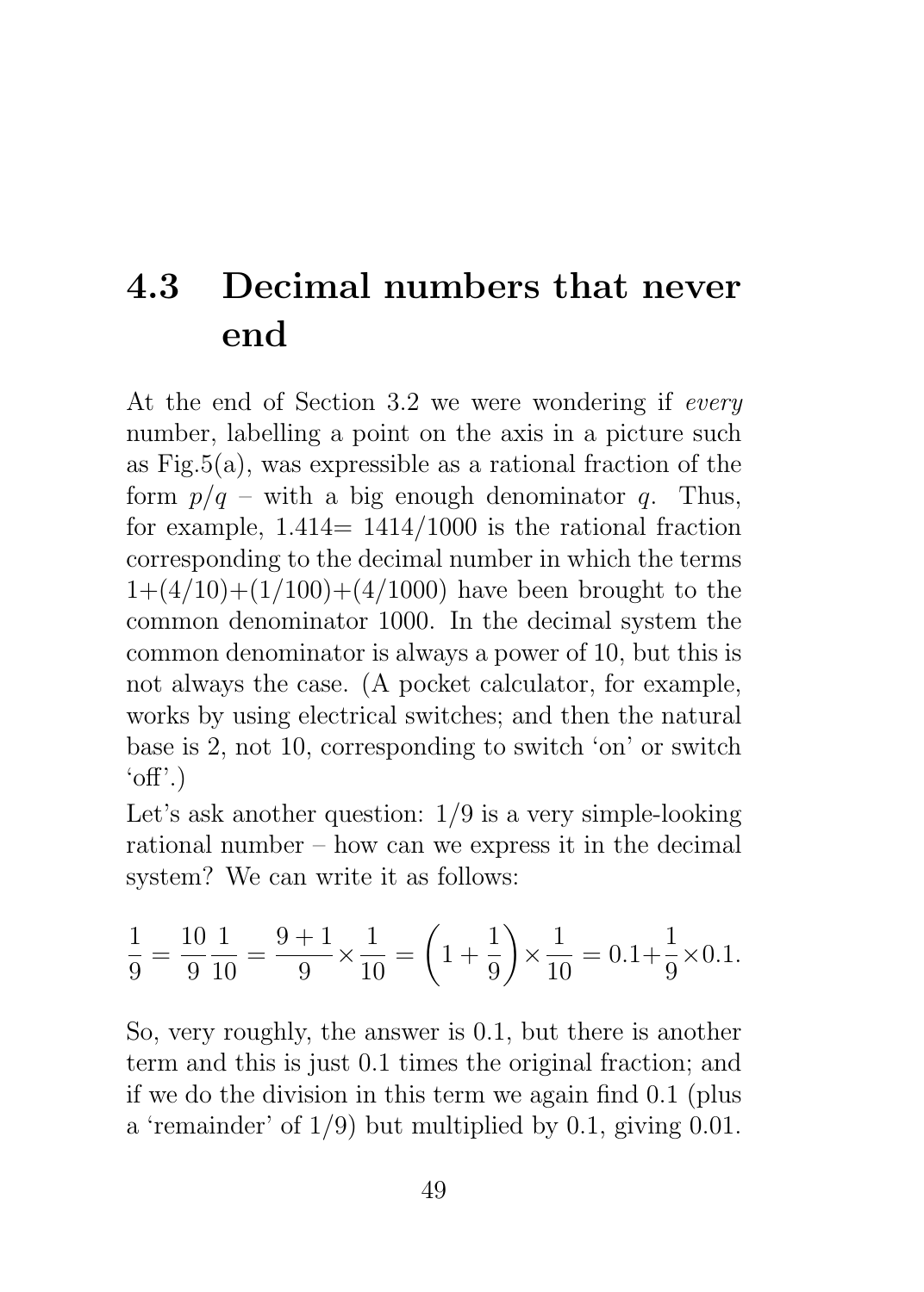## 4.3 Decimal numbers that never end

At the end of Section 3.2 we were wondering if *every* number, labelling a point on the axis in a picture such as Fig.5(a), was expressible as a rational fraction of the form $p/q$ – with a big enough denominator $q$. Thus, for example, 1.414= 1414/1000 is the rational fraction corresponding to the decimal number in which the terms 1+(4/10)+(1/100)+(4/1000) have been brought to the common denominator 1000. In the decimal system the common denominator is always a power of 10, but this is not always the case. (A pocket calculator, for example, works by using electrical switches; and then the natural base is 2, not 10, corresponding to switch 'on' or switch 'off'.)

Let's ask another question: 1/9 is a very simple-looking rational number – how can we express it in the decimal system? We can write it as follows:

$$\frac{1}{9} = \frac{10}{9}\frac{1}{10} = \frac{9+1}{9} \times \frac{1}{10} = \left(1 + \frac{1}{9}\right) \times \frac{1}{10} = 0.1 + \frac{1}{9} \times 0.1.$$

So, very roughly, the answer is 0.1, but there is another term and this is just 0.1 times the original fraction; and if we do the division in this term we again find 0.1 (plus a 'remainder' of 1/9) but multiplied by 0.1, giving 0.01.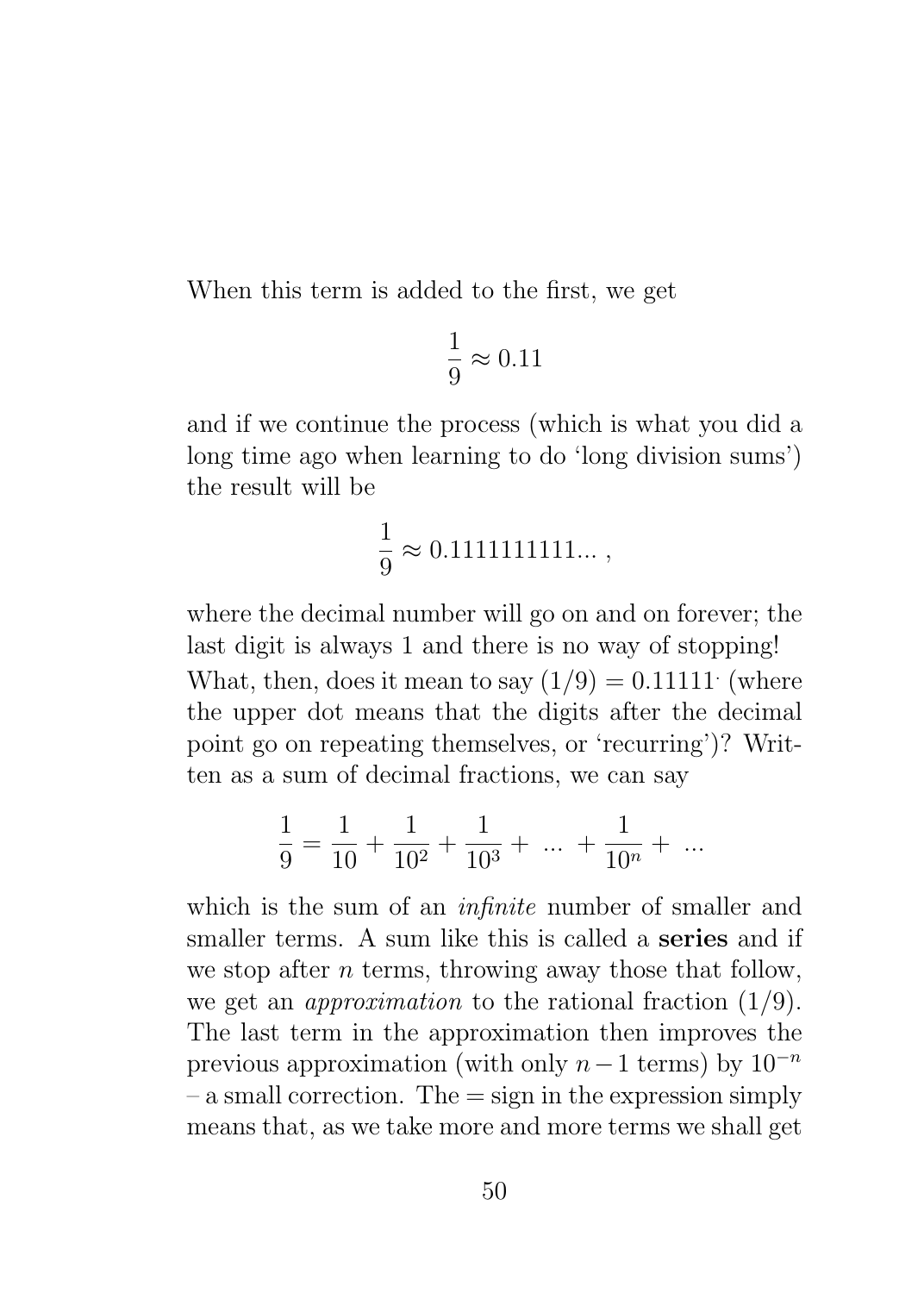When this term is added to the first, we get

$$\frac{1}{9} \approx 0.11$$

and if we continue the process (which is what you did a long time ago when learning to do 'long division sums') the result will be

$$\frac{1}{9} \approx 0.1111111111... ,$$

where the decimal number will go on and on forever; the last digit is always 1 and there is no way of stopping! What, then, does it mean to say $(1/9) = 0.1111\dot{1}$ (where the upper dot means that the digits after the decimal point go on repeating themselves, or 'recurring')? Written as a sum of decimal fractions, we can say

$$\frac{1}{9} = \frac{1}{10} + \frac{1}{10^2} + \frac{1}{10^3} + \ ... \ + \frac{1}{10^n} + \ ...$$

which is the sum of an *infinite* number of smaller and smaller terms. A sum like this is called a **series** and if we stop after $n$ terms, throwing away those that follow, we get an *approximation* to the rational fraction (1/9). The last term in the approximation then improves the previous approximation (with only $n-1$ terms) by $10^{-n}$ – a small correction. The = sign in the expression simply means that, as we take more and more terms we shall get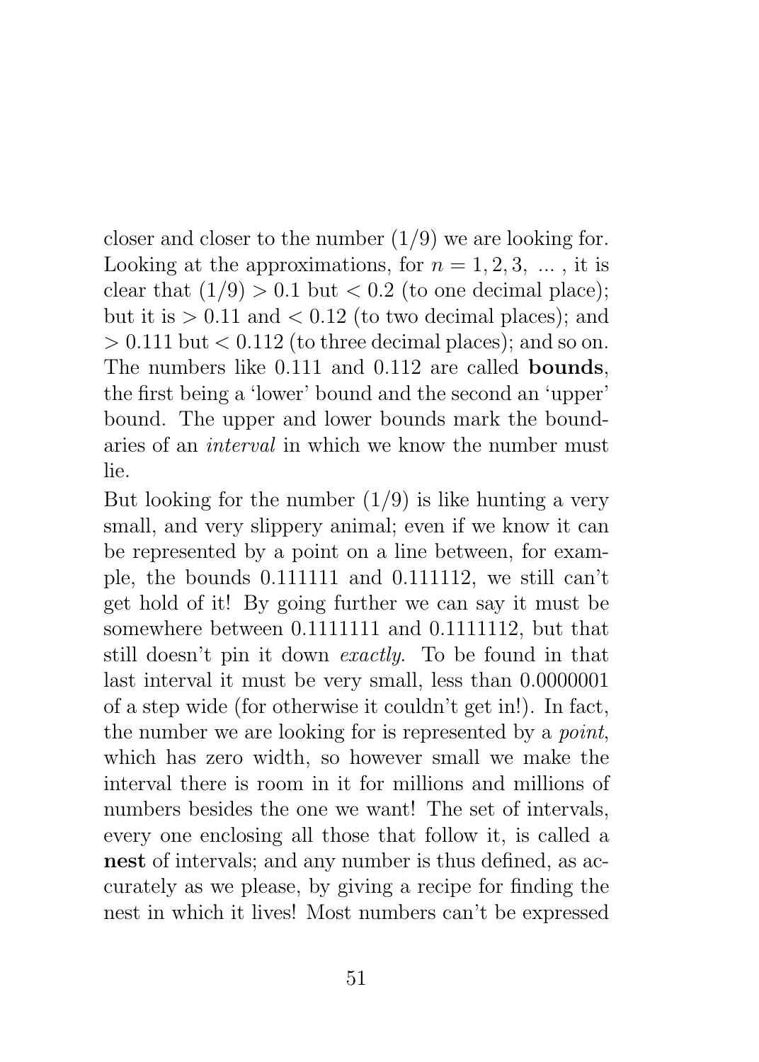closer and closer to the number $(1/9)$ we are looking for. Looking at the approximations, for $n = 1, 2, 3, \ ...$ , it is clear that $(1/9) > 0.1$ but $< 0.2$ (to one decimal place); but it is $> 0.11$ and $< 0.12$ (to two decimal places); and $> 0.111$ but $< 0.112$ (to three decimal places); and so on. The numbers like 0.111 and 0.112 are called **bounds**, the first being a 'lower' bound and the second an 'upper' bound. The upper and lower bounds mark the boundaries of an *interval* in which we know the number must lie.

But looking for the number $(1/9)$ is like hunting a very small, and very slippery animal; even if we know it can be represented by a point on a line between, for example, the bounds 0.111111 and 0.111112, we still can't get hold of it! By going further we can say it must be somewhere between 0.1111111 and 0.1111112, but that still doesn't pin it down *exactly*. To be found in that last interval it must be very small, less than 0.0000001 of a step wide (for otherwise it couldn't get in!). In fact, the number we are looking for is represented by a *point*, which has zero width, so however small we make the interval there is room in it for millions and millions of numbers besides the one we want! The set of intervals, every one enclosing all those that follow it, is called a **nest** of intervals; and any number is thus defined, as accurately as we please, by giving a recipe for finding the nest in which it lives! Most numbers can't be expressed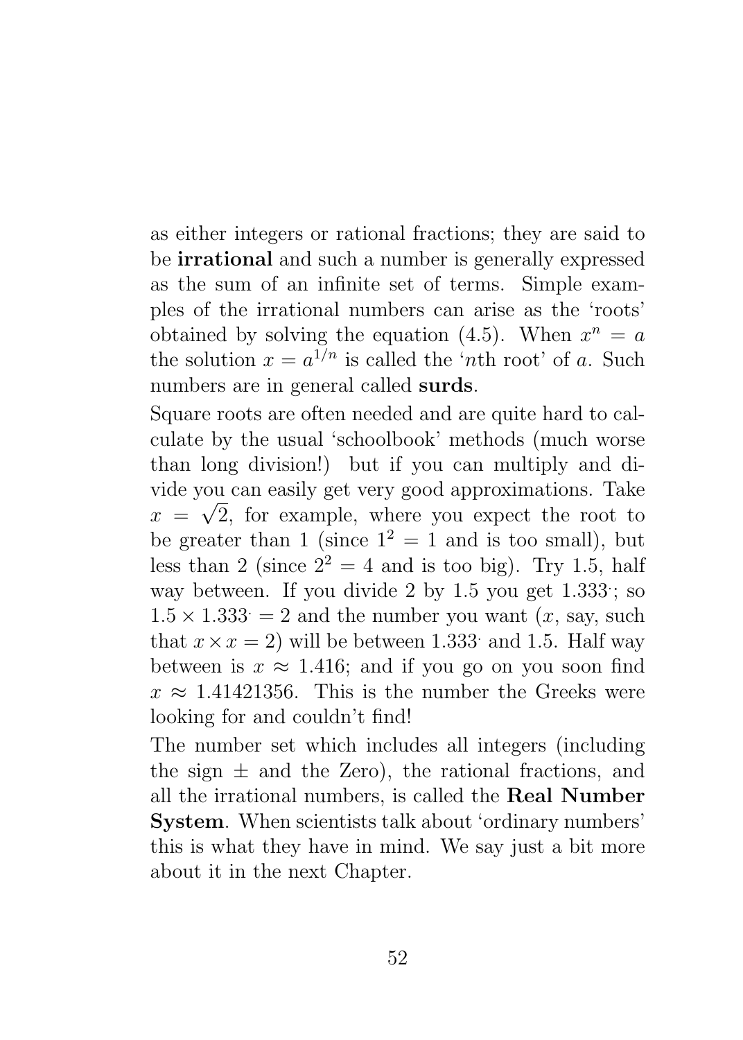as either integers or rational fractions; they are said to be **irrational** and such a number is generally expressed as the sum of an infinite set of terms. Simple examples of the irrational numbers can arise as the 'roots' obtained by solving the equation (4.5). When $x^n = a$ the solution $x = a^{1/n}$ is called the '$n$th root' of $a$. Such numbers are in general called **surds**.

Square roots are often needed and are quite hard to calculate by the usual 'schoolbook' methods (much worse than long division!) but if you can multiply and divide you can easily get very good approximations. Take $x = \sqrt{2}$, for example, where you expect the root to be greater than 1 (since $1^2 = 1$ and is too small), but less than 2 (since $2^2 = 4$ and is too big). Try 1.5, half way between. If you divide 2 by 1.5 you get $1.33\dot{3}$; so $1.5 \times 1.33\dot{3} = 2$ and the number you want ($x$, say, such that $x \times x = 2$) will be between $1.33\dot{3}$ and 1.5. Half way between is $x \approx 1.416$; and if you go on you soon find $x \approx 1.41421356$. This is the number the Greeks were looking for and couldn't find!

The number set which includes all integers (including the sign $\pm$ and the Zero), the rational fractions, and all the irrational numbers, is called the **Real Number System**. When scientists talk about 'ordinary numbers' this is what they have in mind. We say just a bit more about it in the next Chapter.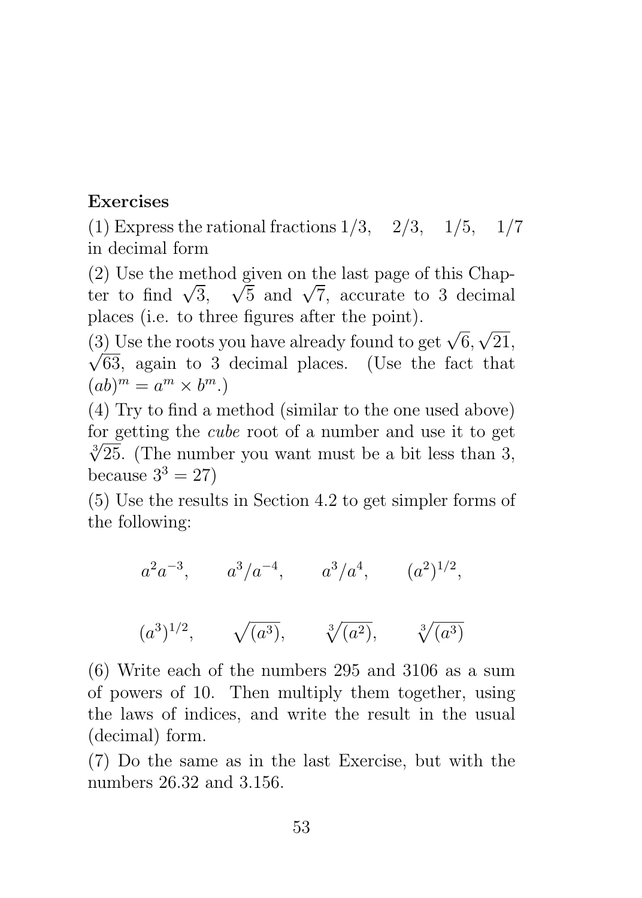**Exercises**

(1) Express the rational fractions $1/3$, $2/3$, $1/5$, $1/7$ in decimal form

(2) Use the method given on the last page of this Chapter to find $\sqrt{3}$, $\sqrt{5}$ and $\sqrt{7}$, accurate to 3 decimal places (i.e. to three figures after the point).

(3) Use the roots you have already found to get $\sqrt{6}, \sqrt{21}$, $\sqrt{63}$, again to 3 decimal places. (Use the fact that $(ab)^m = a^m \times b^m$.)

(4) Try to find a method (similar to the one used above) for getting the *cube* root of a number and use it to get $\sqrt[3]{25}$. (The number you want must be a bit less than 3, because $3^3 = 27$)

(5) Use the results in Section 4.2 to get simpler forms of the following:

$$a^2a^{-3}, \qquad a^3/a^{-4}, \qquad a^3/a^4, \qquad (a^2)^{1/2},$$

$$(a^3)^{1/2}, \qquad \sqrt{(a^3)}, \qquad \sqrt[3]{(a^2)}, \qquad \sqrt[3]{(a^3)}$$

(6) Write each of the numbers 295 and 3106 as a sum of powers of 10. Then multiply them together, using the laws of indices, and write the result in the usual (decimal) form.

(7) Do the same as in the last Exercise, but with the numbers 26.32 and 3.156.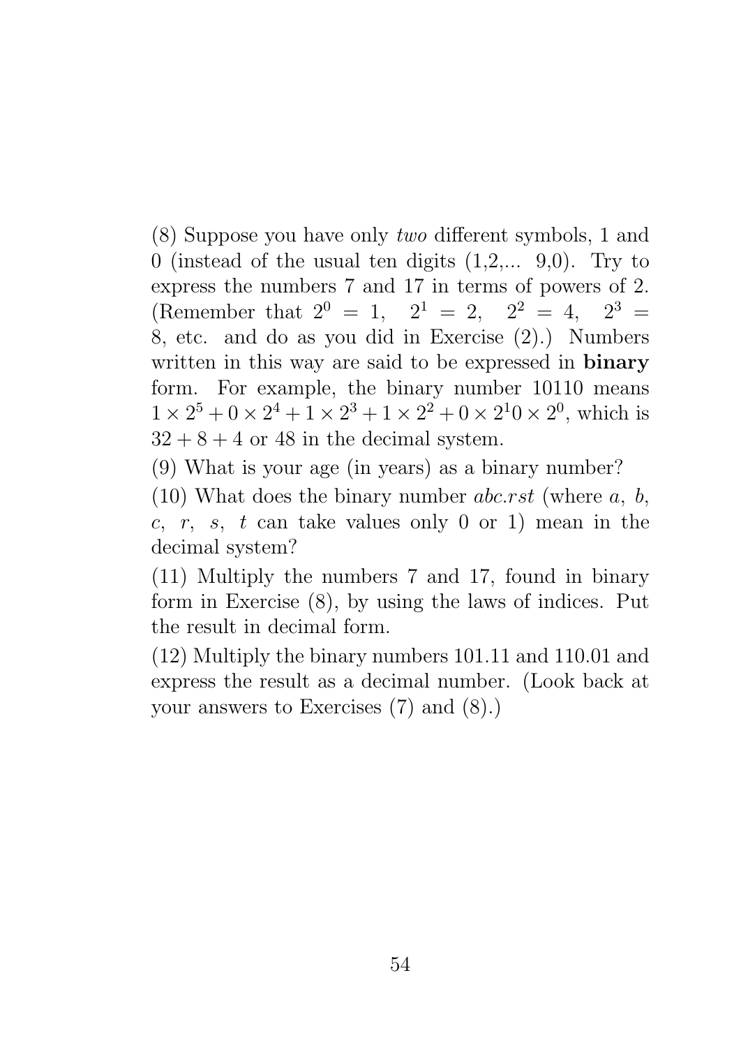(8) Suppose you have only *two* different symbols, 1 and 0 (instead of the usual ten digits (1,2,... 9,0). Try to express the numbers 7 and 17 in terms of powers of 2. (Remember that $2^0 = 1$, $2^1 = 2$, $2^2 = 4$, $2^3 = 8$, etc. and do as you did in Exercise (2).) Numbers written in this way are said to be expressed in **binary** form. For example, the binary number 10110 means $1 \times 2^5 + 0 \times 2^4 + 1 \times 2^3 + 1 \times 2^2 + 0 \times 2^1 0 \times 2^0$, which is $32 + 8 + 4$ or 48 in the decimal system.

(9) What is your age (in years) as a binary number?

(10) What does the binary number *abc.rst* (where $a$, $b$, $c$, $r$, $s$, $t$ can take values only 0 or 1) mean in the decimal system?

(11) Multiply the numbers 7 and 17, found in binary form in Exercise (8), by using the laws of indices. Put the result in decimal form.

(12) Multiply the binary numbers 101.11 and 110.01 and express the result as a decimal number. (Look back at your answers to Exercises (7) and (8).)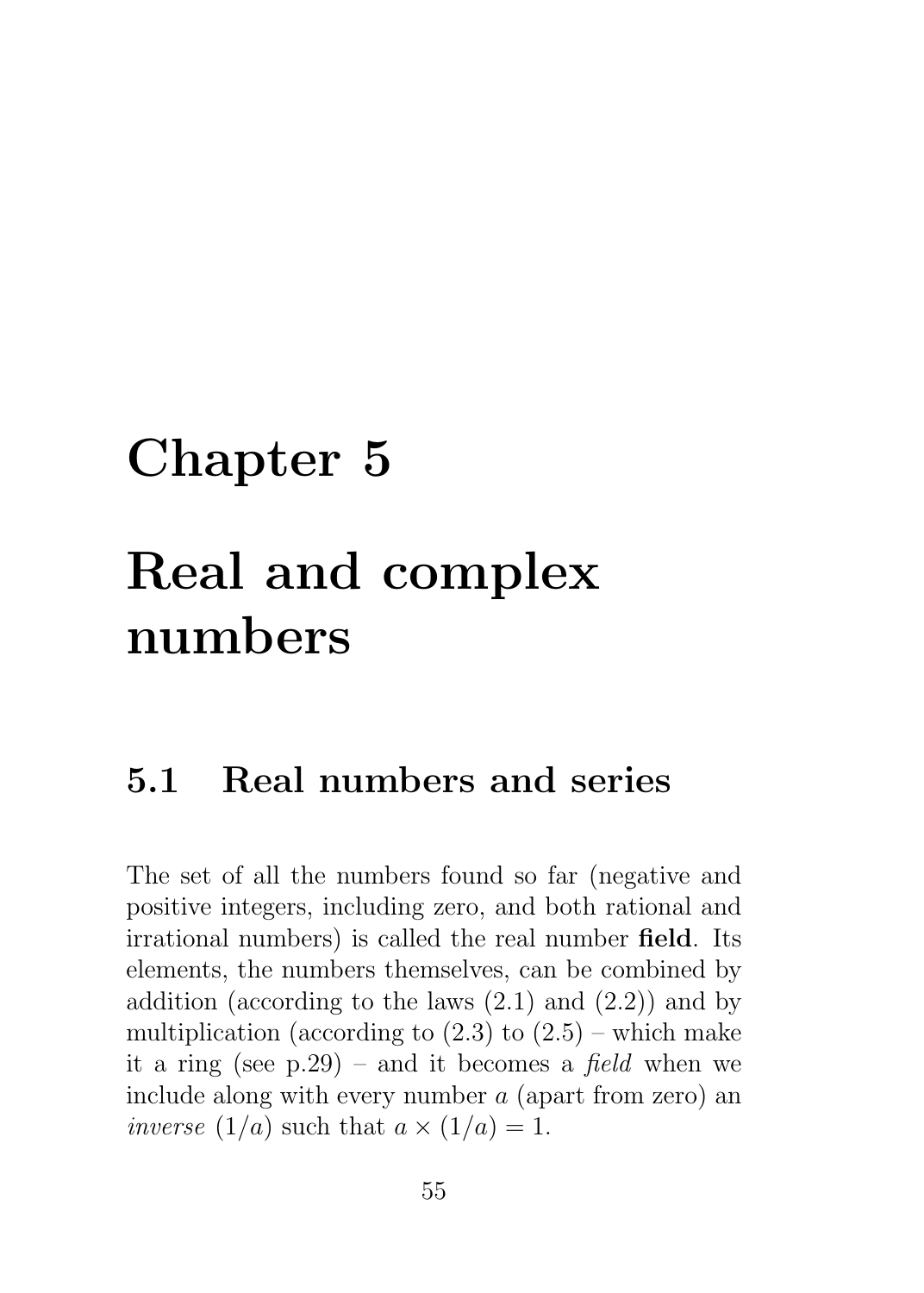# Chapter 5

# Real and complex numbers

## 5.1 Real numbers and series

The set of all the numbers found so far (negative and positive integers, including zero, and both rational and irrational numbers) is called the real number **field**. Its elements, the numbers themselves, can be combined by addition (according to the laws (2.1) and (2.2)) and by multiplication (according to (2.3) to (2.5) – which make it a ring (see p.29) – and it becomes a *field* when we include along with every number $a$ (apart from zero) an *inverse* $(1/a)$ such that $a \times (1/a) = 1$.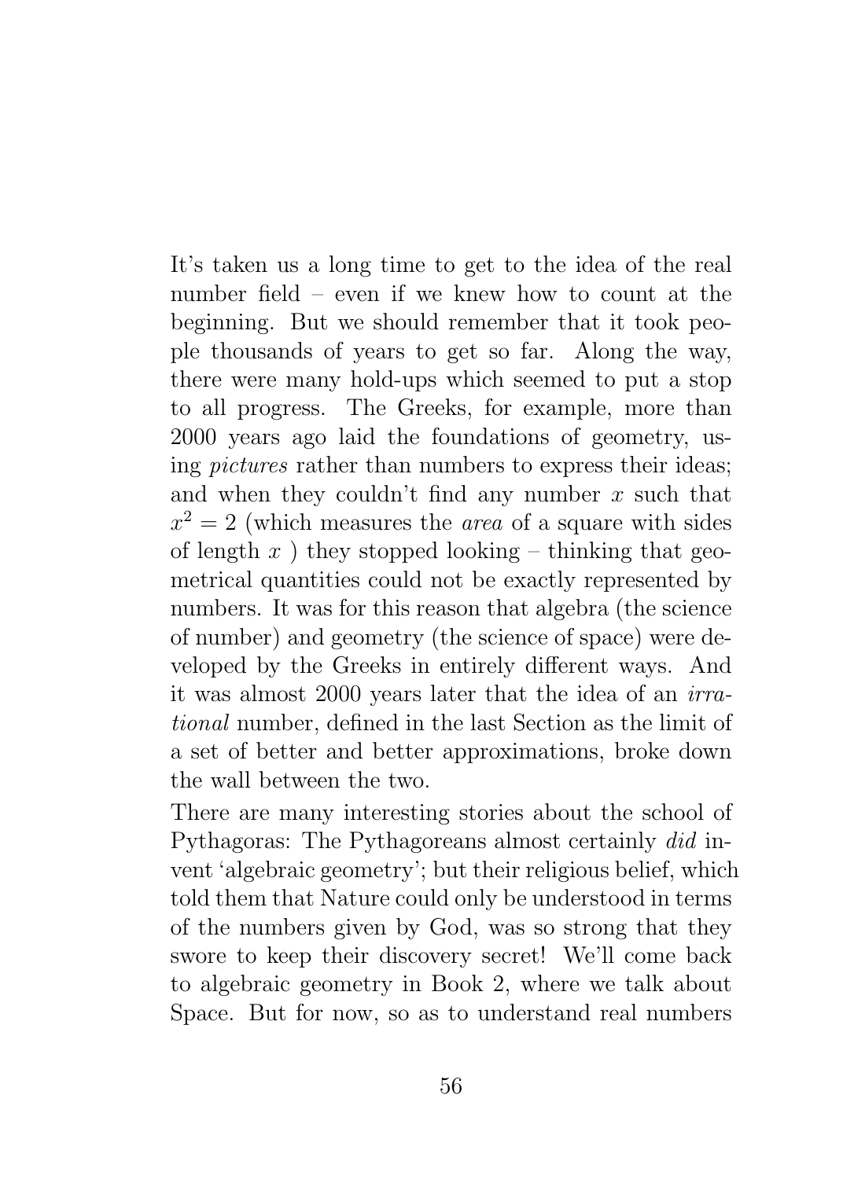It's taken us a long time to get to the idea of the real number field – even if we knew how to count at the beginning. But we should remember that it took people thousands of years to get so far. Along the way, there were many hold-ups which seemed to put a stop to all progress. The Greeks, for example, more than 2000 years ago laid the foundations of geometry, using *pictures* rather than numbers to express their ideas; and when they couldn't find any number $x$ such that $x^2 = 2$ (which measures the *area* of a square with sides of length $x$ ) they stopped looking – thinking that geometrical quantities could not be exactly represented by numbers. It was for this reason that algebra (the science of number) and geometry (the science of space) were developed by the Greeks in entirely different ways. And it was almost 2000 years later that the idea of an *irrational* number, defined in the last Section as the limit of a set of better and better approximations, broke down the wall between the two.

There are many interesting stories about the school of Pythagoras: The Pythagoreans almost certainly *did* invent 'algebraic geometry'; but their religious belief, which told them that Nature could only be understood in terms of the numbers given by God, was so strong that they swore to keep their discovery secret! We'll come back to algebraic geometry in Book 2, where we talk about Space. But for now, so as to understand real numbers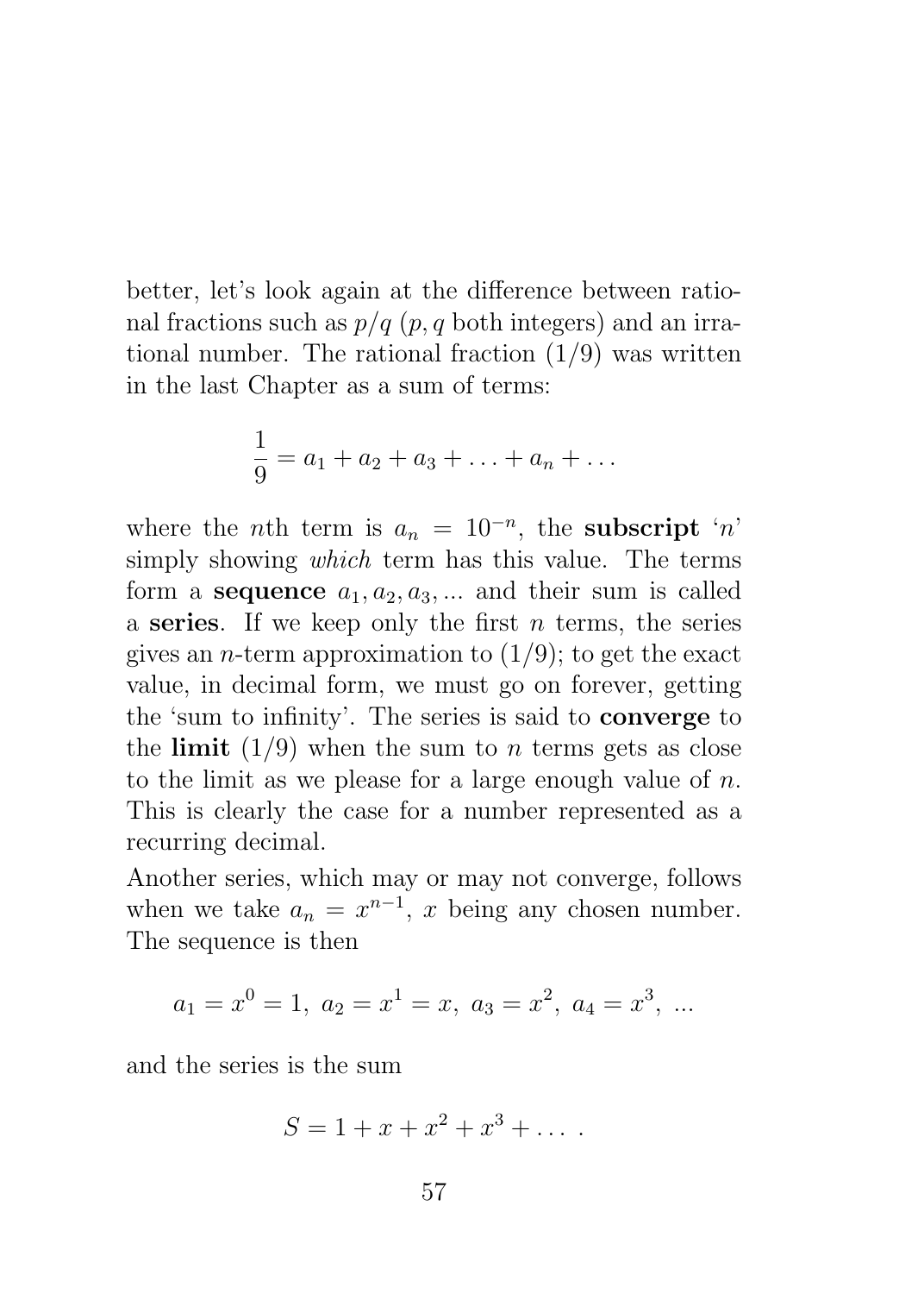better, let's look again at the difference between rational fractions such as $p/q$ ($p, q$ both integers) and an irrational number. The rational fraction $(1/9)$ was written in the last Chapter as a sum of terms:

$$\frac{1}{9} = a_1 + a_2 + a_3 + \ldots + a_n + \ldots$$

where the $n$th term is $a_n = 10^{-n}$, the **subscript** '$n$' simply showing *which* term has this value. The terms form a **sequence** $a_1, a_2, a_3, ...$ and their sum is called a **series**. If we keep only the first $n$ terms, the series gives an $n$-term approximation to $(1/9)$; to get the exact value, in decimal form, we must go on forever, getting the 'sum to infinity'. The series is said to **converge** to the **limit** $(1/9)$ when the sum to $n$ terms gets as close to the limit as we please for a large enough value of $n$. This is clearly the case for a number represented as a recurring decimal.

Another series, which may or may not converge, follows when we take $a_n = x^{n-1}$, $x$ being any chosen number. The sequence is then

$$a_1 = x^0 = 1,\ a_2 = x^1 = x,\ a_3 = x^2,\ a_4 = x^3,\ ...$$

and the series is the sum

$$S = 1 + x + x^2 + x^3 + \ldots .$$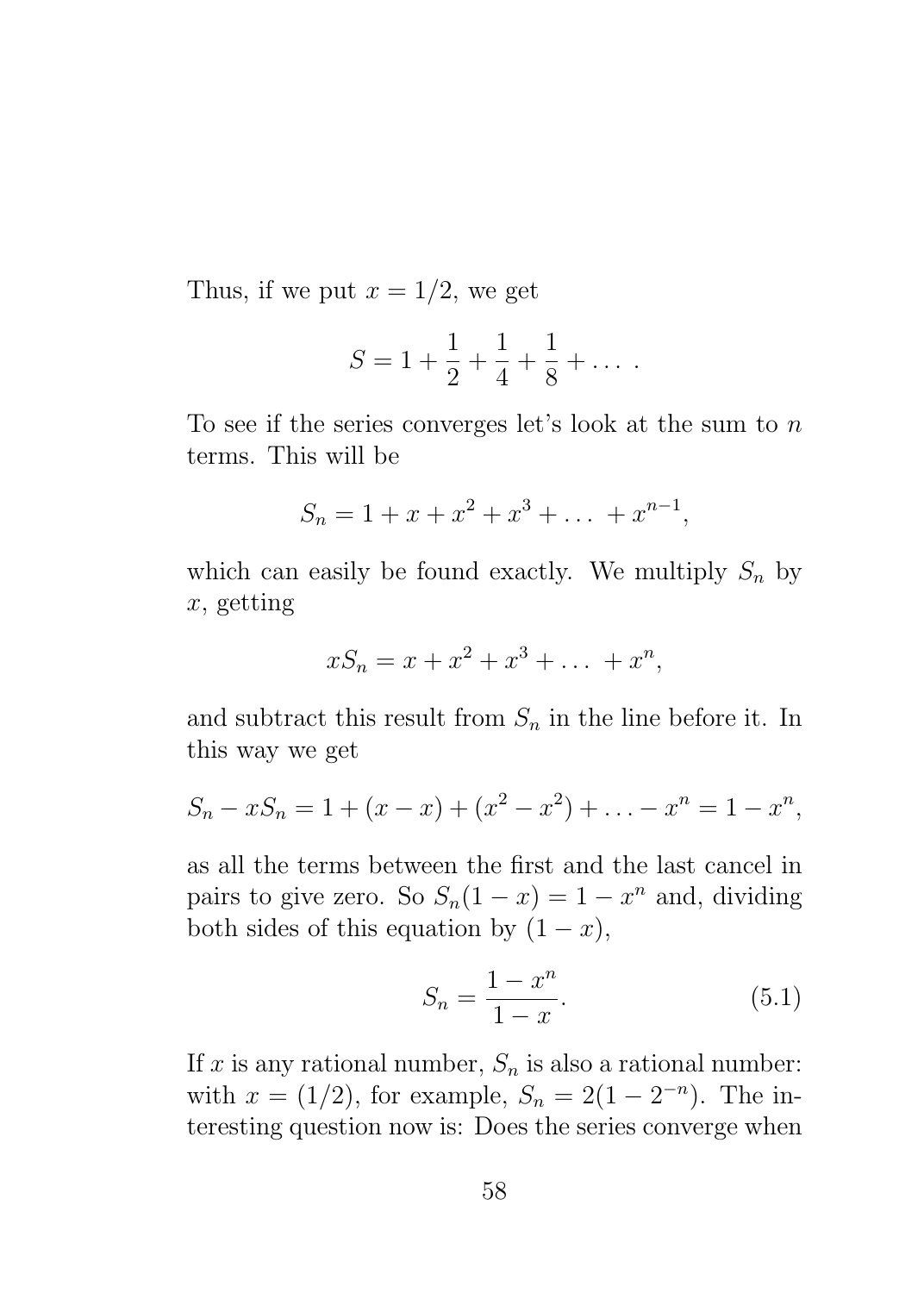Thus, if we put $x = 1/2$, we get

$$S = 1 + \frac{1}{2} + \frac{1}{4} + \frac{1}{8} + \dots .$$

To see if the series converges let's look at the sum to $n$ terms. This will be

$$S_n = 1 + x + x^2 + x^3 + \dots + x^{n-1},$$

which can easily be found exactly. We multiply $S_n$ by $x$, getting

$$xS_n = x + x^2 + x^3 + \dots + x^n,$$

and subtract this result from $S_n$ in the line before it. In this way we get

$$S_n - xS_n = 1 + (x - x) + (x^2 - x^2) + \dots - x^n = 1 - x^n,$$

as all the terms between the first and the last cancel in pairs to give zero. So $S_n(1 - x) = 1 - x^n$ and, dividing both sides of this equation by $(1 - x)$,

$$S_n = \frac{1 - x^n}{1 - x}. \tag{5.1}$$

If $x$ is any rational number, $S_n$ is also a rational number: with $x = (1/2)$, for example, $S_n = 2(1 - 2^{-n})$. The interesting question now is: Does the series converge when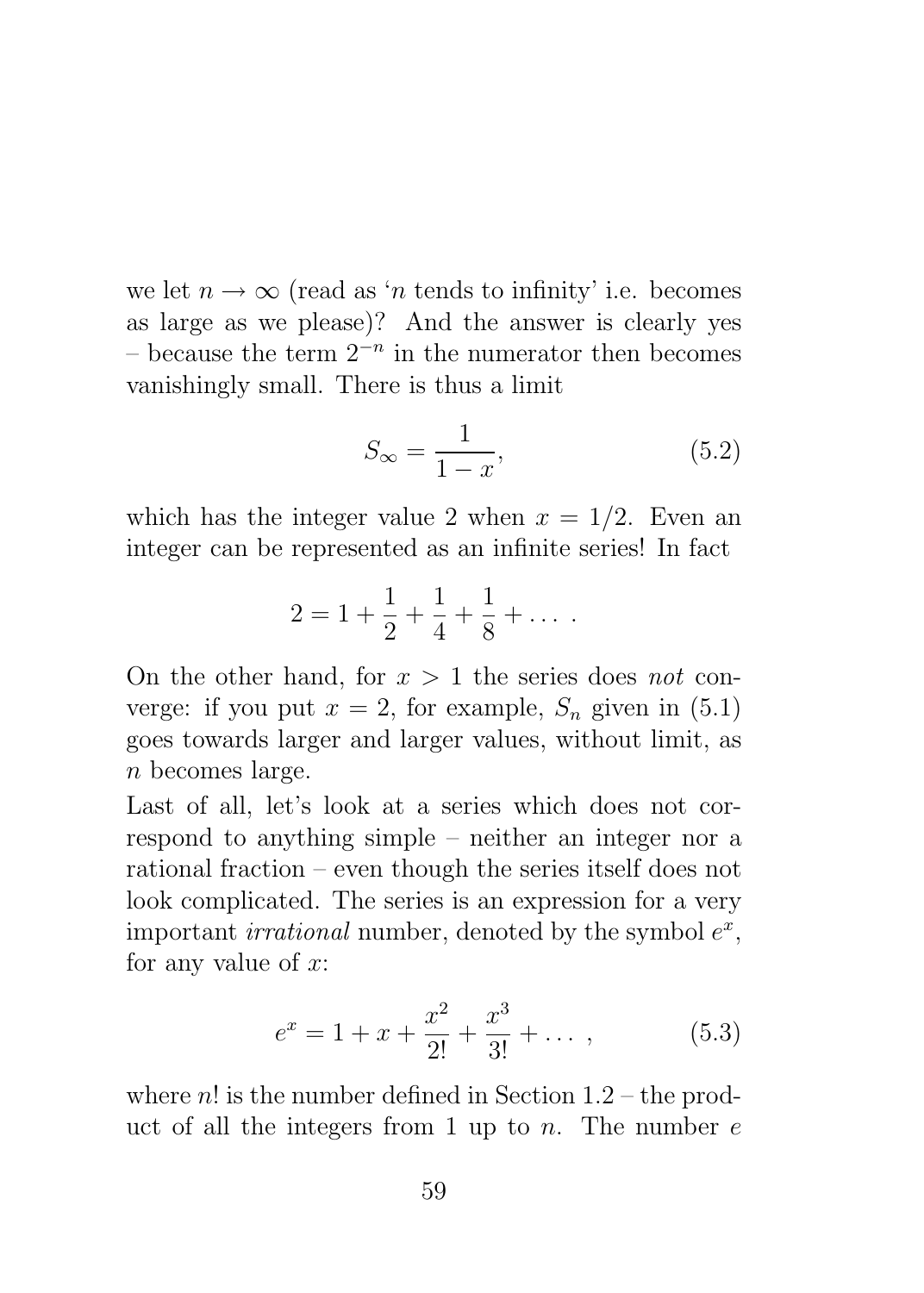we let $n \to \infty$ (read as '$n$ tends to infinity' i.e. becomes as large as we please)? And the answer is clearly yes – because the term $2^{-n}$ in the numerator then becomes vanishingly small. There is thus a limit

$$S_\infty = \frac{1}{1-x}, \tag{5.2}$$

which has the integer value 2 when $x = 1/2$. Even an integer can be represented as an infinite series! In fact

$$2 = 1 + \frac{1}{2} + \frac{1}{4} + \frac{1}{8} + \dots \ .$$

On the other hand, for $x > 1$ the series does *not* converge: if you put $x = 2$, for example, $S_n$ given in (5.1) goes towards larger and larger values, without limit, as $n$ becomes large.

Last of all, let's look at a series which does not correspond to anything simple – neither an integer nor a rational fraction – even though the series itself does not look complicated. The series is an expression for a very important *irrational* number, denoted by the symbol $e^x$, for any value of $x$:

$$e^x = 1 + x + \frac{x^2}{2!} + \frac{x^3}{3!} + \dots \ , \tag{5.3}$$

where $n!$ is the number defined in Section 1.2 – the product of all the integers from 1 up to $n$. The number $e$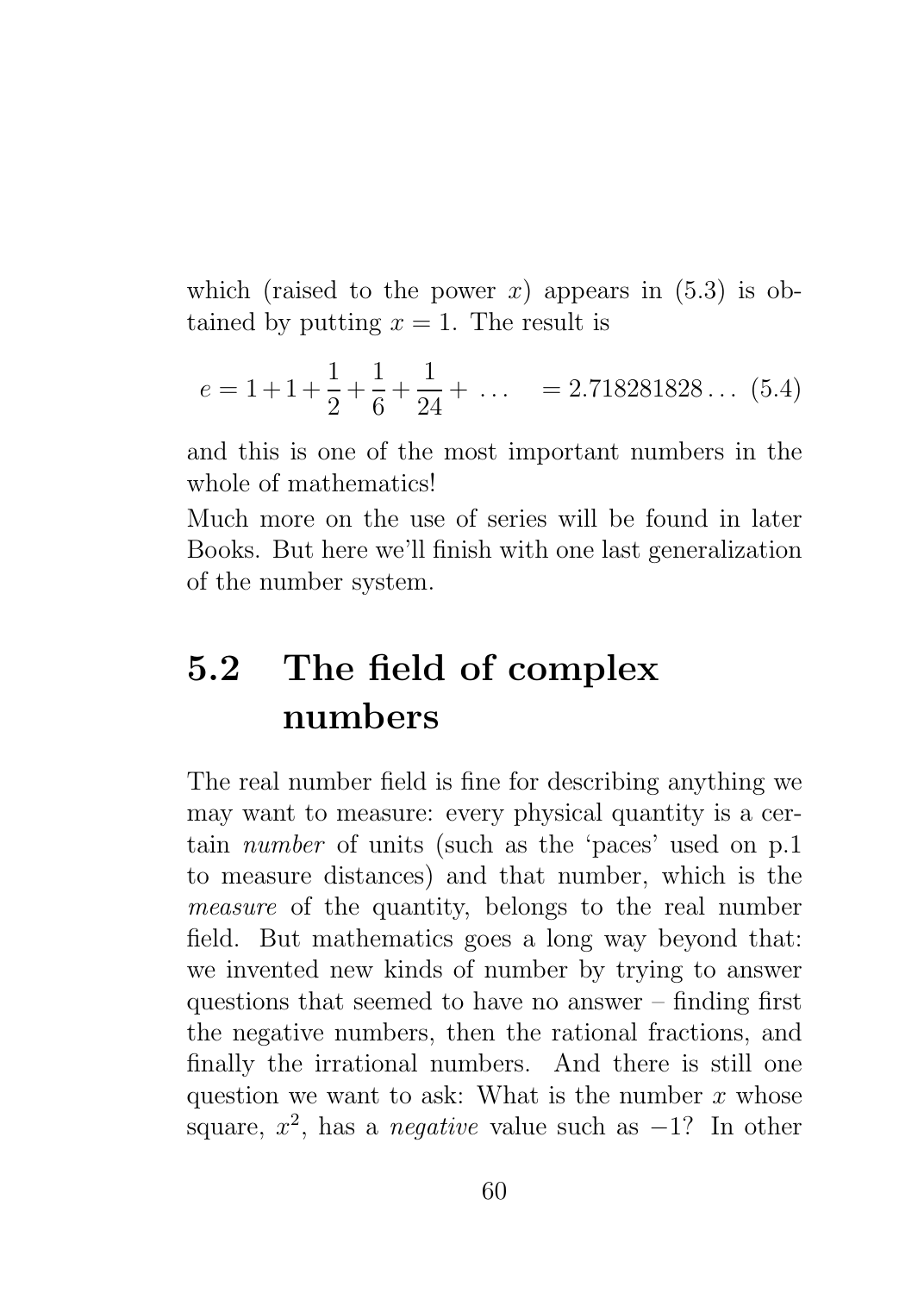which (raised to the power $x$) appears in (5.3) is obtained by putting $x = 1$. The result is

$$e = 1 + 1 + \frac{1}{2} + \frac{1}{6} + \frac{1}{24} + \ \dots \quad = 2.718281828\dots \quad (5.4)$$

and this is one of the most important numbers in the whole of mathematics!

Much more on the use of series will be found in later Books. But here we'll finish with one last generalization of the number system.

## 5.2 The field of complex numbers

The real number field is fine for describing anything we may want to measure: every physical quantity is a certain *number* of units (such as the 'paces' used on p.1 to measure distances) and that number, which is the *measure* of the quantity, belongs to the real number field. But mathematics goes a long way beyond that: we invented new kinds of number by trying to answer questions that seemed to have no answer – finding first the negative numbers, then the rational fractions, and finally the irrational numbers. And there is still one question we want to ask: What is the number $x$ whose square, $x^2$, has a *negative* value such as $-1$? In other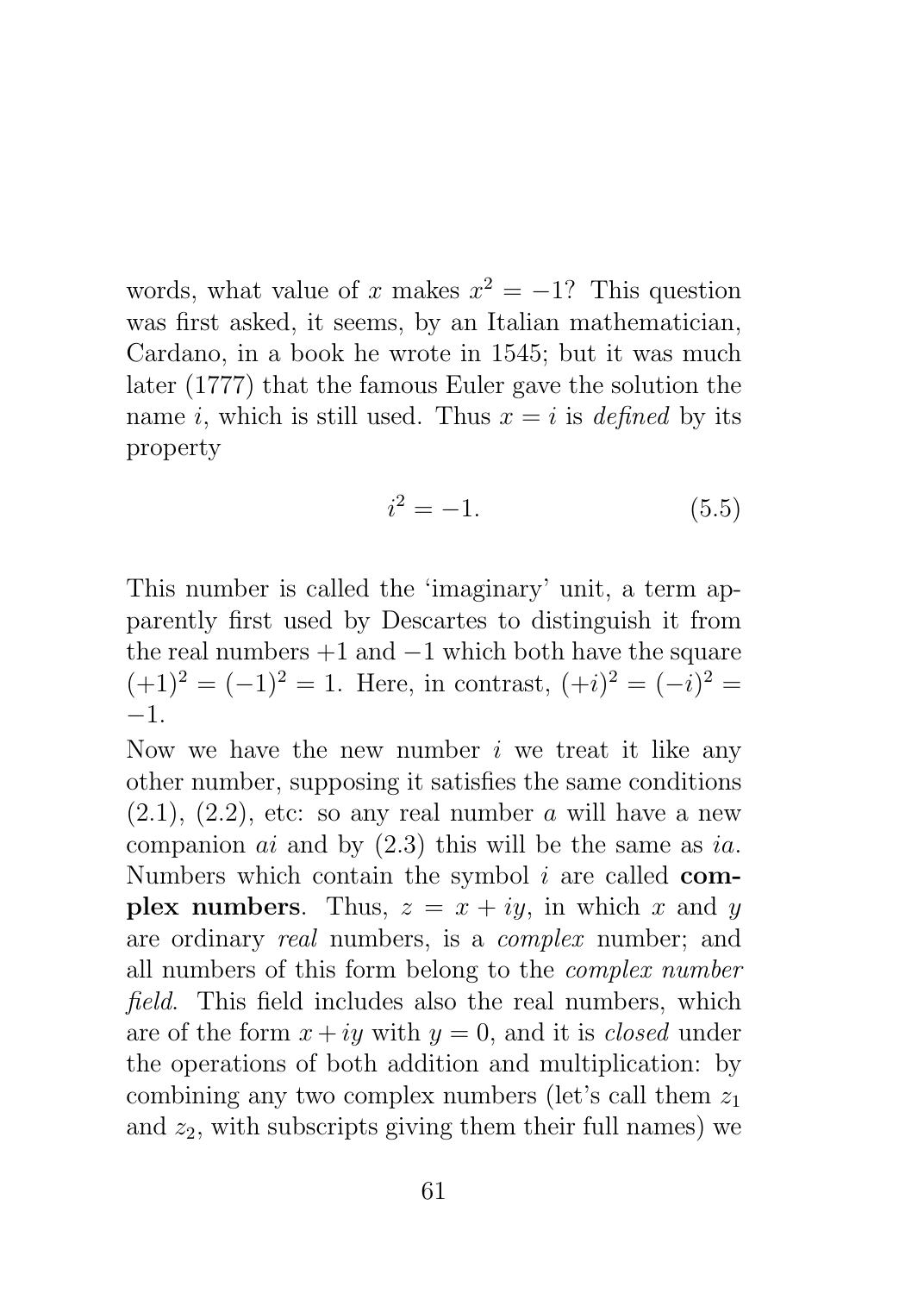words, what value of $x$ makes $x^2 = -1$? This question was first asked, it seems, by an Italian mathematician, Cardano, in a book he wrote in 1545; but it was much later (1777) that the famous Euler gave the solution the name $i$, which is still used. Thus $x = i$ is *defined* by its property

$$i^2 = -1. \tag{5.5}$$

This number is called the 'imaginary' unit, a term apparently first used by Descartes to distinguish it from the real numbers $+1$ and $-1$ which both have the square $(+1)^2 = (-1)^2 = 1$. Here, in contrast, $(+i)^2 = (-i)^2 = -1$.

Now we have the new number $i$ we treat it like any other number, supposing it satisfies the same conditions (2.1), (2.2), etc: so any real number $a$ will have a new companion $ai$ and by (2.3) this will be the same as $ia$. Numbers which contain the symbol $i$ are called **complex numbers**. Thus, $z = x + iy$, in which $x$ and $y$ are ordinary *real* numbers, is a *complex* number; and all numbers of this form belong to the *complex number field*. This field includes also the real numbers, which are of the form $x + iy$ with $y = 0$, and it is *closed* under the operations of both addition and multiplication: by combining any two complex numbers (let's call them $z_1$ and $z_2$, with subscripts giving them their full names) we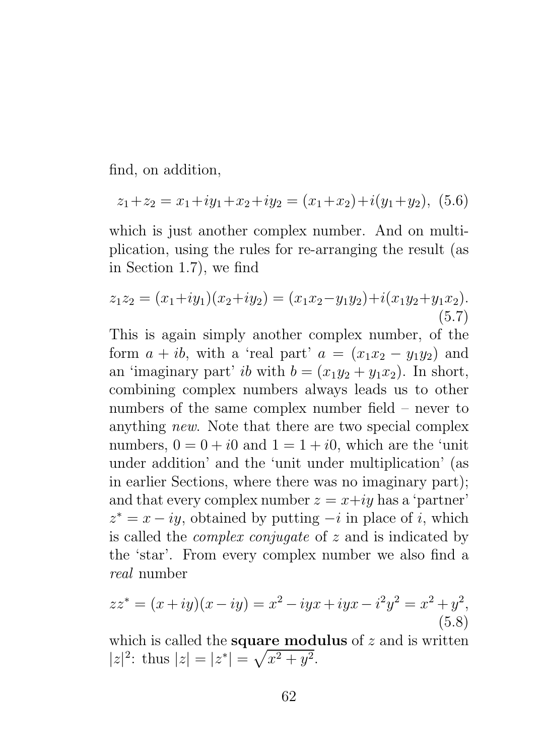find, on addition,

$$z_1+z_2 = x_1+iy_1+x_2+iy_2 = (x_1+x_2)+i(y_1+y_2), \quad (5.6)$$

which is just another complex number. And on multiplication, using the rules for re-arranging the result (as in Section 1.7), we find

$$z_1 z_2 = (x_1+iy_1)(x_2+iy_2) = (x_1x_2-y_1y_2)+i(x_1y_2+y_1x_2). \quad (5.7)$$

This is again simply another complex number, of the form $a + ib$, with a 'real part' $a = (x_1x_2 - y_1y_2)$ and an 'imaginary part' $ib$ with $b = (x_1y_2 + y_1x_2)$. In short, combining complex numbers always leads us to other numbers of the same complex number field – never to anything *new*. Note that there are two special complex numbers, $0 = 0 + i0$ and $1 = 1 + i0$, which are the 'unit under addition' and the 'unit under multiplication' (as in earlier Sections, where there was no imaginary part); and that every complex number $z = x+iy$ has a 'partner' $z^* = x - iy$, obtained by putting $-i$ in place of $i$, which is called the *complex conjugate* of $z$ and is indicated by the 'star'. From every complex number we also find a *real* number

$$zz^* = (x+iy)(x-iy) = x^2 - iyx + iyx - i^2y^2 = x^2 + y^2, \quad (5.8)$$

which is called the **square modulus** of $z$ and is written $|z|^2$: thus $|z| = |z^*| = \sqrt{x^2 + y^2}$.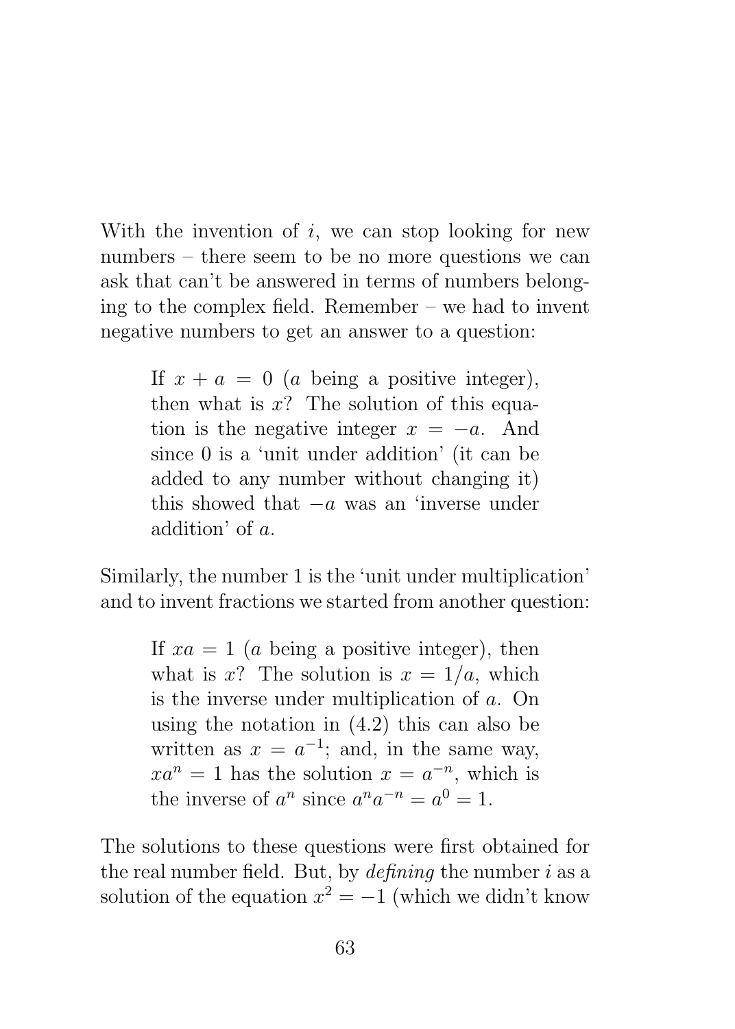With the invention of $i$, we can stop looking for new numbers – there seem to be no more questions we can ask that can't be answered in terms of numbers belonging to the complex field. Remember – we had to invent negative numbers to get an answer to a question:

> If $x + a = 0$ ($a$ being a positive integer), then what is $x$? The solution of this equation is the negative integer $x = -a$. And since 0 is a 'unit under addition' (it can be added to any number without changing it) this showed that $-a$ was an 'inverse under addition' of $a$.

Similarly, the number 1 is the 'unit under multiplication' and to invent fractions we started from another question:

> If $xa = 1$ ($a$ being a positive integer), then what is $x$? The solution is $x = 1/a$, which is the inverse under multiplication of $a$. On using the notation in (4.2) this can also be written as $x = a^{-1}$; and, in the same way, $xa^n = 1$ has the solution $x = a^{-n}$, which is the inverse of $a^n$ since $a^n a^{-n} = a^0 = 1$.

The solutions to these questions were first obtained for the real number field. But, by *defining* the number $i$ as a solution of the equation $x^2 = -1$ (which we didn't know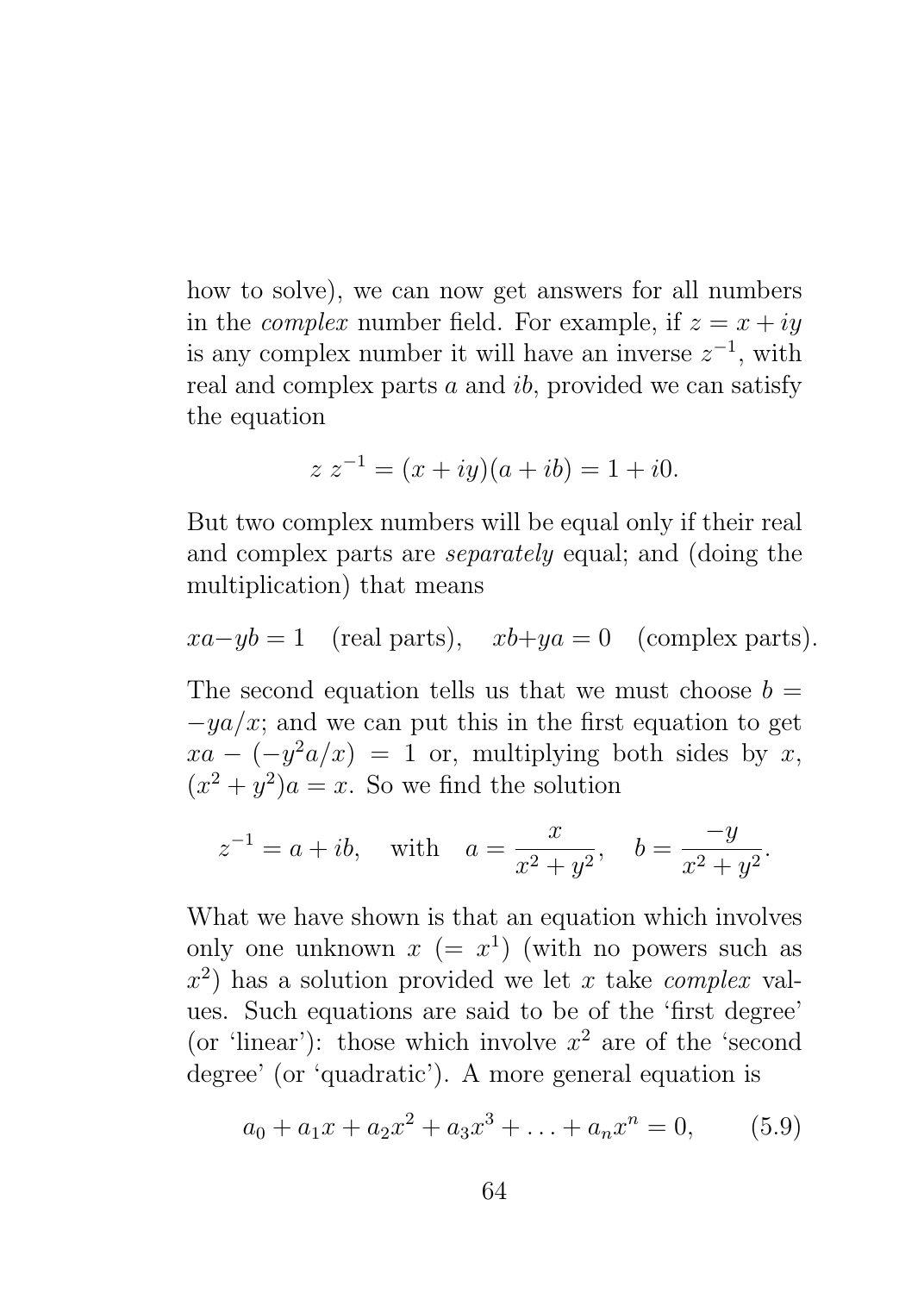how to solve), we can now get answers for all numbers in the *complex* number field. For example, if $z = x + iy$ is any complex number it will have an inverse $z^{-1}$, with real and complex parts $a$ and $ib$, provided we can satisfy the equation

$$z\, z^{-1} = (x + iy)(a + ib) = 1 + i0.$$

But two complex numbers will be equal only if their real and complex parts are *separately* equal; and (doing the multiplication) that means

$$xa - yb = 1 \quad \text{(real parts)}, \quad xb + ya = 0 \quad \text{(complex parts)}.$$

The second equation tells us that we must choose $b = -ya/x$; and we can put this in the first equation to get $xa - (-y^2a/x) = 1$ or, multiplying both sides by $x$, $(x^2 + y^2)a = x$. So we find the solution

$$z^{-1} = a + ib, \quad \text{with} \quad a = \frac{x}{x^2 + y^2}, \quad b = \frac{-y}{x^2 + y^2}.$$

What we have shown is that an equation which involves only one unknown $x$ ($= x^1$) (with no powers such as $x^2$) has a solution provided we let $x$ take *complex* values. Such equations are said to be of the 'first degree' (or 'linear'): those which involve $x^2$ are of the 'second degree' (or 'quadratic'). A more general equation is

$$a_0 + a_1x + a_2x^2 + a_3x^3 + \ldots + a_nx^n = 0, \qquad (5.9)$$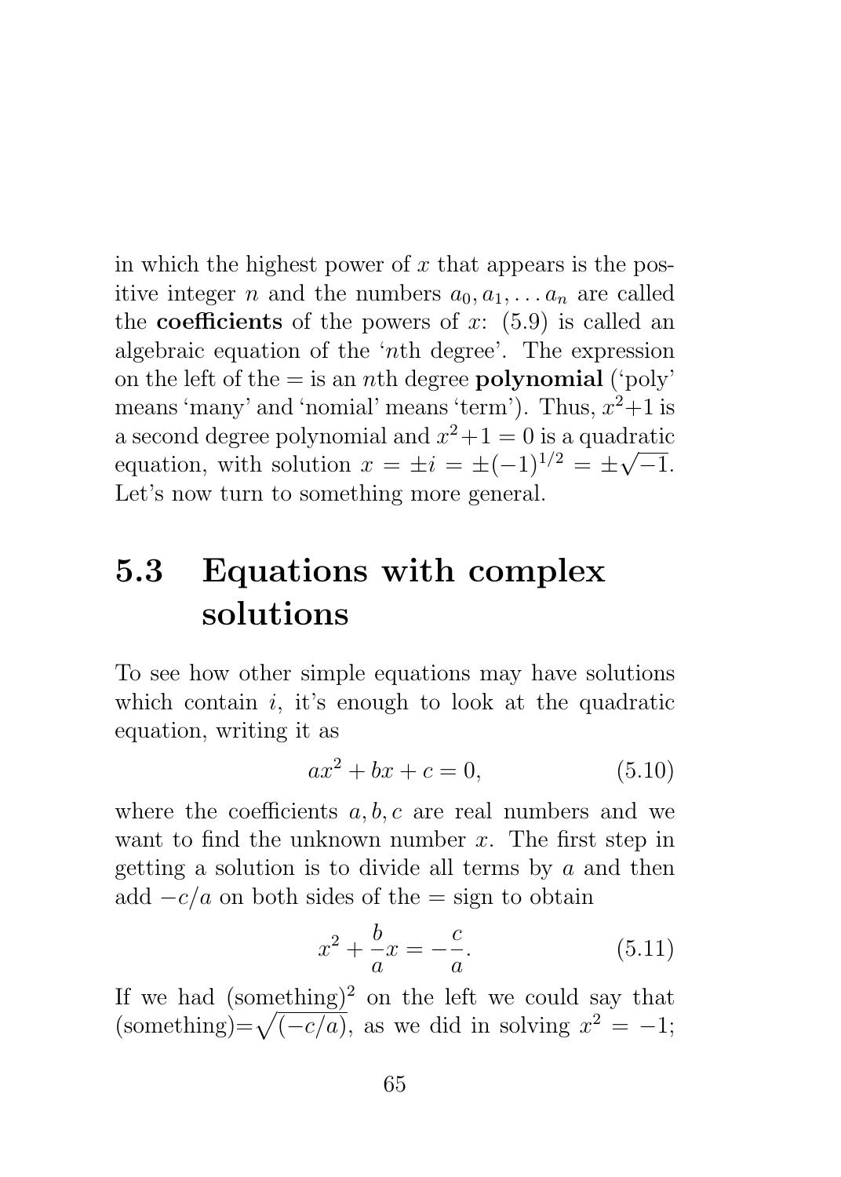in which the highest power of $x$ that appears is the positive integer $n$ and the numbers $a_0, a_1, \ldots a_n$ are called the **coefficients** of the powers of $x$: (5.9) is called an algebraic equation of the '$n$th degree'. The expression on the left of the = is an $n$th degree **polynomial** ('poly' means 'many' and 'nomial' means 'term'). Thus, $x^2+1$ is a second degree polynomial and $x^2+1=0$ is a quadratic equation, with solution $x = \pm i = \pm(-1)^{1/2} = \pm\sqrt{-1}$. Let's now turn to something more general.

## 5.3 Equations with complex solutions

To see how other simple equations may have solutions which contain $i$, it's enough to look at the quadratic equation, writing it as

$$ax^2 + bx + c = 0, \tag{5.10}$$

where the coefficients $a, b, c$ are real numbers and we want to find the unknown number $x$. The first step in getting a solution is to divide all terms by $a$ and then add $-c/a$ on both sides of the = sign to obtain

$$x^2 + \frac{b}{a}x = -\frac{c}{a}. \tag{5.11}$$

If we had (something)$^2$ on the left we could say that (something)$=\sqrt{(-c/a)}$, as we did in solving $x^2 = -1$;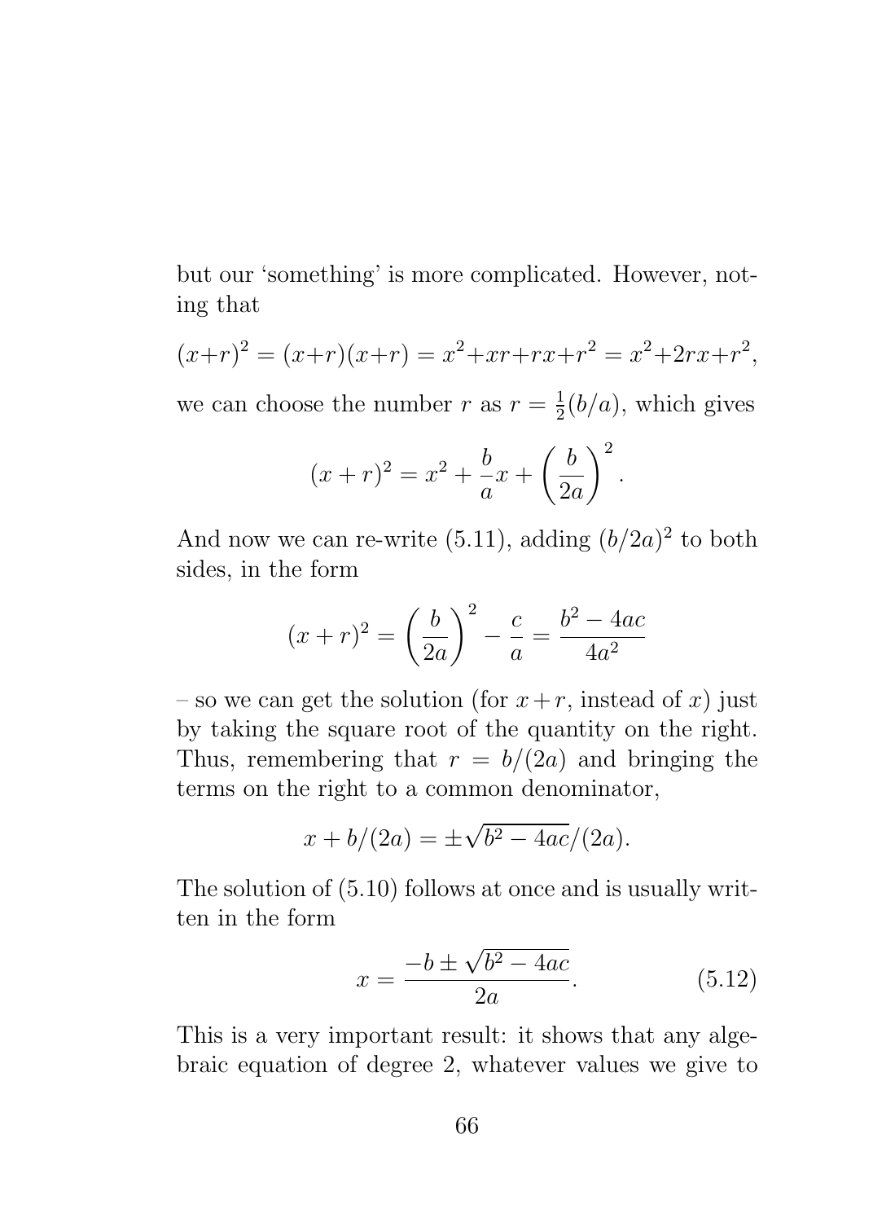but our 'something' is more complicated. However, noting that

$$(x+r)^2 = (x+r)(x+r) = x^2+xr+rx+r^2 = x^2+2rx+r^2,$$

we can choose the number $r$ as $r = \frac{1}{2}(b/a)$, which gives

$$(x+r)^2 = x^2 + \frac{b}{a}x + \left(\frac{b}{2a}\right)^2.$$

And now we can re-write (5.11), adding $(b/2a)^2$ to both sides, in the form

$$(x+r)^2 = \left(\frac{b}{2a}\right)^2 - \frac{c}{a} = \frac{b^2-4ac}{4a^2}$$

– so we can get the solution (for $x+r$, instead of $x$) just by taking the square root of the quantity on the right. Thus, remembering that $r = b/(2a)$ and bringing the terms on the right to a common denominator,

$$x + b/(2a) = \pm\sqrt{b^2-4ac}/(2a).$$

The solution of (5.10) follows at once and is usually written in the form

$$x = \frac{-b \pm \sqrt{b^2-4ac}}{2a}. \tag{5.12}$$

This is a very important result: it shows that any algebraic equation of degree 2, whatever values we give to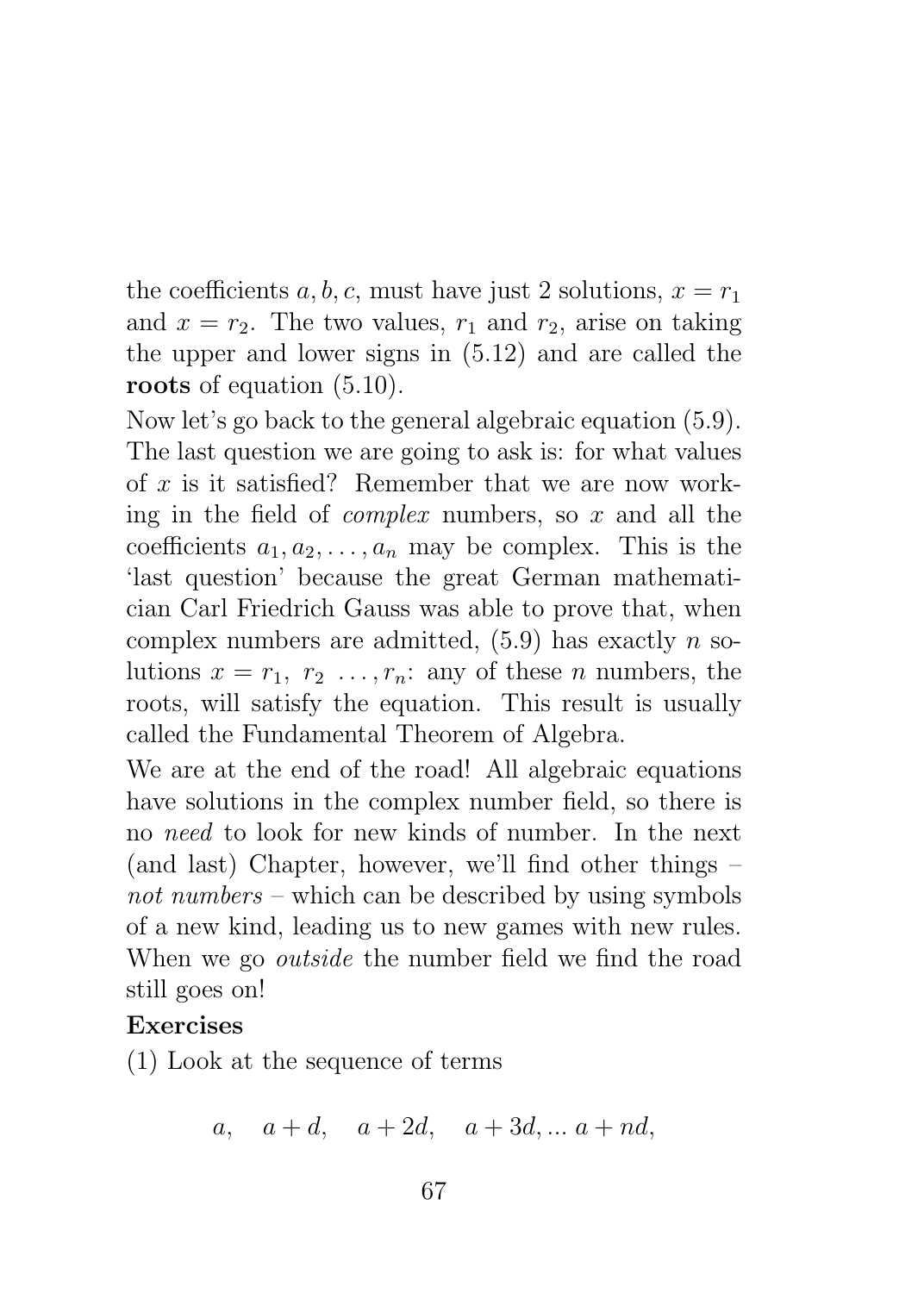the coefficients $a, b, c$, must have just 2 solutions, $x = r_1$ and $x = r_2$. The two values, $r_1$ and $r_2$, arise on taking the upper and lower signs in (5.12) and are called the **roots** of equation (5.10).

Now let's go back to the general algebraic equation (5.9). The last question we are going to ask is: for what values of $x$ is it satisfied? Remember that we are now working in the field of *complex* numbers, so $x$ and all the coefficients $a_1, a_2, \ldots, a_n$ may be complex. This is the 'last question' because the great German mathematician Carl Friedrich Gauss was able to prove that, when complex numbers are admitted, (5.9) has exactly $n$ solutions $x = r_1,\ r_2\ \ldots, r_n$: any of these $n$ numbers, the roots, will satisfy the equation. This result is usually called the Fundamental Theorem of Algebra.

We are at the end of the road! All algebraic equations have solutions in the complex number field, so there is no *need* to look for new kinds of number. In the next (and last) Chapter, however, we'll find other things – *not numbers* – which can be described by using symbols of a new kind, leading us to new games with new rules. When we go *outside* the number field we find the road still goes on!

**Exercises**

(1) Look at the sequence of terms

$$a, \quad a+d, \quad a+2d, \quad a+3d, \ldots\, a+nd,$$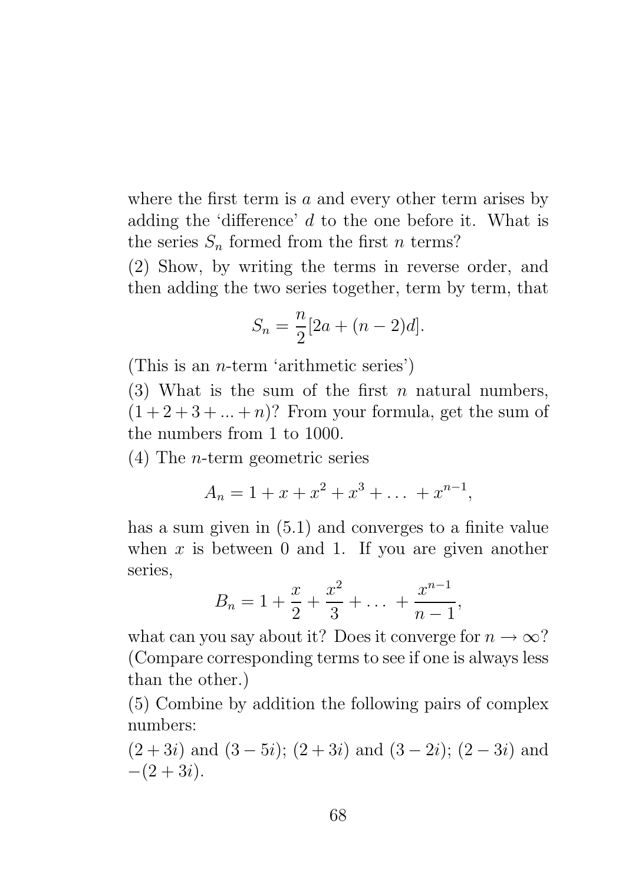where the first term is $a$ and every other term arises by adding the 'difference' $d$ to the one before it. What is the series $S_n$ formed from the first $n$ terms?

(2) Show, by writing the terms in reverse order, and then adding the two series together, term by term, that

$$S_n = \frac{n}{2}[2a + (n-2)d].$$

(This is an $n$-term 'arithmetic series')

(3) What is the sum of the first $n$ natural numbers, $(1 + 2 + 3 + ... + n)$? From your formula, get the sum of the numbers from 1 to 1000.

(4) The $n$-term geometric series

$$A_n = 1 + x + x^2 + x^3 + \dots + x^{n-1},$$

has a sum given in (5.1) and converges to a finite value when $x$ is between 0 and 1. If you are given another series,

$$B_n = 1 + \frac{x}{2} + \frac{x^2}{3} + \dots + \frac{x^{n-1}}{n-1},$$

what can you say about it? Does it converge for $n \to \infty$? (Compare corresponding terms to see if one is always less than the other.)

(5) Combine by addition the following pairs of complex numbers:

$(2 + 3i)$ and $(3 - 5i)$; $(2 + 3i)$ and $(3 - 2i)$; $(2 - 3i)$ and $-(2 + 3i)$.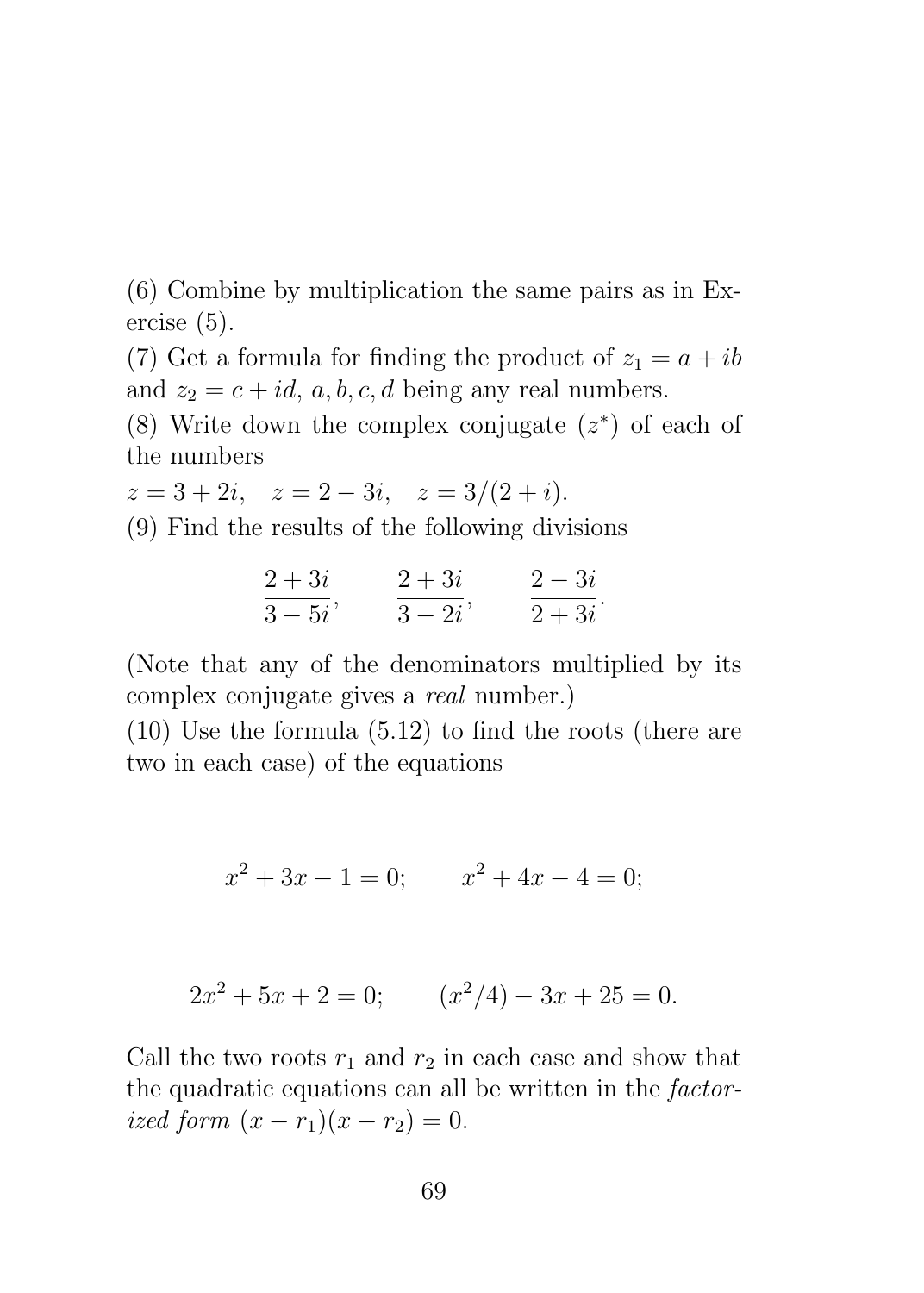(6) Combine by multiplication the same pairs as in Exercise (5).

(7) Get a formula for finding the product of $z_1 = a + ib$ and $z_2 = c + id$, $a, b, c, d$ being any real numbers.

(8) Write down the complex conjugate ($z^*$) of each of the numbers

$z = 3 + 2i, \quad z = 2 - 3i, \quad z = 3/(2 + i).$

(9) Find the results of the following divisions

$$\frac{2+3i}{3-5i}, \qquad \frac{2+3i}{3-2i}, \qquad \frac{2-3i}{2+3i}.$$

(Note that any of the denominators multiplied by its complex conjugate gives a *real* number.)

(10) Use the formula (5.12) to find the roots (there are two in each case) of the equations

$$x^2 + 3x - 1 = 0; \qquad x^2 + 4x - 4 = 0;$$

$$2x^2 + 5x + 2 = 0; \qquad (x^2/4) - 3x + 25 = 0.$$

Call the two roots $r_1$ and $r_2$ in each case and show that the quadratic equations can all be written in the *factorized form* $(x - r_1)(x - r_2) = 0$.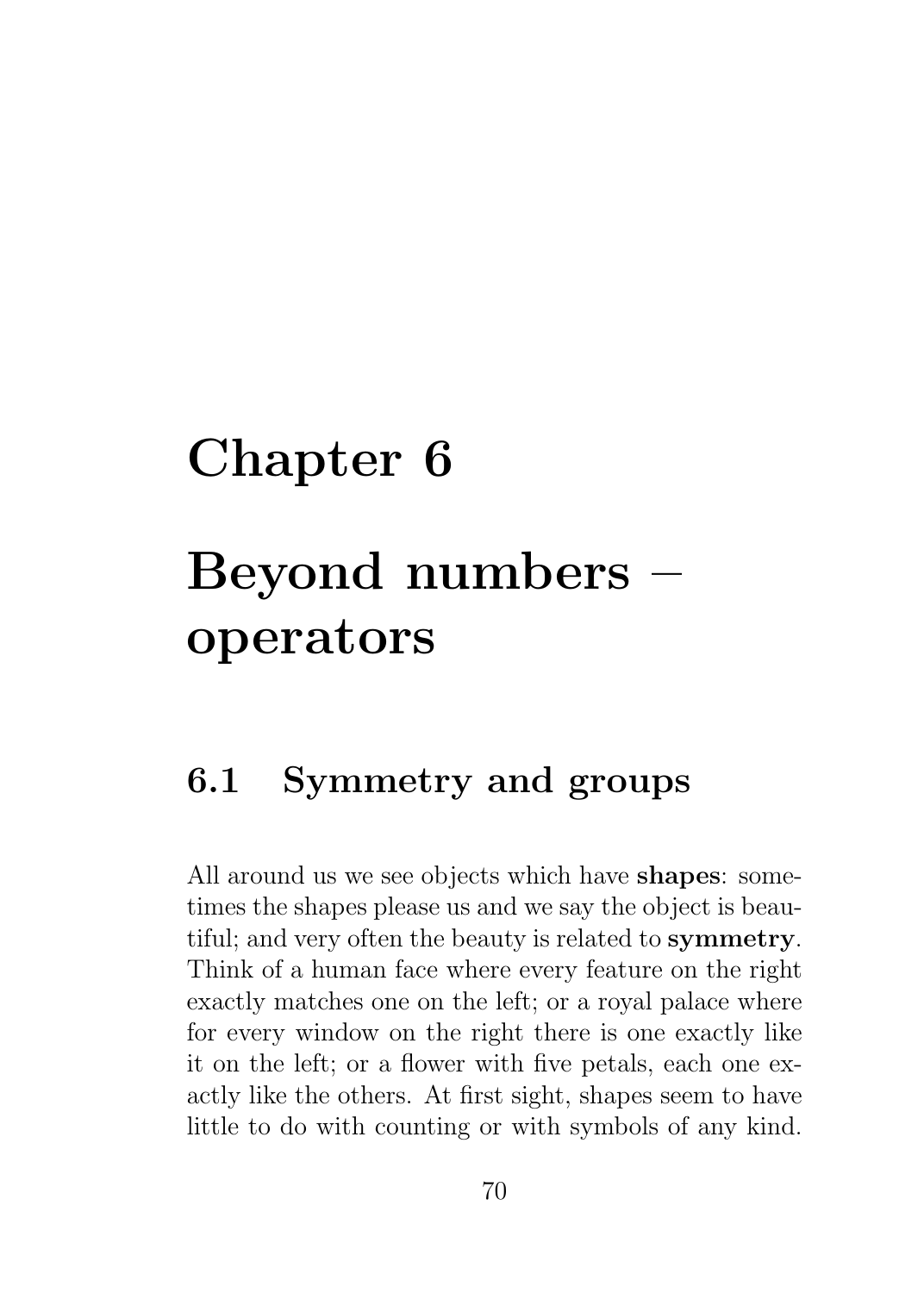# Chapter 6

# Beyond numbers – operators

## 6.1 Symmetry and groups

All around us we see objects which have **shapes**: sometimes the shapes please us and we say the object is beautiful; and very often the beauty is related to **symmetry**. Think of a human face where every feature on the right exactly matches one on the left; or a royal palace where for every window on the right there is one exactly like it on the left; or a flower with five petals, each one exactly like the others. At first sight, shapes seem to have little to do with counting or with symbols of any kind.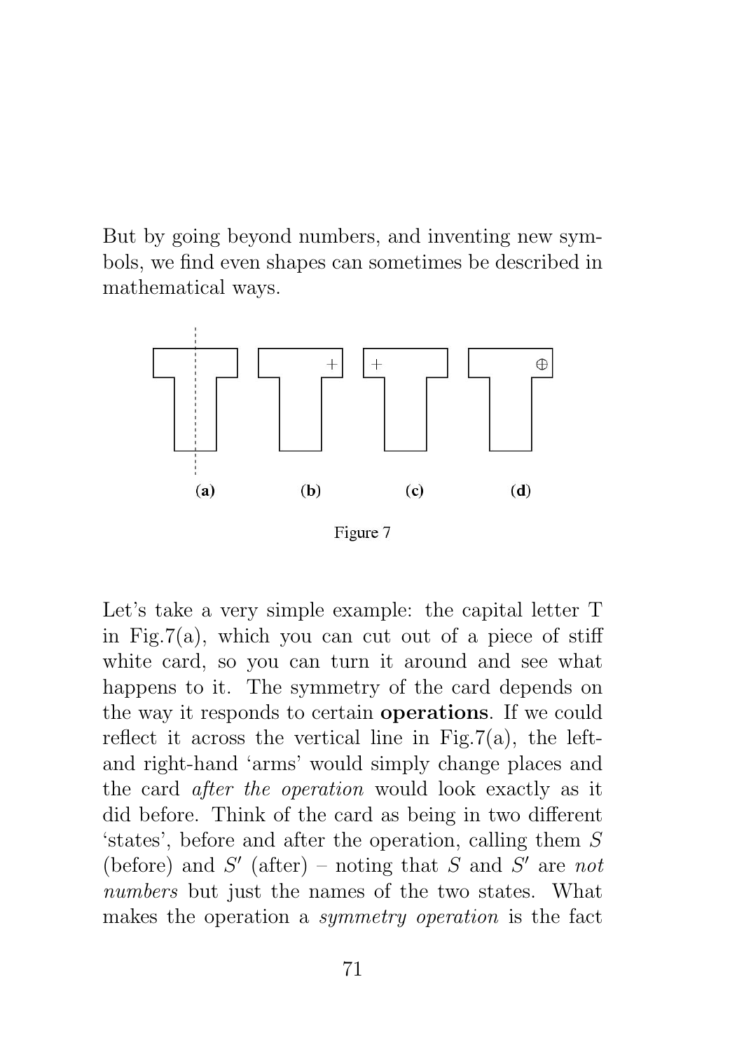But by going beyond numbers, and inventing new symbols, we find even shapes can sometimes be described in mathematical ways.

Figure 7

Let's take a very simple example: the capital letter T in Fig.7(a), which you can cut out of a piece of stiff white card, so you can turn it around and see what happens to it. The symmetry of the card depends on the way it responds to certain **operations**. If we could reflect it across the vertical line in Fig.7(a), the left- and right-hand 'arms' would simply change places and the card *after the operation* would look exactly as it did before. Think of the card as being in two different 'states', before and after the operation, calling them $S$ (before) and $S'$ (after) – noting that $S$ and $S'$ are *not numbers* but just the names of the two states. What makes the operation a *symmetry operation* is the fact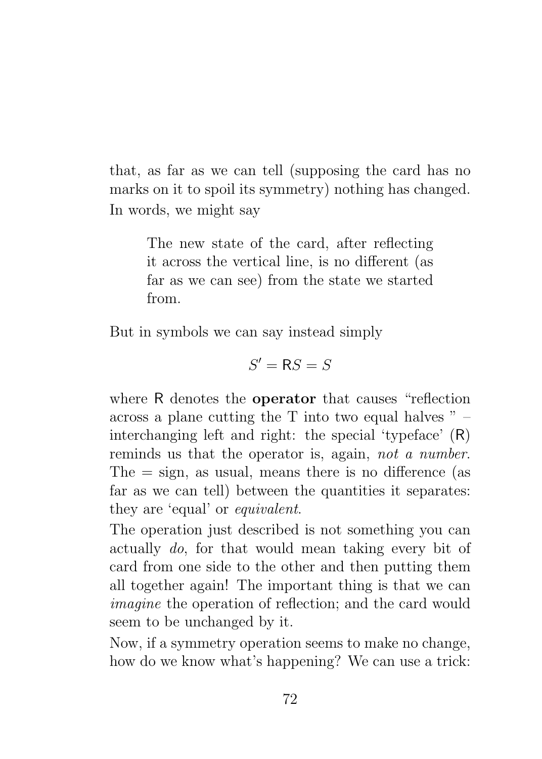that, as far as we can tell (supposing the card has no marks on it to spoil its symmetry) nothing has changed. In words, we might say

> The new state of the card, after reflecting it across the vertical line, is no different (as far as we can see) from the state we started from.

But in symbols we can say instead simply

$$S' = \mathsf{R}S = S$$

where $\mathsf{R}$ denotes the **operator** that causes "reflection across a plane cutting the T into two equal halves " – interchanging left and right: the special 'typeface' ($\mathsf{R}$) reminds us that the operator is, again, *not a number*. The = sign, as usual, means there is no difference (as far as we can tell) between the quantities it separates: they are 'equal' or *equivalent*.

The operation just described is not something you can actually *do*, for that would mean taking every bit of card from one side to the other and then putting them all together again! The important thing is that we can *imagine* the operation of reflection; and the card would seem to be unchanged by it.

Now, if a symmetry operation seems to make no change, how do we know what's happening? We can use a trick: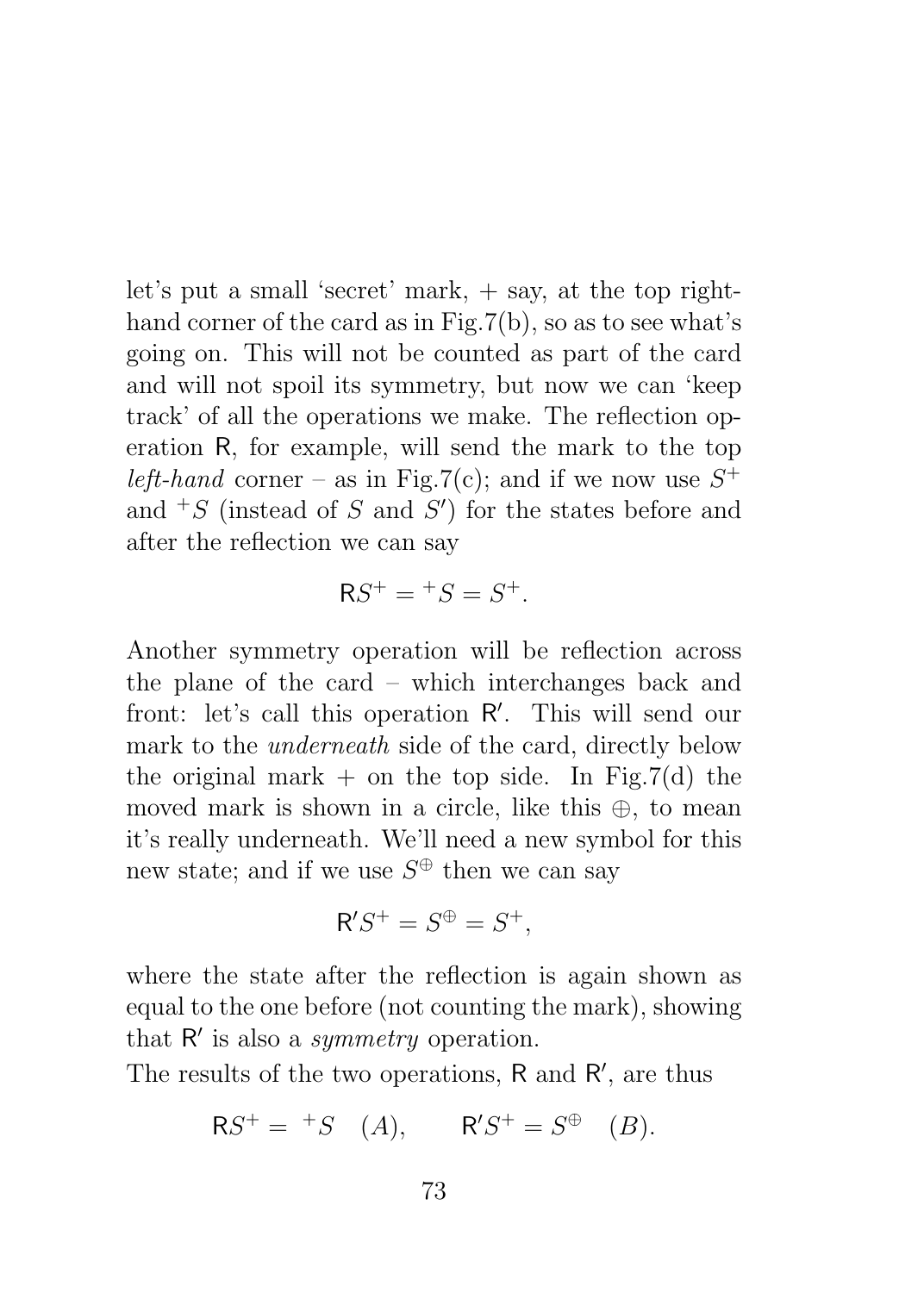let's put a small 'secret' mark, + say, at the top right-hand corner of the card as in Fig.7(b), so as to see what's going on. This will not be counted as part of the card and will not spoil its symmetry, but now we can 'keep track' of all the operations we make. The reflection operation $\mathsf{R}$, for example, will send the mark to the top *left-hand* corner – as in Fig.7(c); and if we now use $S^+$ and ${}^+S$ (instead of $S$ and $S'$) for the states before and after the reflection we can say

$$\mathsf{R}S^+ = {}^+S = S^+.$$

Another symmetry operation will be reflection across the plane of the card – which interchanges back and front: let's call this operation $\mathsf{R}'$. This will send our mark to the *underneath* side of the card, directly below the original mark + on the top side. In Fig.7(d) the moved mark is shown in a circle, like this $\oplus$, to mean it's really underneath. We'll need a new symbol for this new state; and if we use $S^{\oplus}$ then we can say

$$\mathsf{R}'S^+ = S^{\oplus} = S^+,$$

where the state after the reflection is again shown as equal to the one before (not counting the mark), showing that $\mathsf{R}'$ is also a *symmetry* operation.

The results of the two operations, $\mathsf{R}$ and $\mathsf{R}'$, are thus

$$\mathsf{R}S^+ = {}^+S \quad (A), \qquad \mathsf{R}'S^+ = S^{\oplus} \quad (B).$$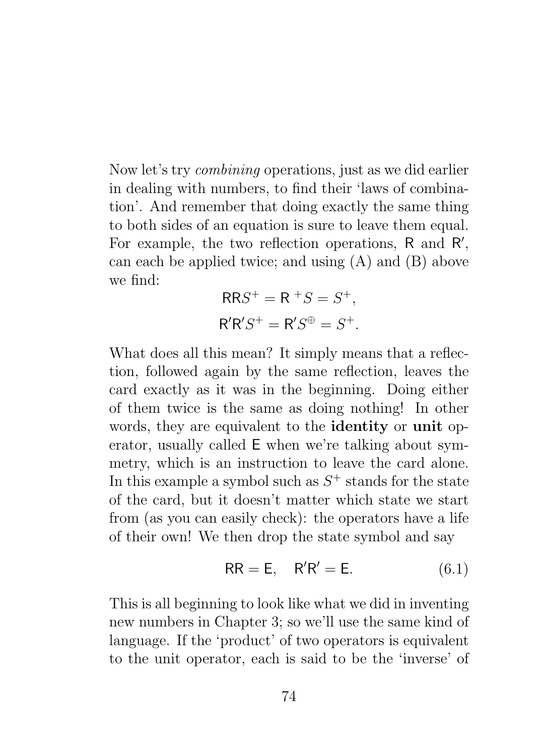Now let's try *combining* operations, just as we did earlier in dealing with numbers, to find their 'laws of combination'. And remember that doing exactly the same thing to both sides of an equation is sure to leave them equal. For example, the two reflection operations, $\mathsf{R}$ and $\mathsf{R}'$, can each be applied twice; and using (A) and (B) above we find:

$$\mathsf{R}\mathsf{R}S^{+} = \mathsf{R}\,{}^{+}S = S^{+},$$

$$\mathsf{R}'\mathsf{R}'S^{+} = \mathsf{R}'S^{\oplus} = S^{+}.$$

What does all this mean? It simply means that a reflection, followed again by the same reflection, leaves the card exactly as it was in the beginning. Doing either of them twice is the same as doing nothing! In other words, they are equivalent to the **identity** or **unit** operator, usually called $\mathsf{E}$ when we're talking about symmetry, which is an instruction to leave the card alone. In this example a symbol such as $S^{+}$ stands for the state of the card, but it doesn't matter which state we start from (as you can easily check): the operators have a life of their own! We then drop the state symbol and say

$$\mathsf{R}\mathsf{R} = \mathsf{E}, \quad \mathsf{R}'\mathsf{R}' = \mathsf{E}. \tag{6.1}$$

This is all beginning to look like what we did in inventing new numbers in Chapter 3; so we'll use the same kind of language. If the 'product' of two operators is equivalent to the unit operator, each is said to be the 'inverse' of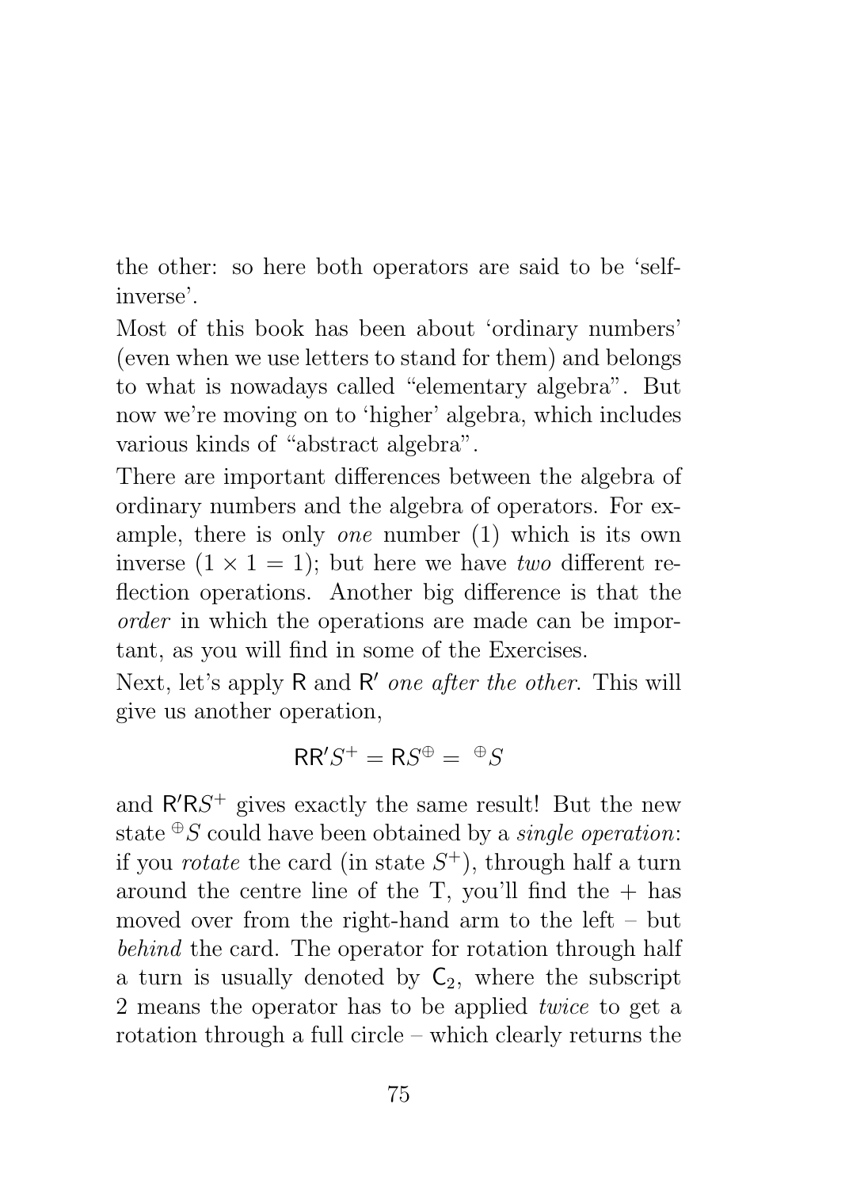the other: so here both operators are said to be 'self-inverse'.

Most of this book has been about 'ordinary numbers' (even when we use letters to stand for them) and belongs to what is nowadays called "elementary algebra". But now we're moving on to 'higher' algebra, which includes various kinds of "abstract algebra".

There are important differences between the algebra of ordinary numbers and the algebra of operators. For example, there is only *one* number (1) which is its own inverse ($1 \times 1 = 1$); but here we have *two* different reflection operations. Another big difference is that the *order* in which the operations are made can be important, as you will find in some of the Exercises.

Next, let's apply $\mathsf{R}$ and $\mathsf{R}'$ *one after the other*. This will give us another operation,

$$\mathsf{R}\mathsf{R}'S^{+} = \mathsf{R}S^{\oplus} = {}^{\oplus}S$$

and $\mathsf{R}'\mathsf{R}S^{+}$ gives exactly the same result! But the new state ${}^{\oplus}S$ could have been obtained by a *single operation*: if you *rotate* the card (in state $S^{+}$), through half a turn around the centre line of the T, you'll find the + has moved over from the right-hand arm to the left – but *behind* the card. The operator for rotation through half a turn is usually denoted by $\mathsf{C}_2$, where the subscript 2 means the operator has to be applied *twice* to get a rotation through a full circle – which clearly returns the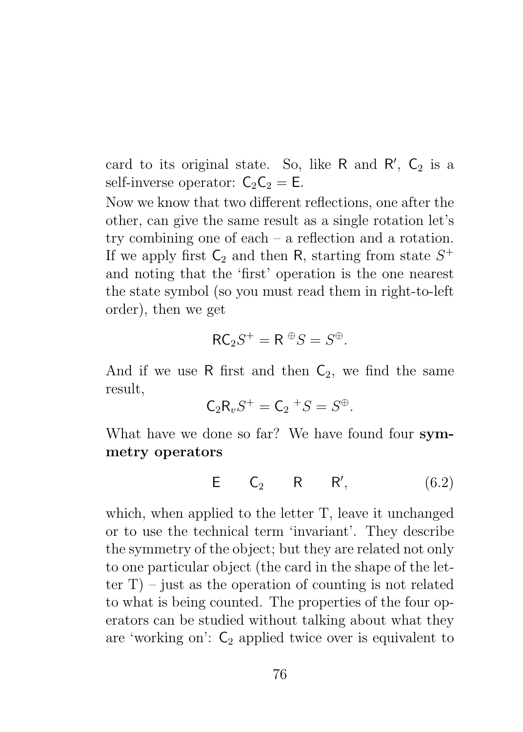card to its original state. So, like $\mathsf{R}$ and $\mathsf{R}'$, $\mathsf{C}_2$ is a self-inverse operator: $\mathsf{C}_2\mathsf{C}_2 = \mathsf{E}$.

Now we know that two different reflections, one after the other, can give the same result as a single rotation let's try combining one of each – a reflection and a rotation. If we apply first $\mathsf{C}_2$ and then $\mathsf{R}$, starting from state $S^+$ and noting that the 'first' operation is the one nearest the state symbol (so you must read them in right-to-left order), then we get

$$\mathsf{R}\mathsf{C}_2 S^+ = \mathsf{R}\ {}^{\oplus}S = S^{\oplus}.$$

And if we use $\mathsf{R}$ first and then $\mathsf{C}_2$, we find the same result,

$$\mathsf{C}_2\mathsf{R}_v S^+ = \mathsf{C}_2\ {}^{+}S = S^{\oplus}.$$

What have we done so far? We have found four **symmetry operators**

$$\mathsf{E} \qquad \mathsf{C}_2 \qquad \mathsf{R} \qquad \mathsf{R}', \tag{6.2}$$

which, when applied to the letter T, leave it unchanged or to use the technical term 'invariant'. They describe the symmetry of the object; but they are related not only to one particular object (the card in the shape of the letter T) – just as the operation of counting is not related to what is being counted. The properties of the four operators can be studied without talking about what they are 'working on': $\mathsf{C}_2$ applied twice over is equivalent to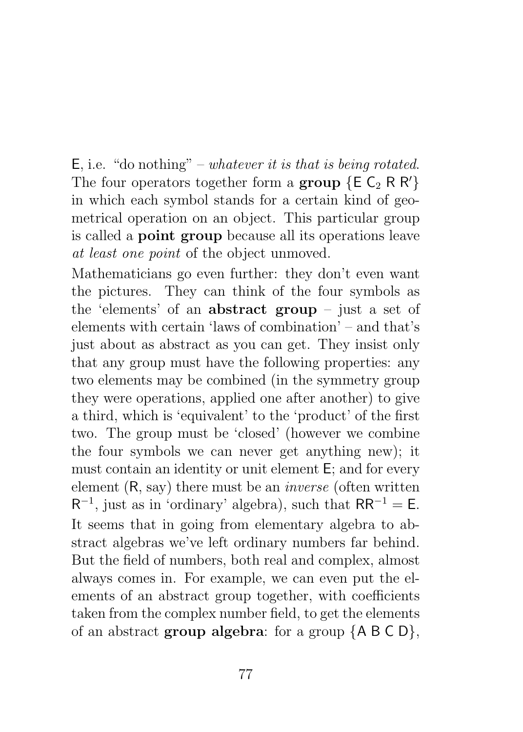$\mathsf{E}$, i.e. "do nothing" – *whatever it is that is being rotated.* The four operators together form a **group** $\{\mathsf{E}\ \mathsf{C}_2\ \mathsf{R}\ \mathsf{R}'\}$ in which each symbol stands for a certain kind of geometrical operation on an object. This particular group is called a **point group** because all its operations leave *at least one point* of the object unmoved.

Mathematicians go even further: they don't even want the pictures. They can think of the four symbols as the 'elements' of an **abstract group** – just a set of elements with certain 'laws of combination' – and that's just about as abstract as you can get. They insist only that any group must have the following properties: any two elements may be combined (in the symmetry group they were operations, applied one after another) to give a third, which is 'equivalent' to the 'product' of the first two. The group must be 'closed' (however we combine the four symbols we can never get anything new); it must contain an identity or unit element $\mathsf{E}$; and for every element ($\mathsf{R}$, say) there must be an *inverse* (often written $\mathsf{R}^{-1}$, just as in 'ordinary' algebra), such that $\mathsf{R}\mathsf{R}^{-1} = \mathsf{E}$.

It seems that in going from elementary algebra to abstract algebras we've left ordinary numbers far behind. But the field of numbers, both real and complex, almost always comes in. For example, we can even put the elements of an abstract group together, with coefficients taken from the complex number field, to get the elements of an abstract **group algebra**: for a group $\{\mathsf{A}\ \mathsf{B}\ \mathsf{C}\ \mathsf{D}\}$,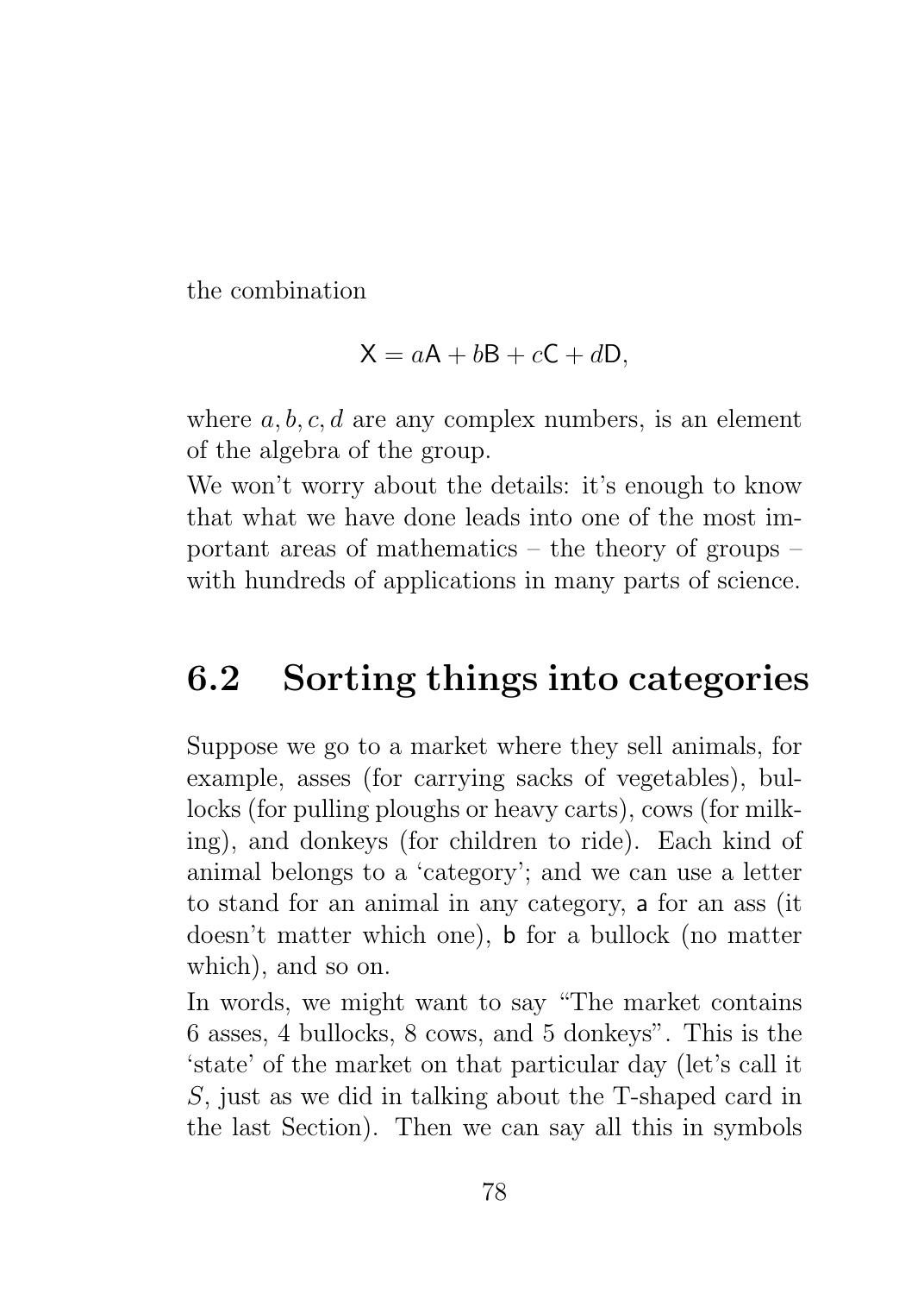the combination

$$\mathsf{X} = a\mathsf{A} + b\mathsf{B} + c\mathsf{C} + d\mathsf{D},$$

where $a, b, c, d$ are any complex numbers, is an element of the algebra of the group.

We won't worry about the details: it's enough to know that what we have done leads into one of the most important areas of mathematics – the theory of groups – with hundreds of applications in many parts of science.

## 6.2 Sorting things into categories

Suppose we go to a market where they sell animals, for example, asses (for carrying sacks of vegetables), bullocks (for pulling ploughs or heavy carts), cows (for milking), and donkeys (for children to ride). Each kind of animal belongs to a 'category'; and we can use a letter to stand for an animal in any category, $\mathsf{a}$ for an ass (it doesn't matter which one), $\mathsf{b}$ for a bullock (no matter which), and so on.

In words, we might want to say "The market contains 6 asses, 4 bullocks, 8 cows, and 5 donkeys". This is the 'state' of the market on that particular day (let's call it $S$, just as we did in talking about the T-shaped card in the last Section). Then we can say all this in symbols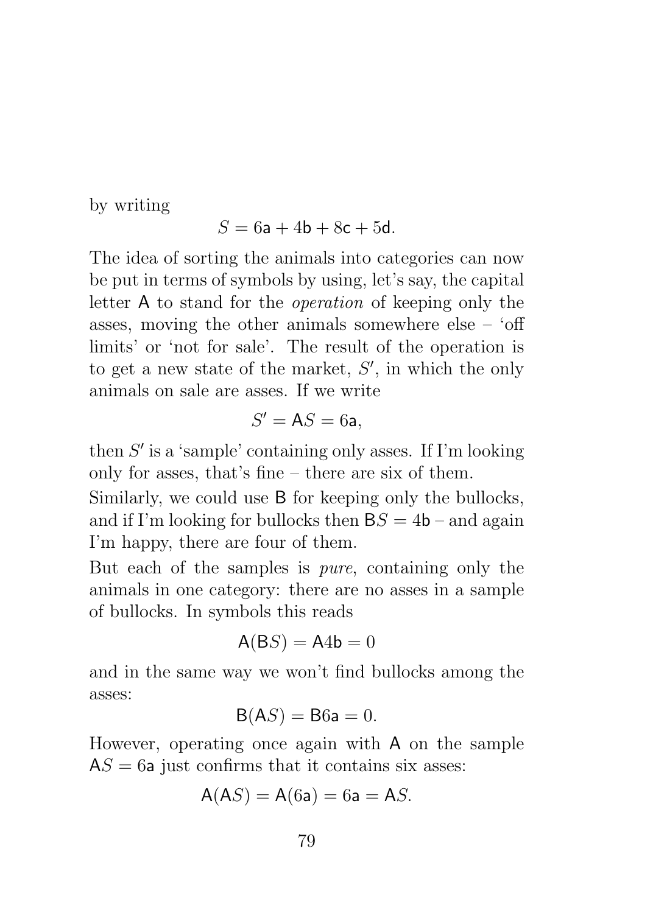by writing

$$S = 6\mathsf{a} + 4\mathsf{b} + 8\mathsf{c} + 5\mathsf{d}.$$

The idea of sorting the animals into categories can now be put in terms of symbols by using, let's say, the capital letter $\mathsf{A}$ to stand for the *operation* of keeping only the asses, moving the other animals somewhere else – 'off limits' or 'not for sale'. The result of the operation is to get a new state of the market, $S'$, in which the only animals on sale are asses. If we write

$$S' = \mathsf{A}S = 6\mathsf{a},$$

then $S'$ is a 'sample' containing only asses. If I'm looking only for asses, that's fine – there are six of them.

Similarly, we could use $\mathsf{B}$ for keeping only the bullocks, and if I'm looking for bullocks then $\mathsf{B}S = 4\mathsf{b}$ – and again I'm happy, there are four of them.

But each of the samples is *pure*, containing only the animals in one category: there are no asses in a sample of bullocks. In symbols this reads

$$\mathsf{A}(\mathsf{B}S) = \mathsf{A}4\mathsf{b} = 0$$

and in the same way we won't find bullocks among the asses:

$$\mathsf{B}(\mathsf{A}S) = \mathsf{B}6\mathsf{a} = 0.$$

However, operating once again with $\mathsf{A}$ on the sample $\mathsf{A}S = 6\mathsf{a}$ just confirms that it contains six asses:

$$\mathsf{A}(\mathsf{A}S) = \mathsf{A}(6\mathsf{a}) = 6\mathsf{a} = \mathsf{A}S.$$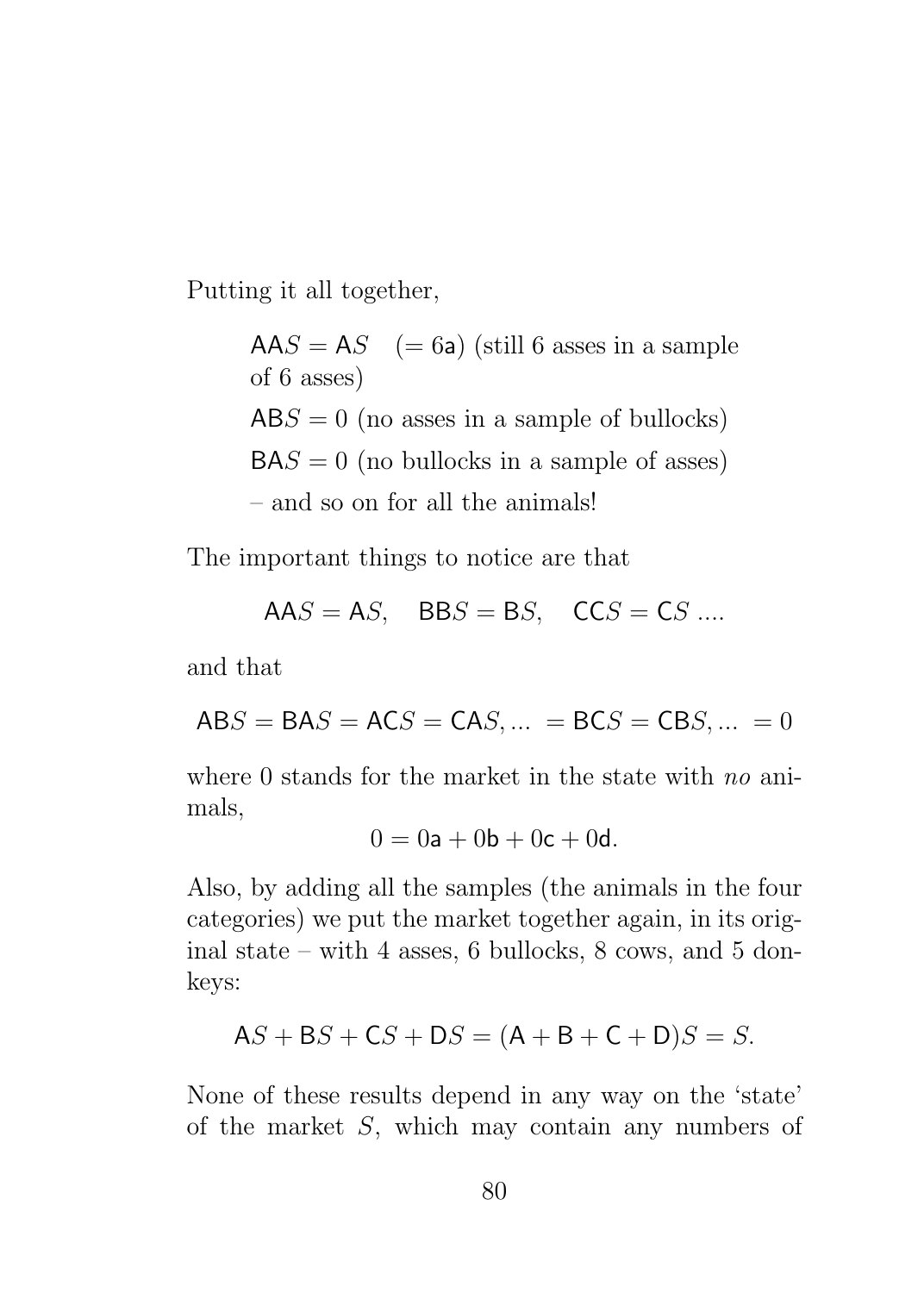Putting it all together,

> $\mathsf{AA}S = \mathsf{A}S \quad (= 6\mathsf{a})$ (still 6 asses in a sample of 6 asses)
>
> $\mathsf{AB}S = 0$ (no asses in a sample of bullocks)
>
> $\mathsf{BA}S = 0$ (no bullocks in a sample of asses)
>
> – and so on for all the animals!

The important things to notice are that

$$\mathsf{AA}S = \mathsf{A}S, \quad \mathsf{BB}S = \mathsf{B}S, \quad \mathsf{CC}S = \mathsf{C}S \; ....$$

and that

$$\mathsf{AB}S = \mathsf{BA}S = \mathsf{AC}S = \mathsf{CA}S, ... \; = \mathsf{BC}S = \mathsf{CB}S, ... \; = 0$$

where 0 stands for the market in the state with *no* animals,

$$0 = 0\mathsf{a} + 0\mathsf{b} + 0\mathsf{c} + 0\mathsf{d}.$$

Also, by adding all the samples (the animals in the four categories) we put the market together again, in its original state – with 4 asses, 6 bullocks, 8 cows, and 5 donkeys:

$$\mathsf{A}S + \mathsf{B}S + \mathsf{C}S + \mathsf{D}S = (\mathsf{A} + \mathsf{B} + \mathsf{C} + \mathsf{D})S = S.$$

None of these results depend in any way on the 'state' of the market $S$, which may contain any numbers of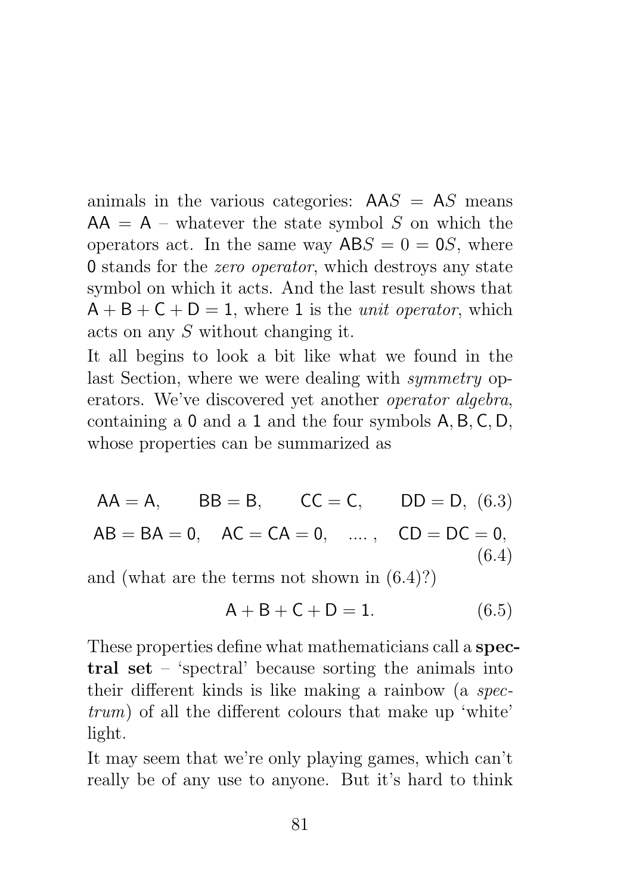animals in the various categories: $\mathsf{AA}S = \mathsf{A}S$ means $\mathsf{AA} = \mathsf{A}$ – whatever the state symbol $S$ on which the operators act. In the same way $\mathsf{AB}S = 0 = \mathsf{0}S$, where $\mathsf{0}$ stands for the *zero operator*, which destroys any state symbol on which it acts. And the last result shows that $\mathsf{A} + \mathsf{B} + \mathsf{C} + \mathsf{D} = \mathsf{1}$, where $\mathsf{1}$ is the *unit operator*, which acts on any $S$ without changing it.

It all begins to look a bit like what we found in the last Section, where we were dealing with *symmetry* operators. We've discovered yet another *operator algebra*, containing a $\mathsf{0}$ and a $\mathsf{1}$ and the four symbols $\mathsf{A}, \mathsf{B}, \mathsf{C}, \mathsf{D}$, whose properties can be summarized as

$$\mathsf{AA} = \mathsf{A}, \qquad \mathsf{BB} = \mathsf{B}, \qquad \mathsf{CC} = \mathsf{C}, \qquad \mathsf{DD} = \mathsf{D}, \quad (6.3)$$

$$\mathsf{AB} = \mathsf{BA} = \mathsf{0}, \quad \mathsf{AC} = \mathsf{CA} = \mathsf{0}, \quad .... , \quad \mathsf{CD} = \mathsf{DC} = \mathsf{0}, \quad (6.4)$$

and (what are the terms not shown in (6.4)?)

$$\mathsf{A} + \mathsf{B} + \mathsf{C} + \mathsf{D} = \mathsf{1}. \qquad (6.5)$$

These properties define what mathematicians call a **spectral set** – 'spectral' because sorting the animals into their different kinds is like making a rainbow (a *spectrum*) of all the different colours that make up 'white' light.

It may seem that we're only playing games, which can't really be of any use to anyone. But it's hard to think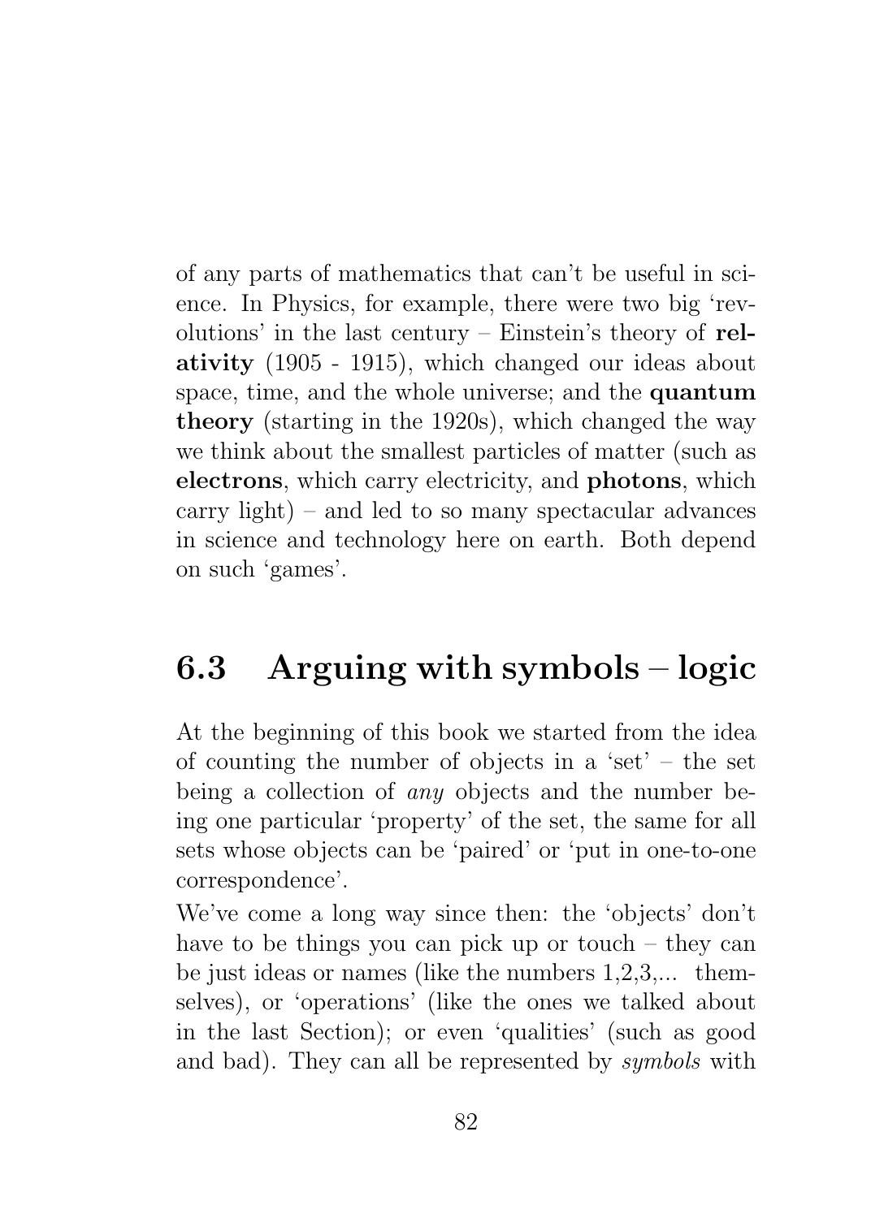of any parts of mathematics that can't be useful in science. In Physics, for example, there were two big 'revolutions' in the last century – Einstein's theory of **relativity** (1905 - 1915), which changed our ideas about space, time, and the whole universe; and the **quantum theory** (starting in the 1920s), which changed the way we think about the smallest particles of matter (such as **electrons**, which carry electricity, and **photons**, which carry light) – and led to so many spectacular advances in science and technology here on earth. Both depend on such 'games'.

## 6.3 Arguing with symbols – logic

At the beginning of this book we started from the idea of counting the number of objects in a 'set' – the set being a collection of *any* objects and the number being one particular 'property' of the set, the same for all sets whose objects can be 'paired' or 'put in one-to-one correspondence'.

We've come a long way since then: the 'objects' don't have to be things you can pick up or touch – they can be just ideas or names (like the numbers 1,2,3,... themselves), or 'operations' (like the ones we talked about in the last Section); or even 'qualities' (such as good and bad). They can all be represented by *symbols* with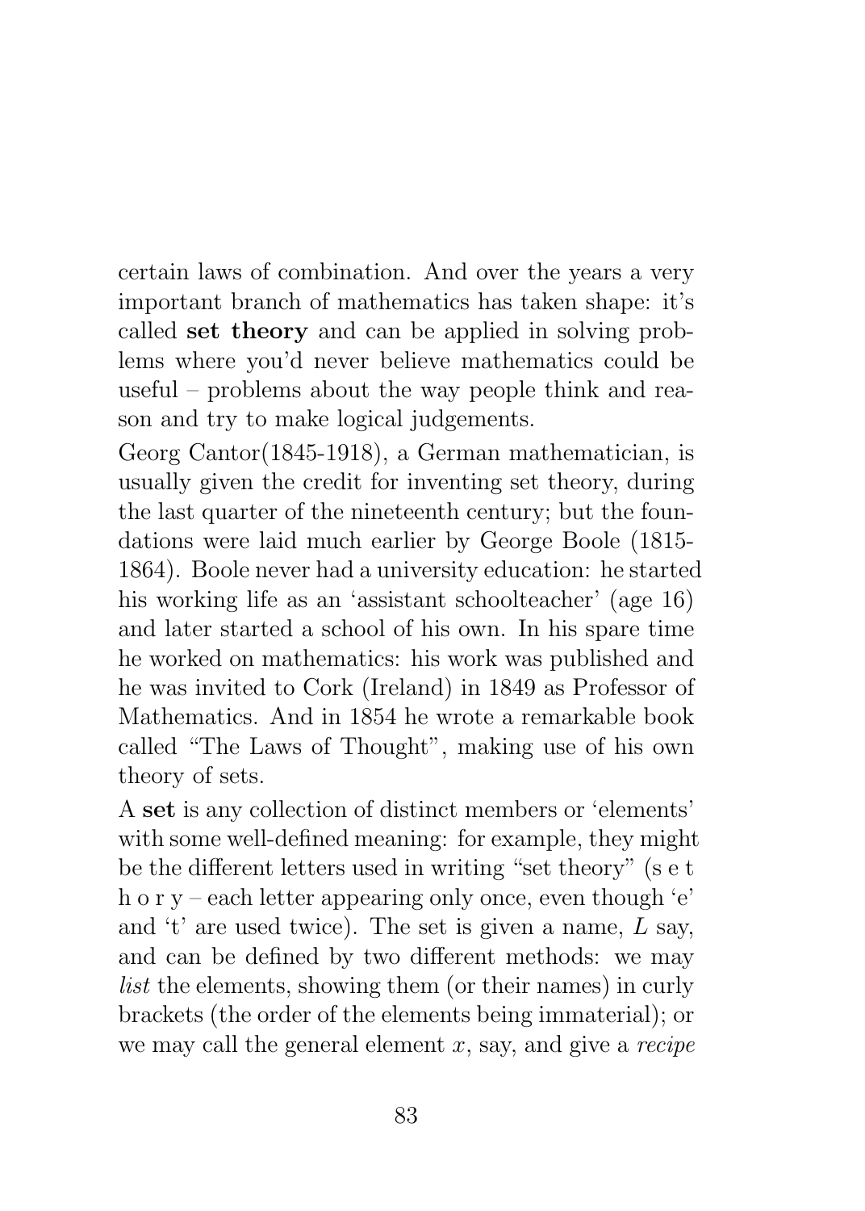certain laws of combination. And over the years a very important branch of mathematics has taken shape: it's called **set theory** and can be applied in solving problems where you'd never believe mathematics could be useful – problems about the way people think and reason and try to make logical judgements.

Georg Cantor(1845-1918), a German mathematician, is usually given the credit for inventing set theory, during the last quarter of the nineteenth century; but the foundations were laid much earlier by George Boole (1815-1864). Boole never had a university education: he started his working life as an 'assistant schoolteacher' (age 16) and later started a school of his own. In his spare time he worked on mathematics: his work was published and he was invited to Cork (Ireland) in 1849 as Professor of Mathematics. And in 1854 he wrote a remarkable book called "The Laws of Thought", making use of his own theory of sets.

A **set** is any collection of distinct members or 'elements' with some well-defined meaning: for example, they might be the different letters used in writing "set theory" (s e t h o r y – each letter appearing only once, even though 'e' and 't' are used twice). The set is given a name, $L$ say, and can be defined by two different methods: we may *list* the elements, showing them (or their names) in curly brackets (the order of the elements being immaterial); or we may call the general element $x$, say, and give a *recipe*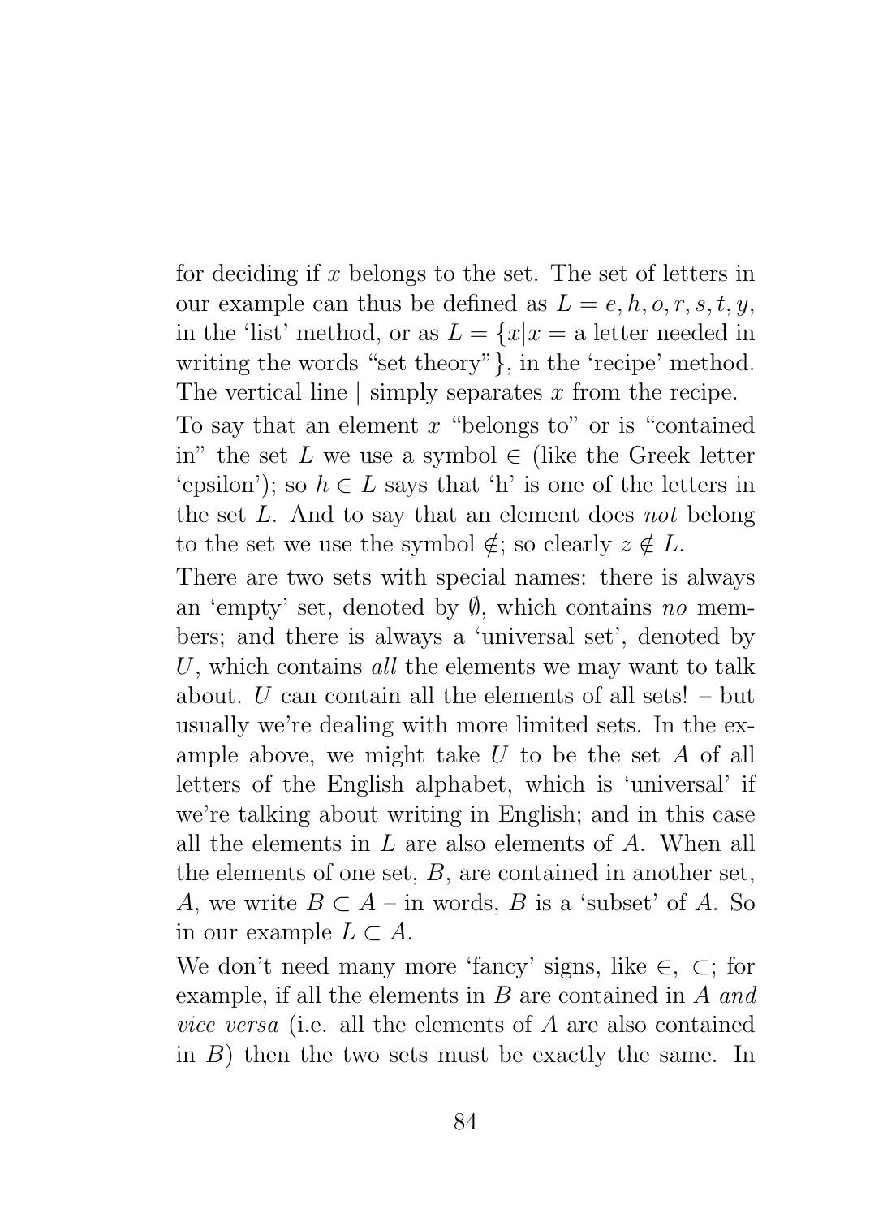for deciding if $x$ belongs to the set. The set of letters in our example can thus be defined as $L = e, h, o, r, s, t, y$, in the 'list' method, or as $L = \{x | x = \text{a letter needed in writing the words "set theory"}\}$, in the 'recipe' method. The vertical line | simply separates $x$ from the recipe.

To say that an element $x$ "belongs to" or is "contained in" the set $L$ we use a symbol $\in$ (like the Greek letter 'epsilon'); so $h \in L$ says that 'h' is one of the letters in the set $L$. And to say that an element does *not* belong to the set we use the symbol $\notin$; so clearly $z \notin L$.

There are two sets with special names: there is always an 'empty' set, denoted by $\emptyset$, which contains *no* members; and there is always a 'universal set', denoted by $U$, which contains *all* the elements we may want to talk about. $U$ can contain all the elements of all sets! – but usually we're dealing with more limited sets. In the example above, we might take $U$ to be the set $A$ of all letters of the English alphabet, which is 'universal' if we're talking about writing in English; and in this case all the elements in $L$ are also elements of $A$. When all the elements of one set, $B$, are contained in another set, $A$, we write $B \subset A$ – in words, $B$ is a 'subset' of $A$. So in our example $L \subset A$.

We don't need many more 'fancy' signs, like $\in$, $\subset$; for example, if all the elements in $B$ are contained in $A$ *and vice versa* (i.e. all the elements of $A$ are also contained in $B$) then the two sets must be exactly the same. In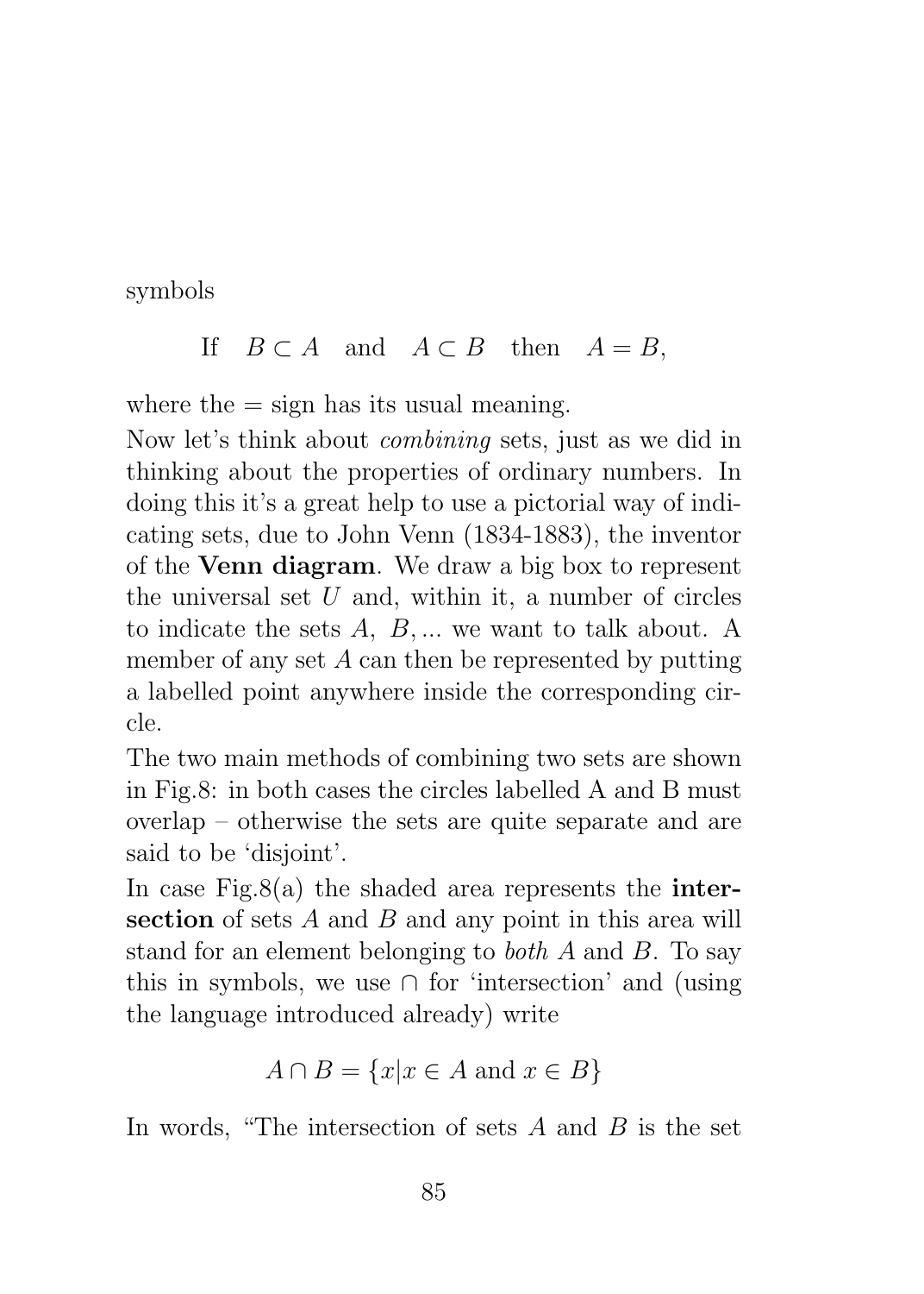symbols

$$\text{If} \quad B \subset A \quad \text{and} \quad A \subset B \quad \text{then} \quad A = B,$$

where the = sign has its usual meaning.

Now let's think about *combining* sets, just as we did in thinking about the properties of ordinary numbers. In doing this it's a great help to use a pictorial way of indicating sets, due to John Venn (1834-1883), the inventor of the **Venn diagram**. We draw a big box to represent the universal set $U$ and, within it, a number of circles to indicate the sets $A$, $B, ...$ we want to talk about. A member of any set $A$ can then be represented by putting a labelled point anywhere inside the corresponding circle.

The two main methods of combining two sets are shown in Fig.8: in both cases the circles labelled A and B must overlap – otherwise the sets are quite separate and are said to be 'disjoint'.

In case Fig.8(a) the shaded area represents the **intersection** of sets $A$ and $B$ and any point in this area will stand for an element belonging to *both* $A$ and $B$. To say this in symbols, we use $\cap$ for 'intersection' and (using the language introduced already) write

$$A \cap B = \{x | x \in A \text{ and } x \in B\}$$

In words, "The intersection of sets $A$ and $B$ is the set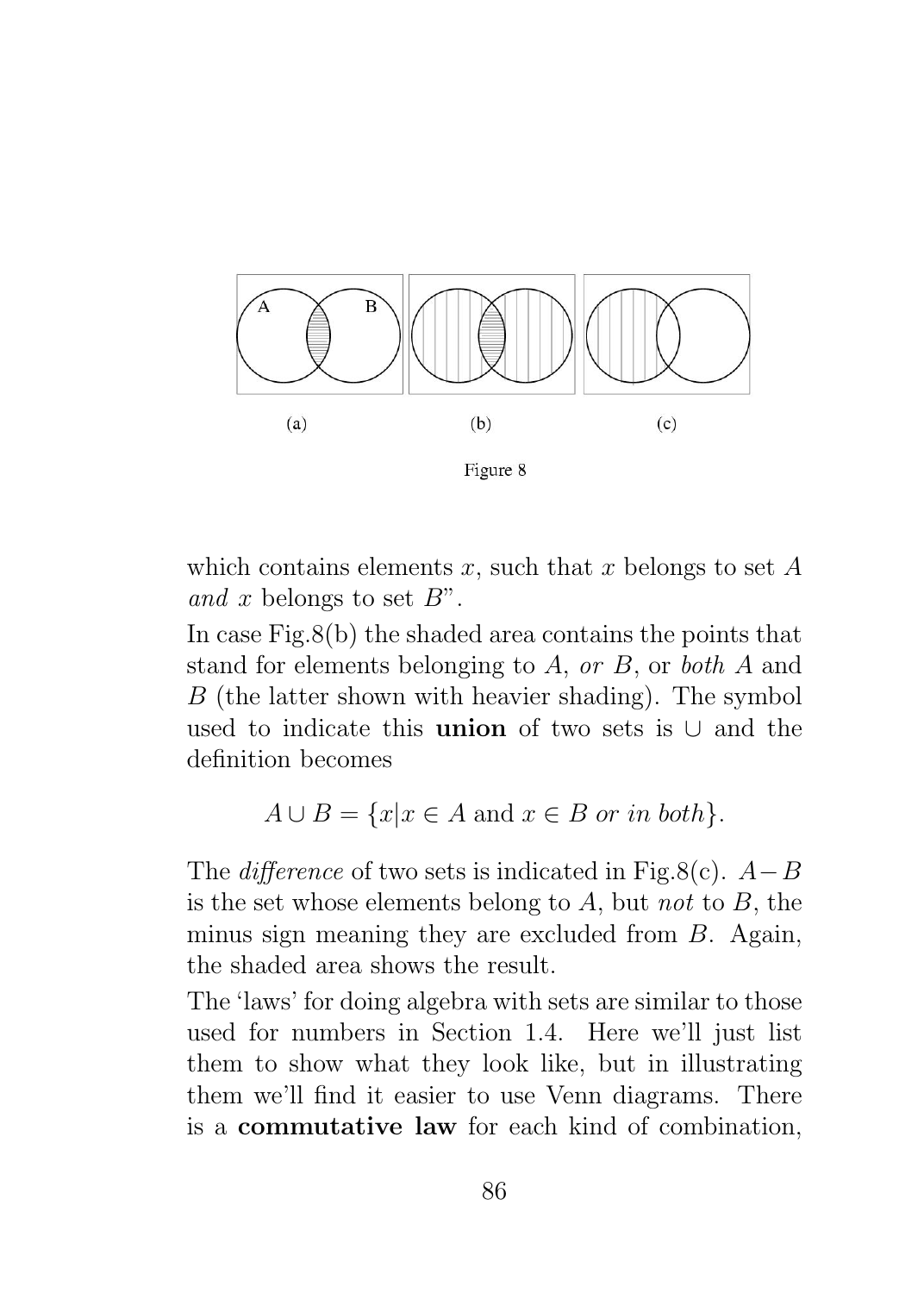(a) (b) (c)

Figure 8

which contains elements $x$, such that $x$ belongs to set $A$ *and* $x$ belongs to set $B$".

In case Fig.8(b) the shaded area contains the points that stand for elements belonging to $A$, *or* $B$, or *both* $A$ and $B$ (the latter shown with heavier shading). The symbol used to indicate this **union** of two sets is $\cup$ and the definition becomes

$$A \cup B = \{x | x \in A \text{ and } x \in B \textit{ or in both}\}.$$

The *difference* of two sets is indicated in Fig.8(c). $A - B$ is the set whose elements belong to $A$, but *not* to $B$, the minus sign meaning they are excluded from $B$. Again, the shaded area shows the result.

The 'laws' for doing algebra with sets are similar to those used for numbers in Section 1.4. Here we'll just list them to show what they look like, but in illustrating them we'll find it easier to use Venn diagrams. There is a **commutative law** for each kind of combination,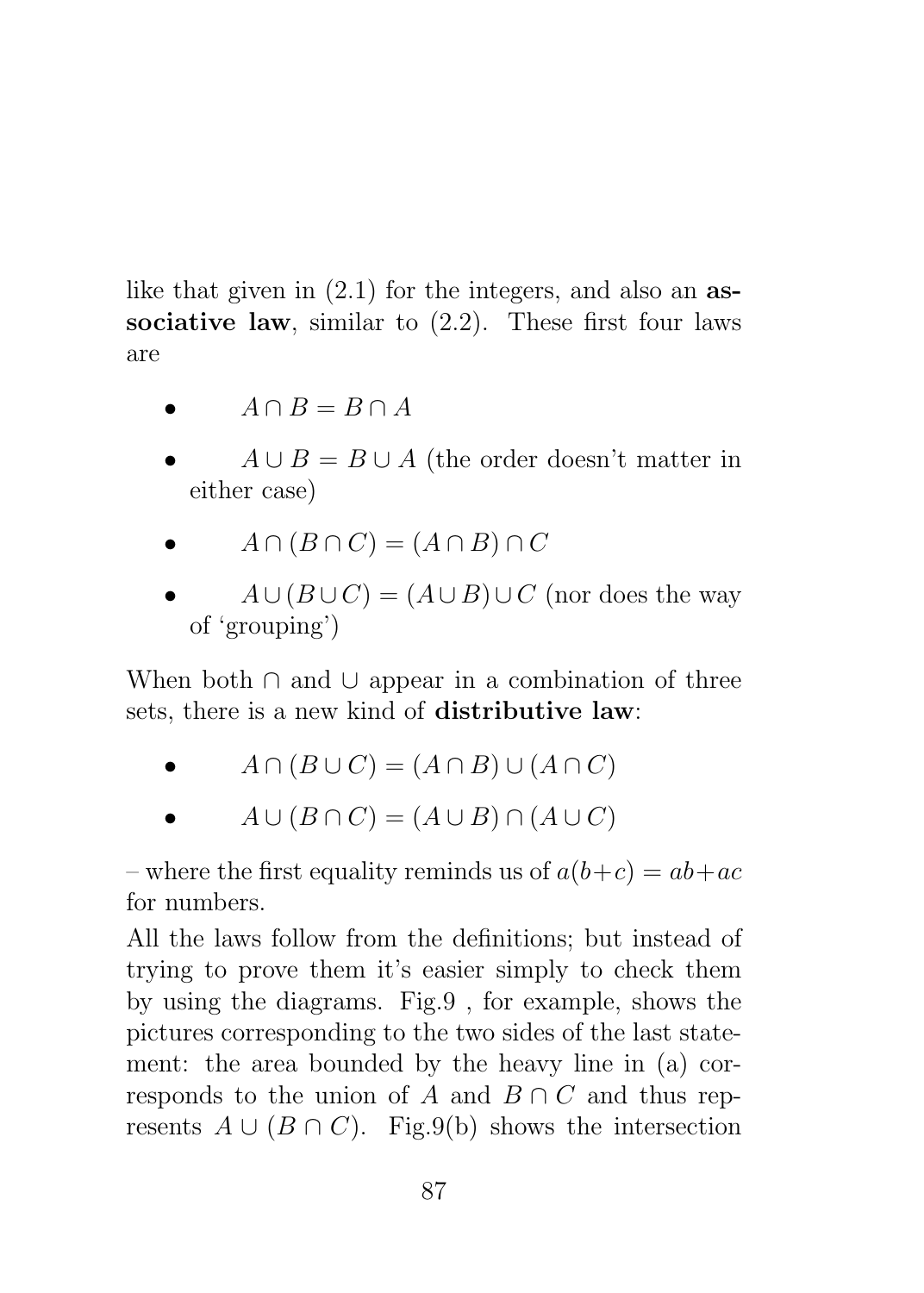like that given in (2.1) for the integers, and also an **associative law**, similar to (2.2). These first four laws are

- $A \cap B = B \cap A$
- $A \cup B = B \cup A$ (the order doesn't matter in either case)
- $A \cap (B \cap C) = (A \cap B) \cap C$
- $A \cup (B \cup C) = (A \cup B) \cup C$ (nor does the way of 'grouping')

When both $\cap$ and $\cup$ appear in a combination of three sets, there is a new kind of **distributive law**:

- $A \cap (B \cup C) = (A \cap B) \cup (A \cap C)$
- $A \cup (B \cap C) = (A \cup B) \cap (A \cup C)$

– where the first equality reminds us of $a(b+c) = ab+ac$ for numbers.

All the laws follow from the definitions; but instead of trying to prove them it's easier simply to check them by using the diagrams. Fig.9 , for example, shows the pictures corresponding to the two sides of the last statement: the area bounded by the heavy line in (a) corresponds to the union of $A$ and $B \cap C$ and thus represents $A \cup (B \cap C)$. Fig.9(b) shows the intersection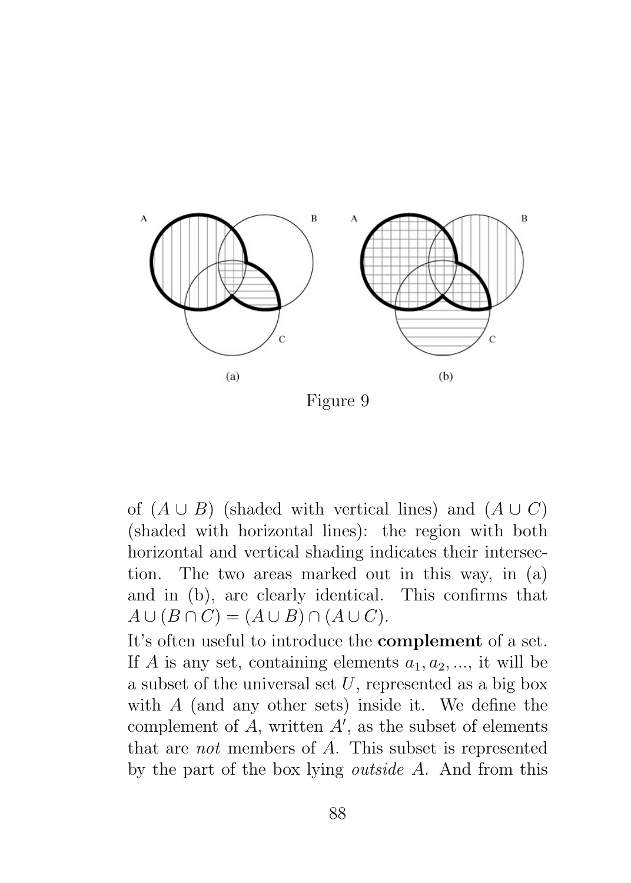Figure 9

of $(A \cup B)$ (shaded with vertical lines) and $(A \cup C)$ (shaded with horizontal lines): the region with both horizontal and vertical shading indicates their intersection. The two areas marked out in this way, in (a) and in (b), are clearly identical. This confirms that $A \cup (B \cap C) = (A \cup B) \cap (A \cup C)$.

It's often useful to introduce the **complement** of a set. If $A$ is any set, containing elements $a_1, a_2, ...,$ it will be a subset of the universal set $U$, represented as a big box with $A$ (and any other sets) inside it. We define the complement of $A$, written $A'$, as the subset of elements that are *not* members of $A$. This subset is represented by the part of the box lying *outside* $A$. And from this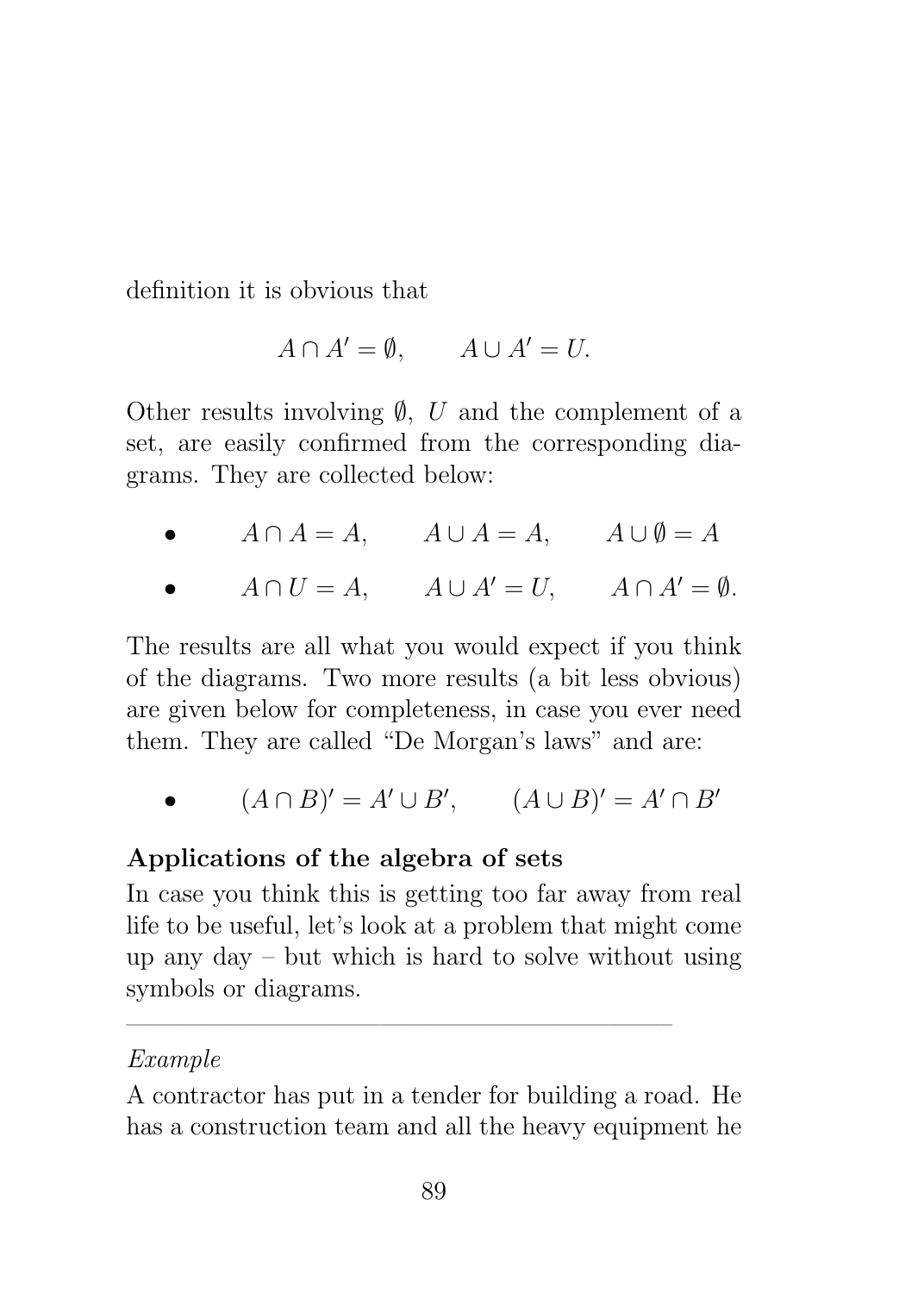definition it is obvious that

$$A \cap A' = \emptyset, \qquad A \cup A' = U.$$

Other results involving $\emptyset$, $U$ and the complement of a set, are easily confirmed from the corresponding diagrams. They are collected below:

- $A \cap A = A, \qquad A \cup A = A, \qquad A \cup \emptyset = A$
- $A \cap U = A, \qquad A \cup A' = U, \qquad A \cap A' = \emptyset.$

The results are all what you would expect if you think of the diagrams. Two more results (a bit less obvious) are given below for completeness, in case you ever need them. They are called "De Morgan's laws" and are:

- $(A \cap B)' = A' \cup B', \qquad (A \cup B)' = A' \cap B'$

**Applications of the algebra of sets**

In case you think this is getting too far away from real life to be useful, let's look at a problem that might come up any day – but which is hard to solve without using symbols or diagrams.

---

*Example*

A contractor has put in a tender for building a road. He has a construction team and all the heavy equipment he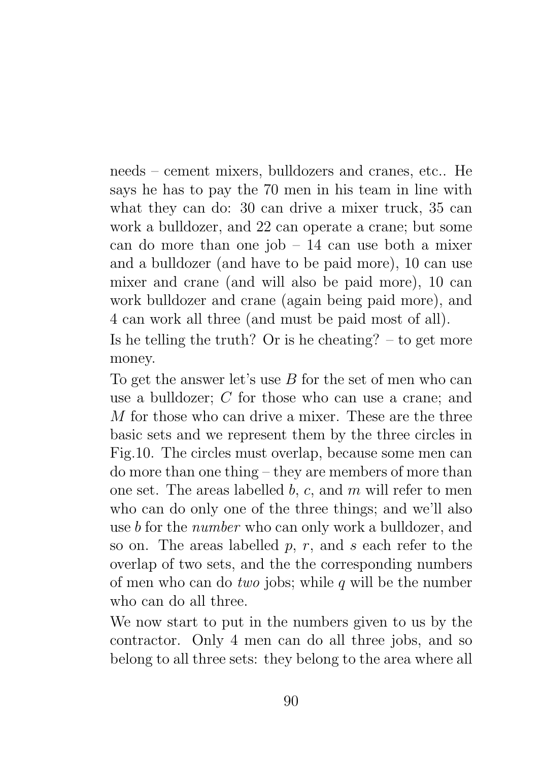needs – cement mixers, bulldozers and cranes, etc.. He says he has to pay the 70 men in his team in line with what they can do: 30 can drive a mixer truck, 35 can work a bulldozer, and 22 can operate a crane; but some can do more than one job – 14 can use both a mixer and a bulldozer (and have to be paid more), 10 can use mixer and crane (and will also be paid more), 10 can work bulldozer and crane (again being paid more), and 4 can work all three (and must be paid most of all).

Is he telling the truth? Or is he cheating? – to get more money.

To get the answer let's use $B$ for the set of men who can use a bulldozer; $C$ for those who can use a crane; and $M$ for those who can drive a mixer. These are the three basic sets and we represent them by the three circles in Fig.10. The circles must overlap, because some men can do more than one thing – they are members of more than one set. The areas labelled $b$, $c$, and $m$ will refer to men who can do only one of the three things; and we'll also use $b$ for the *number* who can only work a bulldozer, and so on. The areas labelled $p$, $r$, and $s$ each refer to the overlap of two sets, and the the corresponding numbers of men who can do *two* jobs; while $q$ will be the number who can do all three.

We now start to put in the numbers given to us by the contractor. Only 4 men can do all three jobs, and so belong to all three sets: they belong to the area where all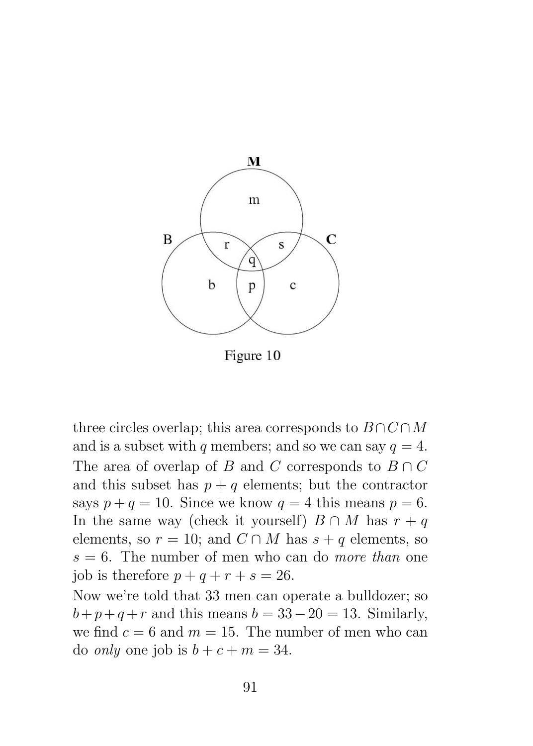Figure 10

three circles overlap; this area corresponds to $B \cap C \cap M$ and is a subset with $q$ members; and so we can say $q = 4$. The area of overlap of $B$ and $C$ corresponds to $B \cap C$ and this subset has $p + q$ elements; but the contractor says $p + q = 10$. Since we know $q = 4$ this means $p = 6$. In the same way (check it yourself) $B \cap M$ has $r + q$ elements, so $r = 10$; and $C \cap M$ has $s + q$ elements, so $s = 6$. The number of men who can do *more than* one job is therefore $p + q + r + s = 26$.

Now we're told that 33 men can operate a bulldozer; so $b + p + q + r$ and this means $b = 33 - 20 = 13$. Similarly, we find $c = 6$ and $m = 15$. The number of men who can do *only* one job is $b + c + m = 34$.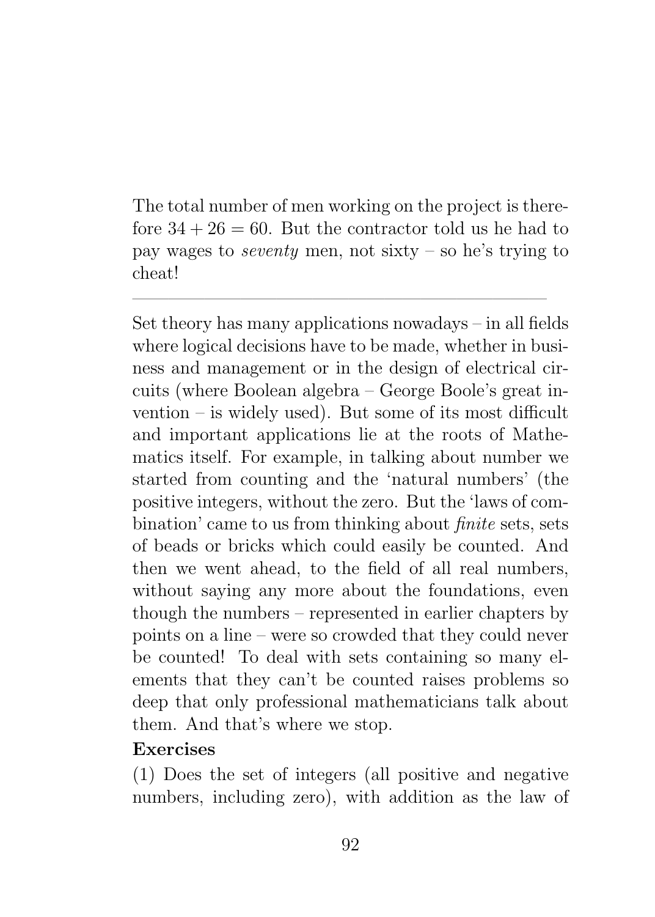The total number of men working on the project is therefore $34 + 26 = 60$. But the contractor told us he had to pay wages to *seventy* men, not sixty – so he's trying to cheat!

---

Set theory has many applications nowadays – in all fields where logical decisions have to be made, whether in business and management or in the design of electrical circuits (where Boolean algebra – George Boole's great invention – is widely used). But some of its most difficult and important applications lie at the roots of Mathematics itself. For example, in talking about number we started from counting and the 'natural numbers' (the positive integers, without the zero. But the 'laws of combination' came to us from thinking about *finite* sets, sets of beads or bricks which could easily be counted. And then we went ahead, to the field of all real numbers, without saying any more about the foundations, even though the numbers – represented in earlier chapters by points on a line – were so crowded that they could never be counted! To deal with sets containing so many elements that they can't be counted raises problems so deep that only professional mathematicians talk about them. And that's where we stop.

**Exercises**

(1) Does the set of integers (all positive and negative numbers, including zero), with addition as the law of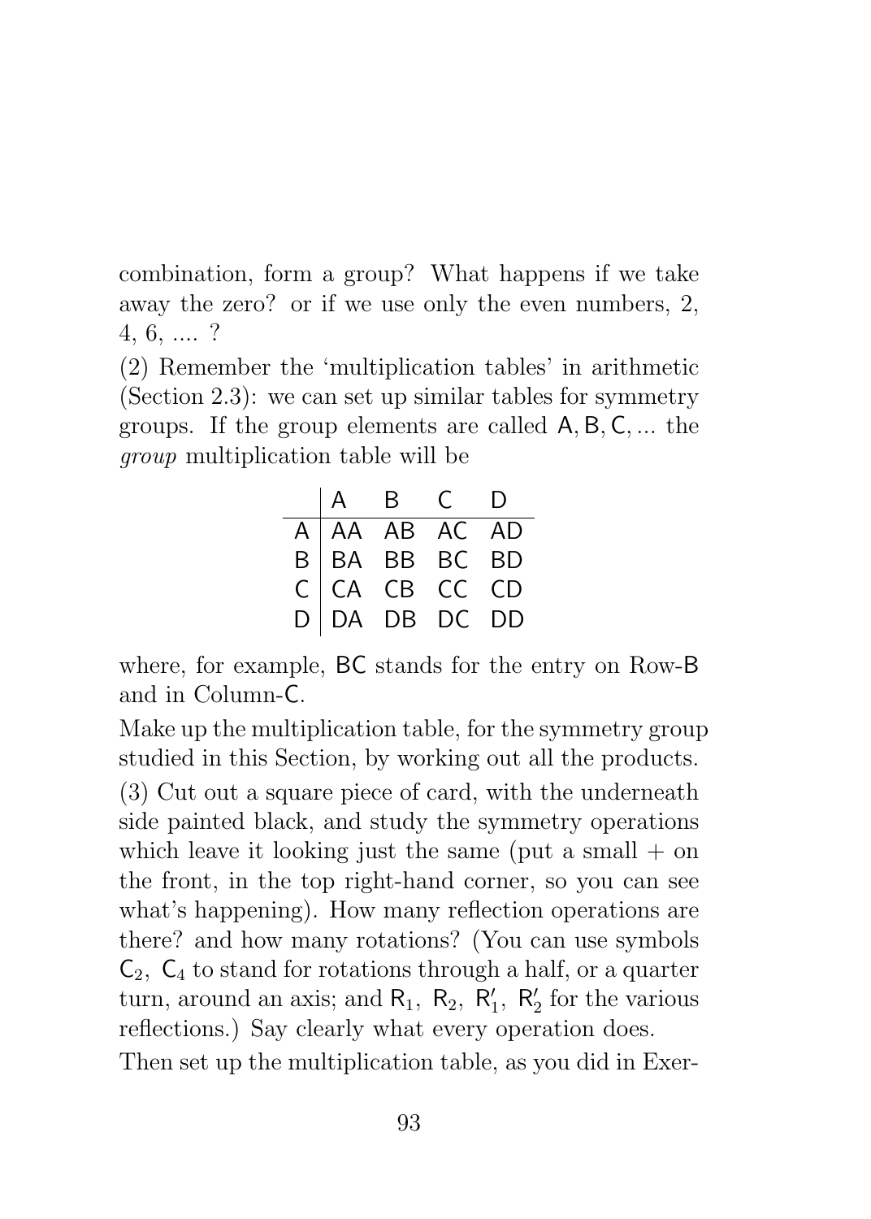combination, form a group? What happens if we take away the zero? or if we use only the even numbers, 2, 4, 6, .... ?

(2) Remember the 'multiplication tables' in arithmetic (Section 2.3): we can set up similar tables for symmetry groups. If the group elements are called A, B, C, ... the *group* multiplication table will be

| | A | B | C | D |
|---|---|---|---|---|
| A | AA | AB | AC | AD |
| B | BA | BB | BC | BD |
| C | CA | CB | CC | CD |
| D | DA | DB | DC | DD |

where, for example, BC stands for the entry on Row-B and in Column-C.

Make up the multiplication table, for the symmetry group studied in this Section, by working out all the products.

(3) Cut out a square piece of card, with the underneath side painted black, and study the symmetry operations which leave it looking just the same (put a small + on the front, in the top right-hand corner, so you can see what's happening). How many reflection operations are there? and how many rotations? (You can use symbols $C_2$, $C_4$ to stand for rotations through a half, or a quarter turn, around an axis; and $R_1$, $R_2$, $R_1'$, $R_2'$ for the various reflections.) Say clearly what every operation does.

Then set up the multiplication table, as you did in Exer-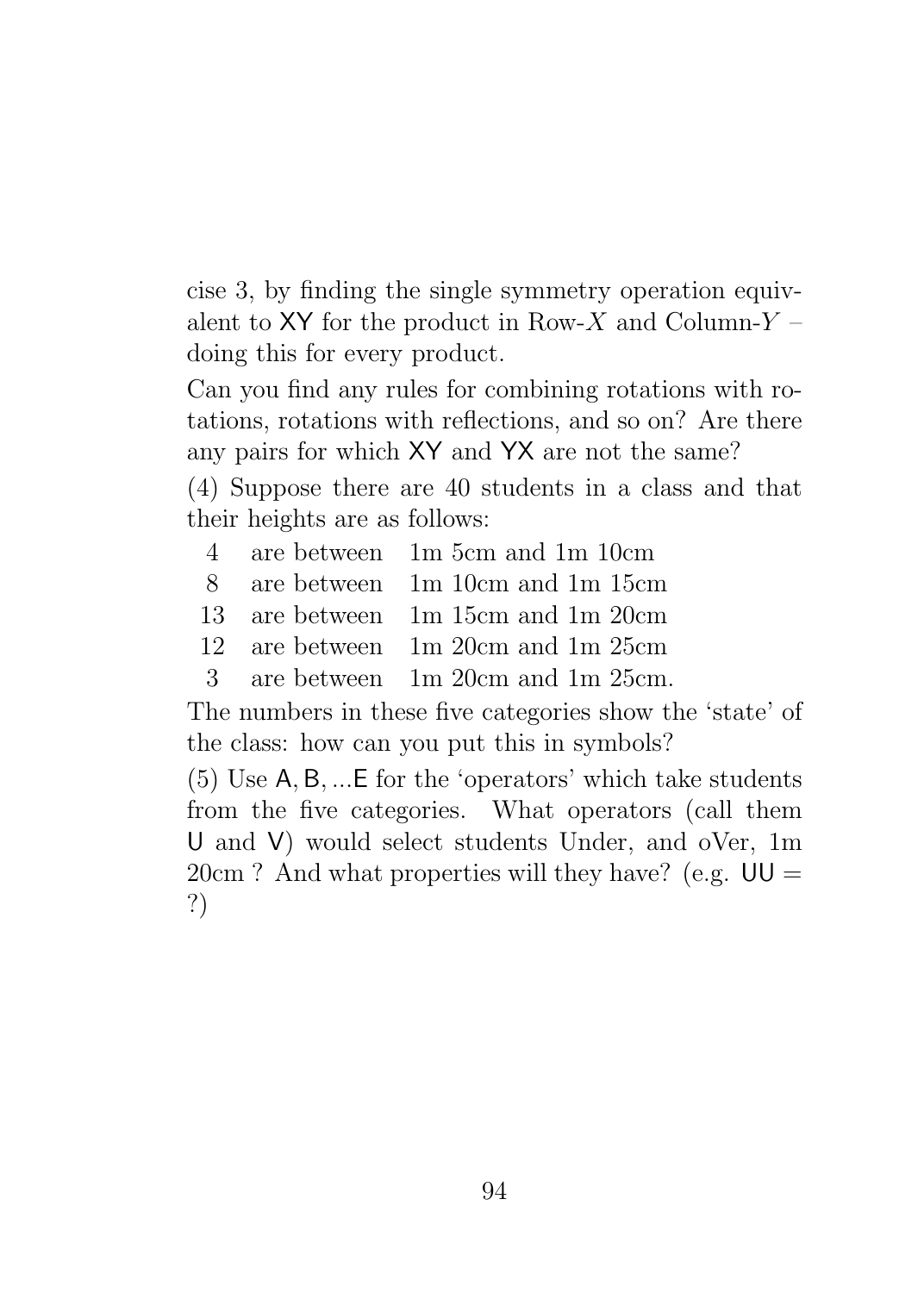cise 3, by finding the single symmetry operation equivalent to $\mathsf{XY}$ for the product in Row-$X$ and Column-$Y$ – doing this for every product.

Can you find any rules for combining rotations with rotations, rotations with reflections, and so on? Are there any pairs for which $\mathsf{XY}$ and $\mathsf{YX}$ are not the same?

(4) Suppose there are 40 students in a class and that their heights are as follows:

| | | |
|---|---|---|
| 4 | are between | 1m 5cm and 1m 10cm |
| 8 | are between | 1m 10cm and 1m 15cm |
| 13 | are between | 1m 15cm and 1m 20cm |
| 12 | are between | 1m 20cm and 1m 25cm |
| 3 | are between | 1m 20cm and 1m 25cm. |

The numbers in these five categories show the 'state' of the class: how can you put this in symbols?

(5) Use $\mathsf{A}, \mathsf{B}, ...\mathsf{E}$ for the 'operators' which take students from the five categories. What operators (call them $\mathsf{U}$ and $\mathsf{V}$) would select students Under, and oVer, 1m 20cm ? And what properties will they have? (e.g. $\mathsf{UU} =$ ?)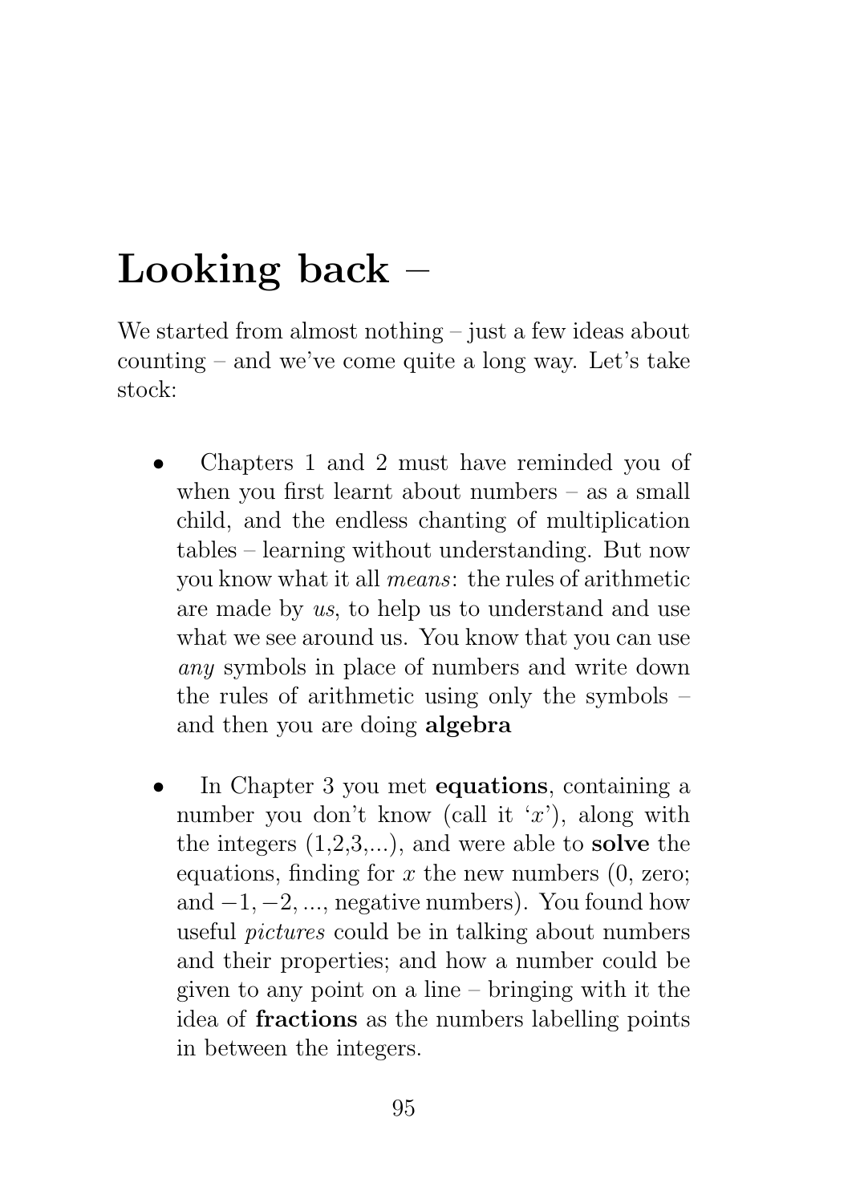# Looking back –

We started from almost nothing – just a few ideas about counting – and we've come quite a long way. Let's take stock:

- Chapters 1 and 2 must have reminded you of when you first learnt about numbers – as a small child, and the endless chanting of multiplication tables – learning without understanding. But now you know what it all *means*: the rules of arithmetic are made by *us*, to help us to understand and use what we see around us. You know that you can use *any* symbols in place of numbers and write down the rules of arithmetic using only the symbols – and then you are doing **algebra**

- In Chapter 3 you met **equations**, containing a number you don't know (call it '$x$'), along with the integers (1,2,3,...), and were able to **solve** the equations, finding for $x$ the new numbers (0, zero; and $-1, -2, ...$, negative numbers). You found how useful *pictures* could be in talking about numbers and their properties; and how a number could be given to any point on a line – bringing with it the idea of **fractions** as the numbers labelling points in between the integers.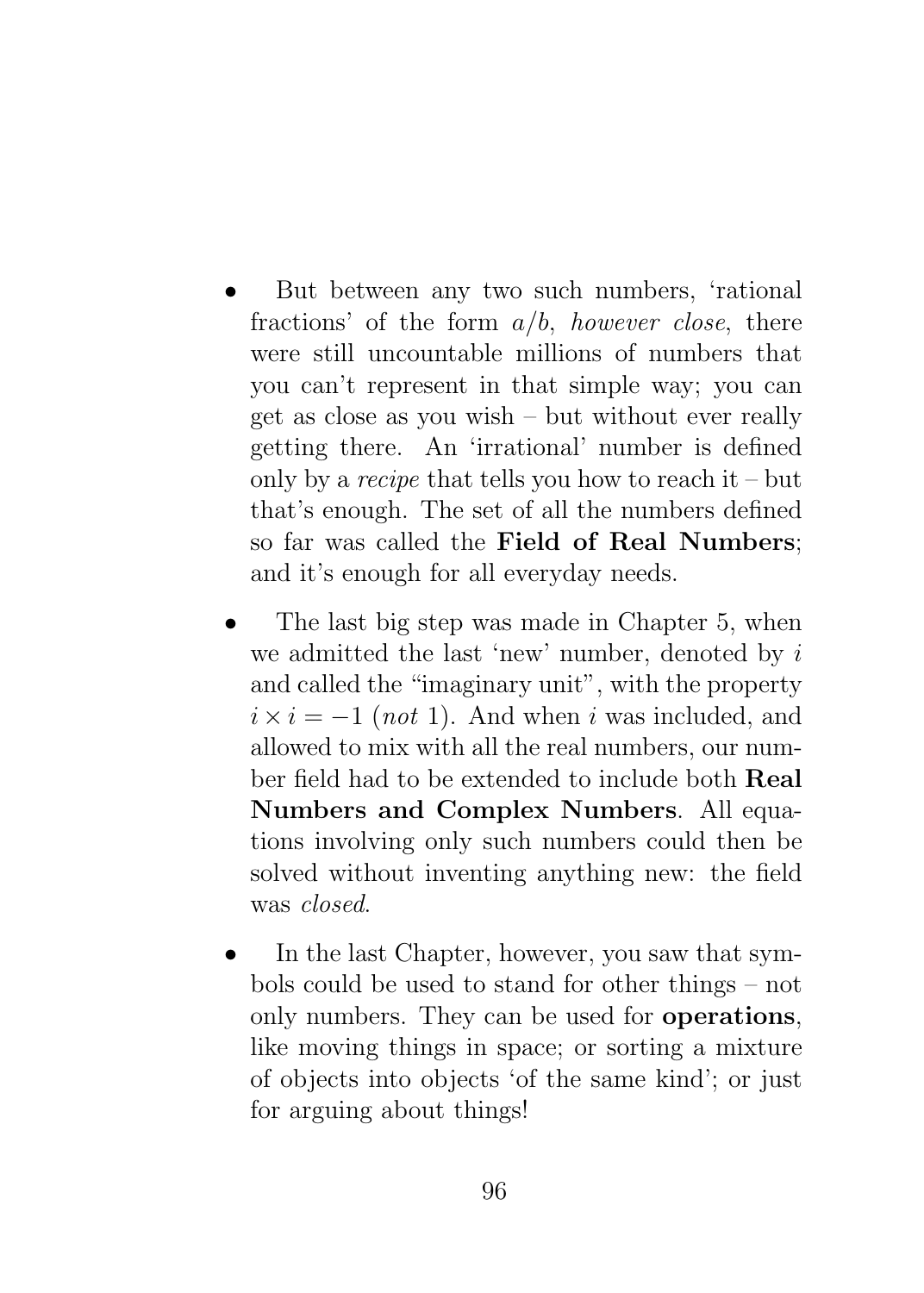- But between any two such numbers, 'rational fractions' of the form $a/b$, *however close*, there were still uncountable millions of numbers that you can't represent in that simple way; you can get as close as you wish – but without ever really getting there. An 'irrational' number is defined only by a *recipe* that tells you how to reach it – but that's enough. The set of all the numbers defined so far was called the **Field of Real Numbers**; and it's enough for all everyday needs.

- The last big step was made in Chapter 5, when we admitted the last 'new' number, denoted by $i$ and called the "imaginary unit", with the property $i \times i = -1$ (*not* 1). And when $i$ was included, and allowed to mix with all the real numbers, our number field had to be extended to include both **Real Numbers and Complex Numbers**. All equations involving only such numbers could then be solved without inventing anything new: the field was *closed*.

- In the last Chapter, however, you saw that symbols could be used to stand for other things – not only numbers. They can be used for **operations**, like moving things in space; or sorting a mixture of objects into objects 'of the same kind'; or just for arguing about things!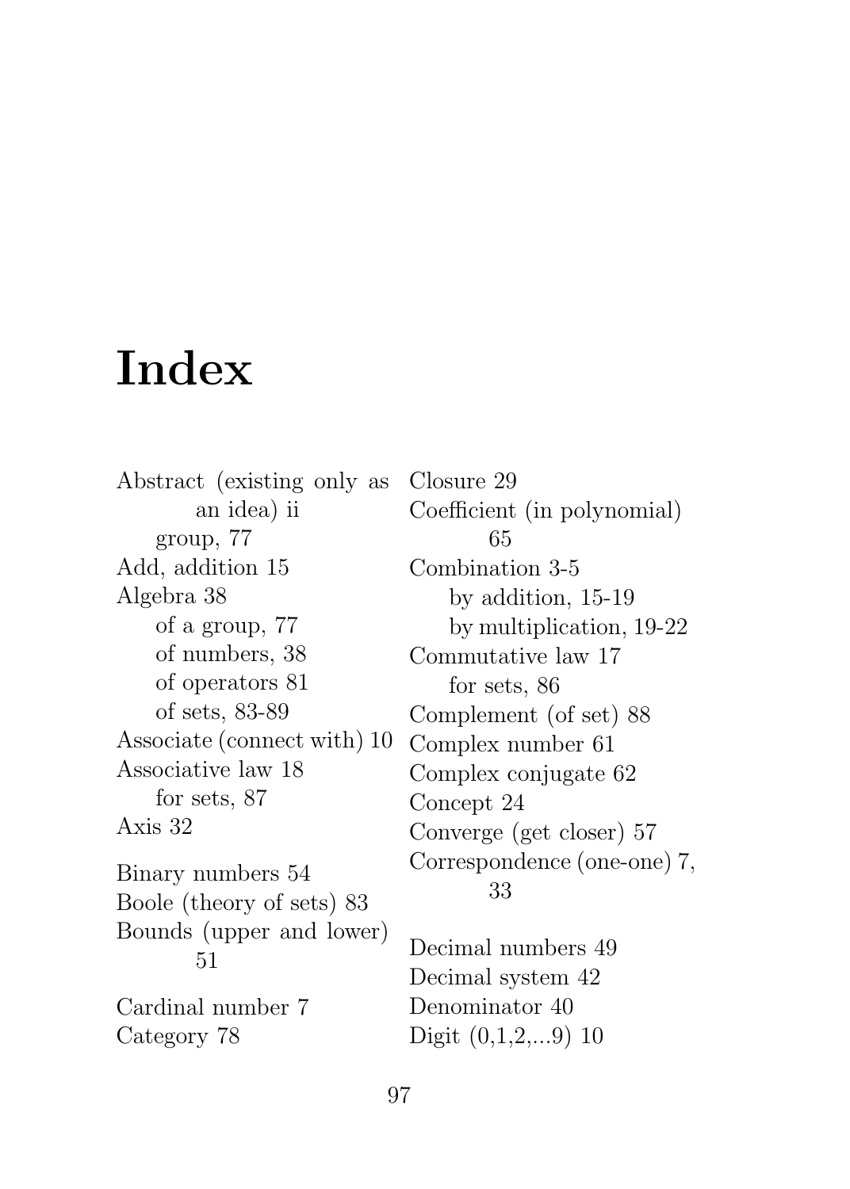# Index

Abstract (existing only as an idea) ii
- group, 77

Add, addition 15

Algebra 38
- of a group, 77
- of numbers, 38
- of operators 81
- of sets, 83-89

Associate (connect with) 10

Associative law 18
- for sets, 87

Axis 32

Binary numbers 54

Boole (theory of sets) 83

Bounds (upper and lower) 51

Cardinal number 7

Category 78

Closure 29

Coefficient (in polynomial) 65

Combination 3-5
- by addition, 15-19
- by multiplication, 19-22

Commutative law 17
- for sets, 86

Complement (of set) 88

Complex number 61

Complex conjugate 62

Concept 24

Converge (get closer) 57

Correspondence (one-one) 7, 33

Decimal numbers 49

Decimal system 42

Denominator 40

Digit (0,1,2,...9) 10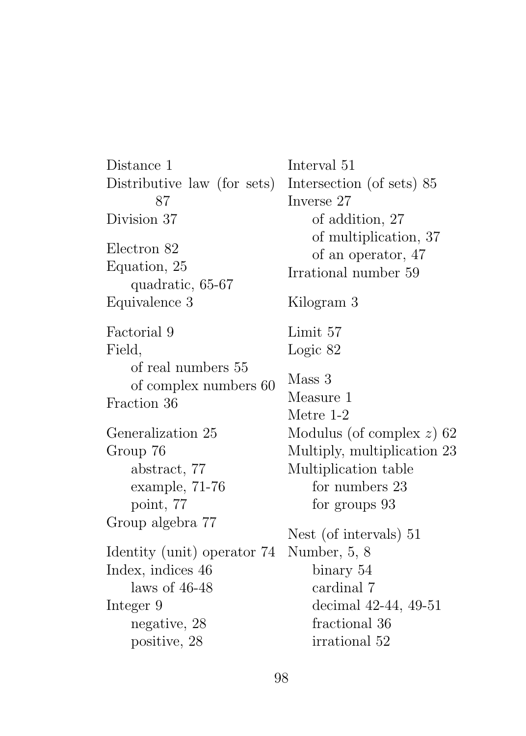Distance 1
Distributive law (for sets) 87
Division 37

Electron 82
Equation, 25
    quadratic, 65-67
Equivalence 3

Factorial 9
Field,
    of real numbers 55
    of complex numbers 60
Fraction 36

Generalization 25
Group 76
    abstract, 77
    example, 71-76
    point, 77
Group algebra 77

Identity (unit) operator 74
Index, indices 46
    laws of 46-48
Integer 9
    negative, 28
    positive, 28

Interval 51
Intersection (of sets) 85
Inverse 27
    of addition, 27
    of multiplication, 37
    of an operator, 47
Irrational number 59

Kilogram 3

Limit 57
Logic 82

Mass 3
Measure 1
Metre 1-2
Modulus (of complex $z$) 62
Multiply, multiplication 23
Multiplication table
    for numbers 23
    for groups 93

Nest (of intervals) 51
Number, 5, 8
    binary 54
    cardinal 7
    decimal 42-44, 49-51
    fractional 36
    irrational 52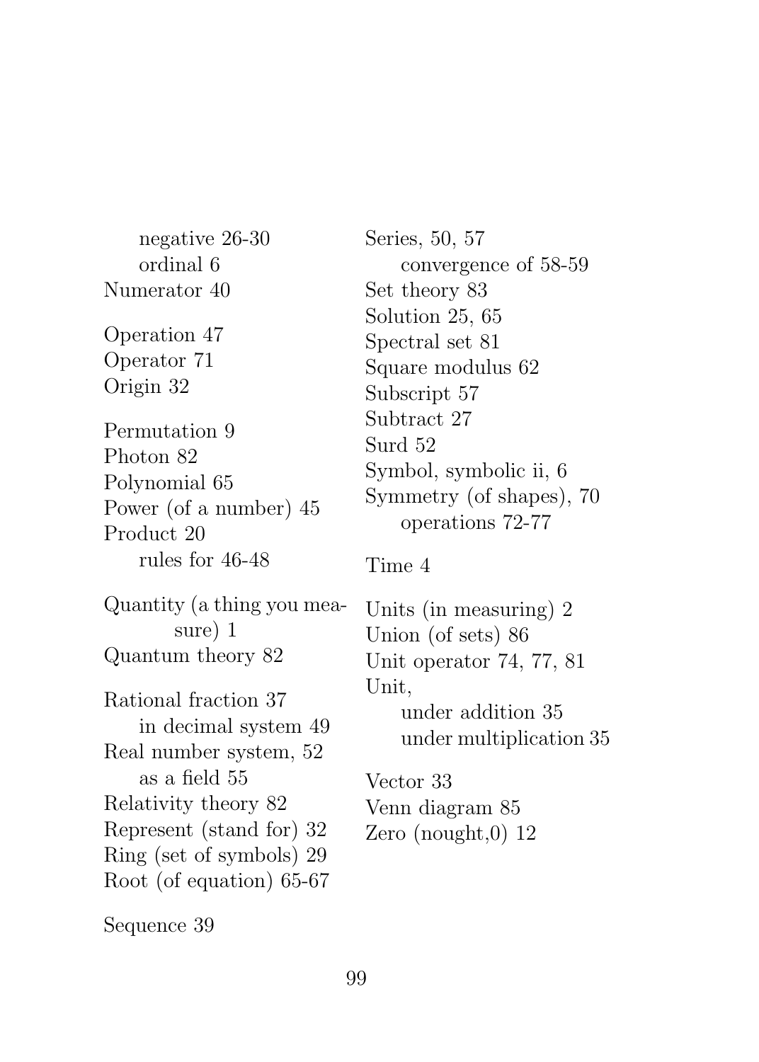negative 26-30
ordinal 6
Numerator 40

Operation 47
Operator 71
Origin 32

Permutation 9
Photon 82
Polynomial 65
Power (of a number) 45
Product 20
rules for 46-48

Quantity (a thing you measure) 1
Quantum theory 82

Rational fraction 37
in decimal system 49
Real number system, 52
as a field 55
Relativity theory 82
Represent (stand for) 32
Ring (set of symbols) 29
Root (of equation) 65-67

Sequence 39
Series, 50, 57
convergence of 58-59
Set theory 83
Solution 25, 65
Spectral set 81
Square modulus 62
Subscript 57
Subtract 27
Surd 52
Symbol, symbolic ii, 6
Symmetry (of shapes), 70
operations 72-77

Time 4

Units (in measuring) 2
Union (of sets) 86
Unit operator 74, 77, 81
Unit,
under addition 35
under multiplication 35

Vector 33
Venn diagram 85
Zero (nought,0) 12